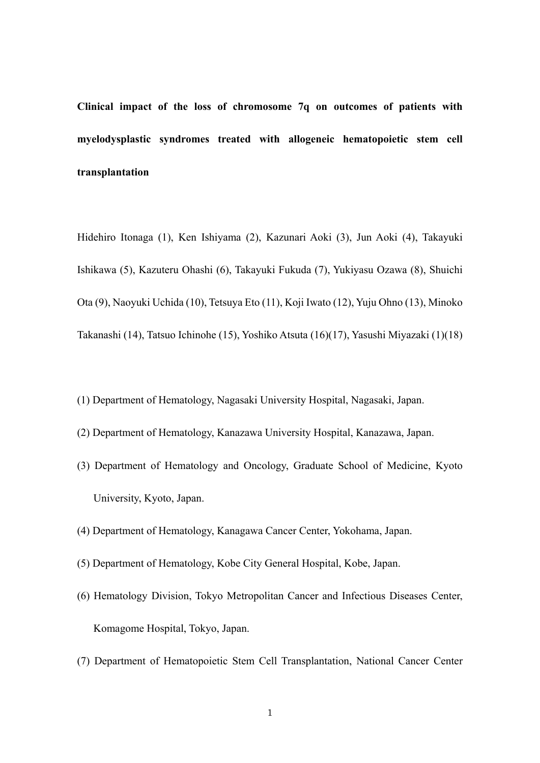**Clinical impact of the loss of chromosome 7q on outcomes of patients with myelodysplastic syndromes treated with allogeneic hematopoietic stem cell transplantation**

Hidehiro Itonaga (1), Ken Ishiyama (2), Kazunari Aoki (3), Jun Aoki (4), Takayuki Ishikawa (5), Kazuteru Ohashi (6), Takayuki Fukuda (7), Yukiyasu Ozawa (8), Shuichi Ota (9), Naoyuki Uchida (10), Tetsuya Eto (11), Koji Iwato (12), Yuju Ohno (13), Minoko Takanashi (14), Tatsuo Ichinohe (15), Yoshiko Atsuta (16)(17), Yasushi Miyazaki (1)(18)

(1) Department of Hematology, Nagasaki University Hospital, Nagasaki, Japan.

(2) Department of Hematology, Kanazawa University Hospital, Kanazawa, Japan.

(3) Department of Hematology and Oncology, Graduate School of Medicine, Kyoto University, Kyoto, Japan.

(4) Department of Hematology, Kanagawa Cancer Center, Yokohama, Japan.

(5) Department of Hematology, Kobe City General Hospital, Kobe, Japan.

(6) Hematology Division, Tokyo Metropolitan Cancer and Infectious Diseases Center, Komagome Hospital, Tokyo, Japan.

(7) Department of Hematopoietic Stem Cell Transplantation, National Cancer Center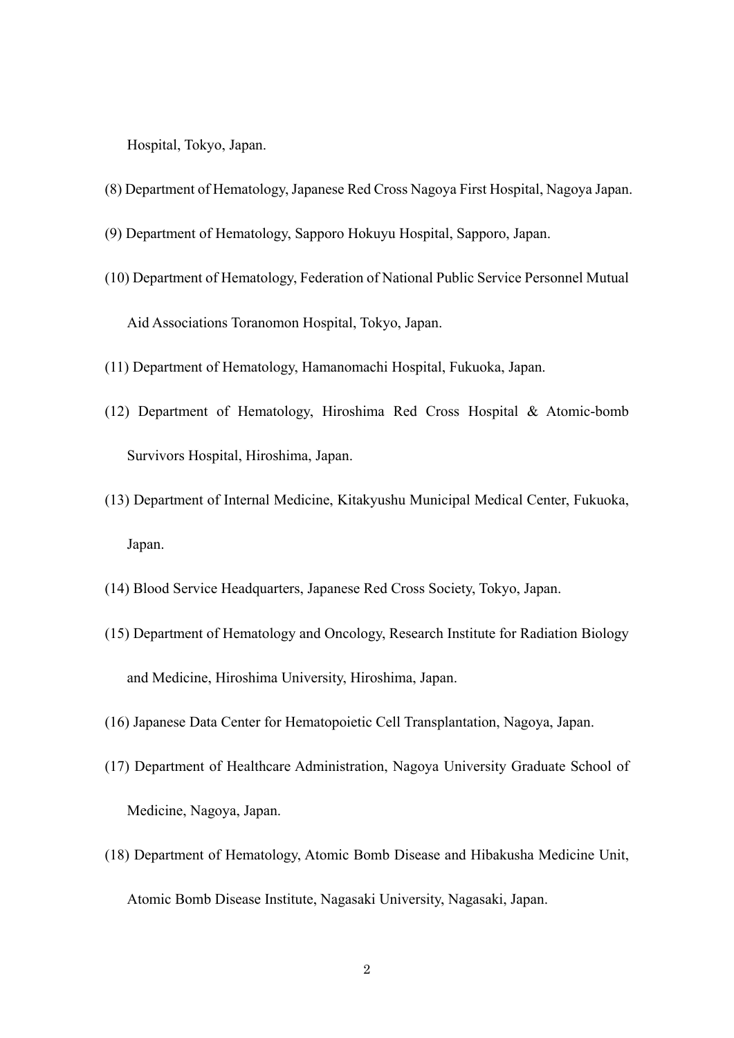Hospital, Tokyo, Japan.

(8) Department of Hematology, Japanese Red Cross Nagoya First Hospital, Nagoya Japan.

(9) Department of Hematology, Sapporo Hokuyu Hospital, Sapporo, Japan.

(10) Department of Hematology, Federation of National Public Service Personnel Mutual Aid Associations Toranomon Hospital, Tokyo, Japan.

(11) Department of Hematology, Hamanomachi Hospital, Fukuoka, Japan.

(12) Department of Hematology, Hiroshima Red Cross Hospital & Atomic-bomb Survivors Hospital, Hiroshima, Japan.

(13) Department of Internal Medicine, Kitakyushu Municipal Medical Center, Fukuoka, Japan.

(14) Blood Service Headquarters, Japanese Red Cross Society, Tokyo, Japan.

(15) Department of Hematology and Oncology, Research Institute for Radiation Biology and Medicine, Hiroshima University, Hiroshima, Japan.

(16) Japanese Data Center for Hematopoietic Cell Transplantation, Nagoya, Japan.

(17) Department of Healthcare Administration, Nagoya University Graduate School of Medicine, Nagoya, Japan.

(18) Department of Hematology, Atomic Bomb Disease and Hibakusha Medicine Unit, Atomic Bomb Disease Institute, Nagasaki University, Nagasaki, Japan.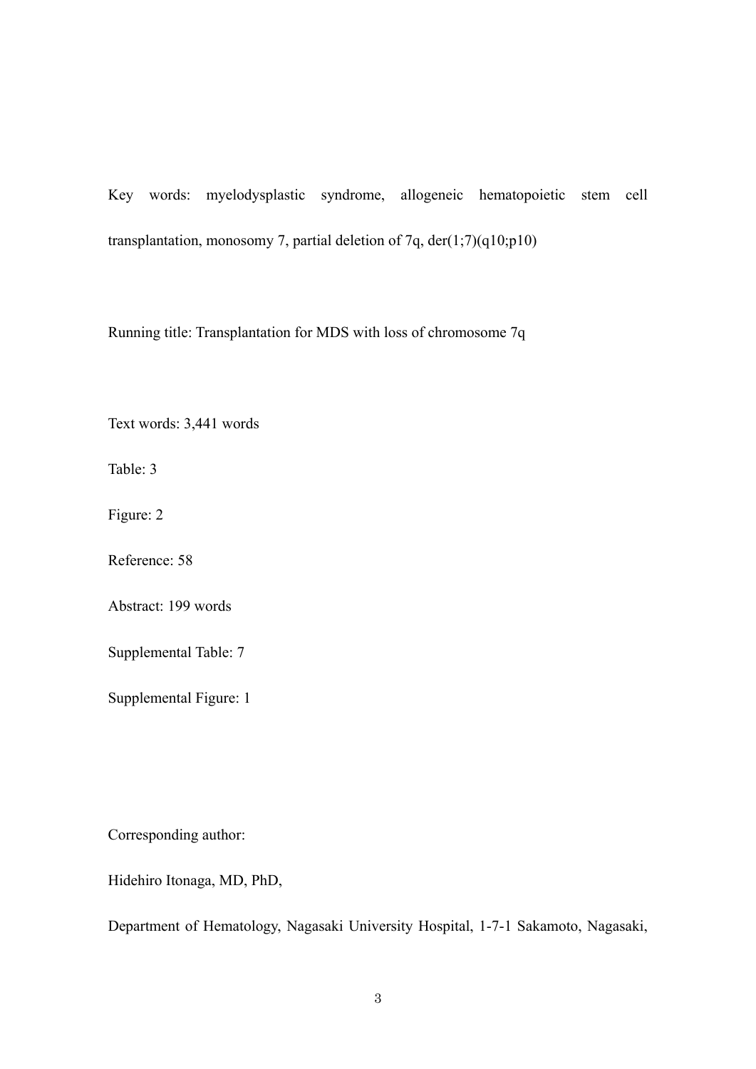Key words: myelodysplastic syndrome, allogeneic hematopoietic stem cell transplantation, monosomy 7, partial deletion of 7q, der(1;7)(q10;p10)

Running title: Transplantation for MDS with loss of chromosome 7q

Text words: 3,441 words

Table: 3

Figure: 2

Reference: 58

Abstract: 199 words

Supplemental Table: 7

Supplemental Figure: 1

Corresponding author:

Hidehiro Itonaga, MD, PhD,

Department of Hematology, Nagasaki University Hospital, 1-7-1 Sakamoto, Nagasaki,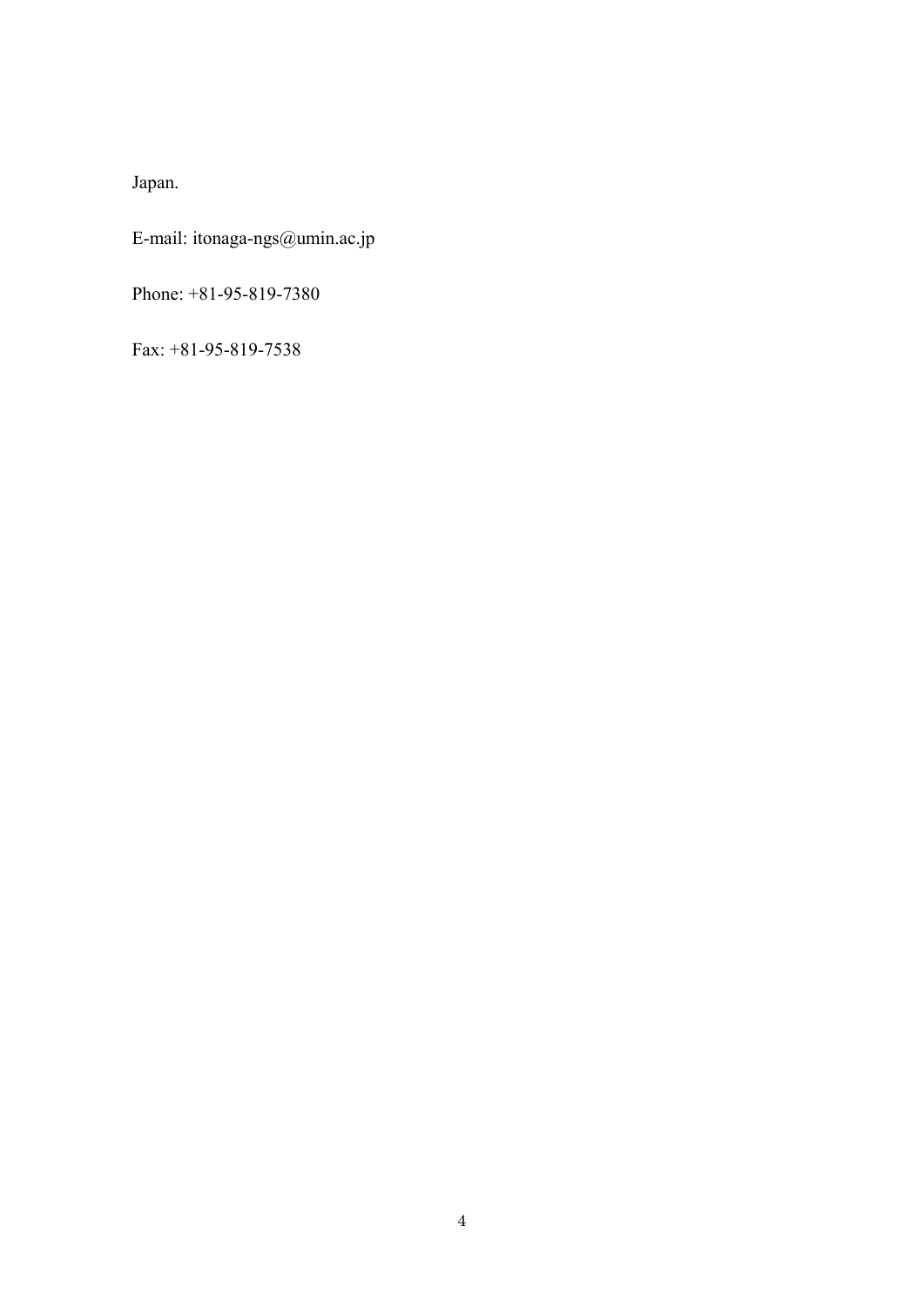Japan.

E-mail: itonaga-ngs@umin.ac.jp

Phone: +81-95-819-7380

Fax: +81-95-819-7538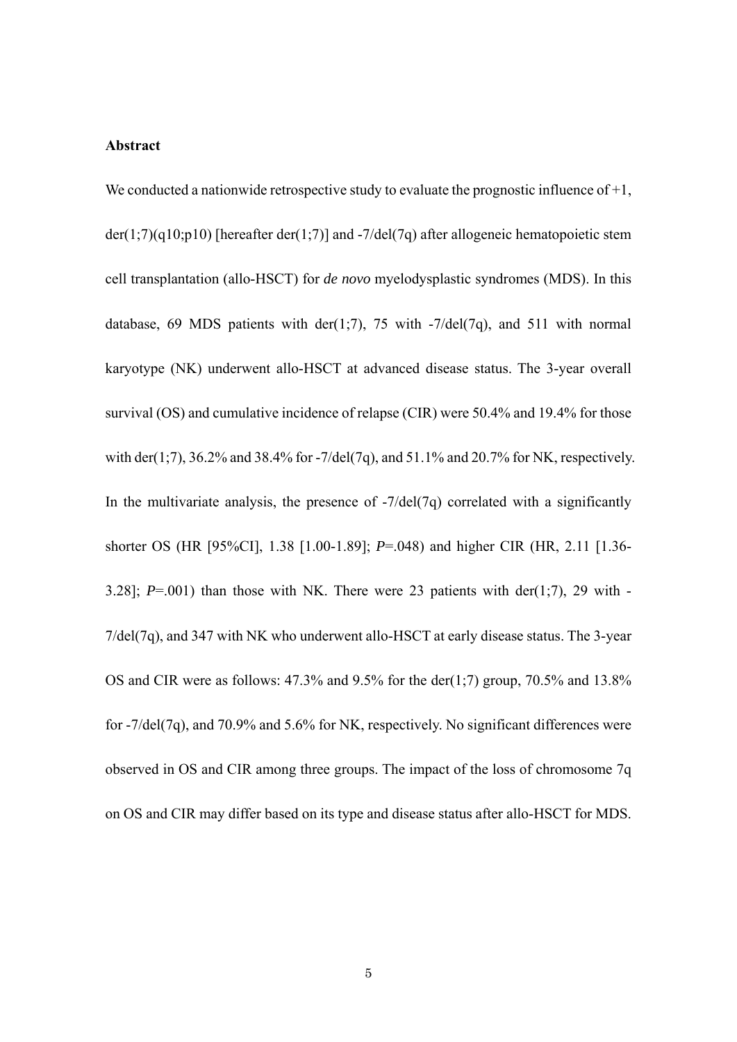# Abstract

We conducted a nationwide retrospective study to evaluate the prognostic influence of +1, der(1;7)(q10;p10) [hereafter der(1;7)] and -7/del(7q) after allogeneic hematopoietic stem cell transplantation (allo-HSCT) for *de novo* myelodysplastic syndromes (MDS). In this database, 69 MDS patients with der(1;7), 75 with -7/del(7q), and 511 with normal karyotype (NK) underwent allo-HSCT at advanced disease status. The 3-year overall survival (OS) and cumulative incidence of relapse (CIR) were 50.4% and 19.4% for those with der(1;7), 36.2% and 38.4% for -7/del(7q), and 51.1% and 20.7% for NK, respectively. In the multivariate analysis, the presence of -7/del(7q) correlated with a significantly shorter OS (HR [95%CI], 1.38 [1.00-1.89]; *P*=.048) and higher CIR (HR, 2.11 [1.36-3.28]; *P*=.001) than those with NK. There were 23 patients with der(1;7), 29 with -7/del(7q), and 347 with NK who underwent allo-HSCT at early disease status. The 3-year OS and CIR were as follows: 47.3% and 9.5% for the der(1;7) group, 70.5% and 13.8% for -7/del(7q), and 70.9% and 5.6% for NK, respectively. No significant differences were observed in OS and CIR among three groups. The impact of the loss of chromosome 7q on OS and CIR may differ based on its type and disease status after allo-HSCT for MDS.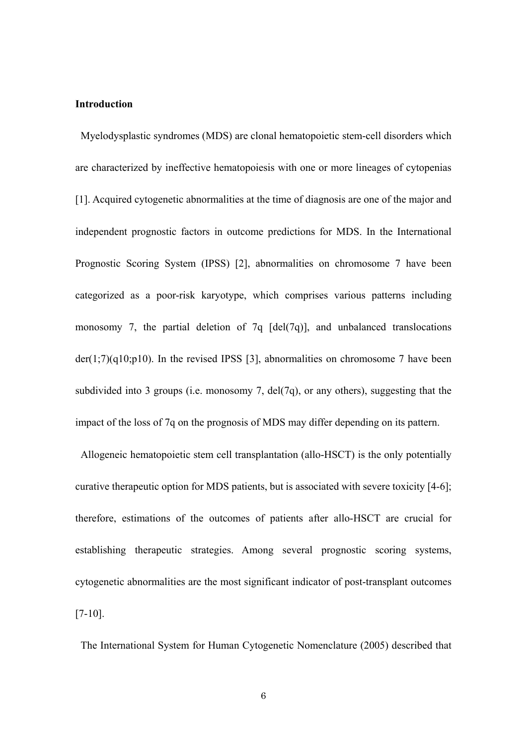## Introduction

Myelodysplastic syndromes (MDS) are clonal hematopoietic stem-cell disorders which are characterized by ineffective hematopoiesis with one or more lineages of cytopenias [1]. Acquired cytogenetic abnormalities at the time of diagnosis are one of the major and independent prognostic factors in outcome predictions for MDS. In the International Prognostic Scoring System (IPSS) [2], abnormalities on chromosome 7 have been categorized as a poor-risk karyotype, which comprises various patterns including monosomy 7, the partial deletion of 7q [del(7q)], and unbalanced translocations der(1;7)(q10;p10). In the revised IPSS [3], abnormalities on chromosome 7 have been subdivided into 3 groups (i.e. monosomy 7, del(7q), or any others), suggesting that the impact of the loss of 7q on the prognosis of MDS may differ depending on its pattern.

Allogeneic hematopoietic stem cell transplantation (allo-HSCT) is the only potentially curative therapeutic option for MDS patients, but is associated with severe toxicity [4-6]; therefore, estimations of the outcomes of patients after allo-HSCT are crucial for establishing therapeutic strategies. Among several prognostic scoring systems, cytogenetic abnormalities are the most significant indicator of post-transplant outcomes [7-10].

The International System for Human Cytogenetic Nomenclature (2005) described that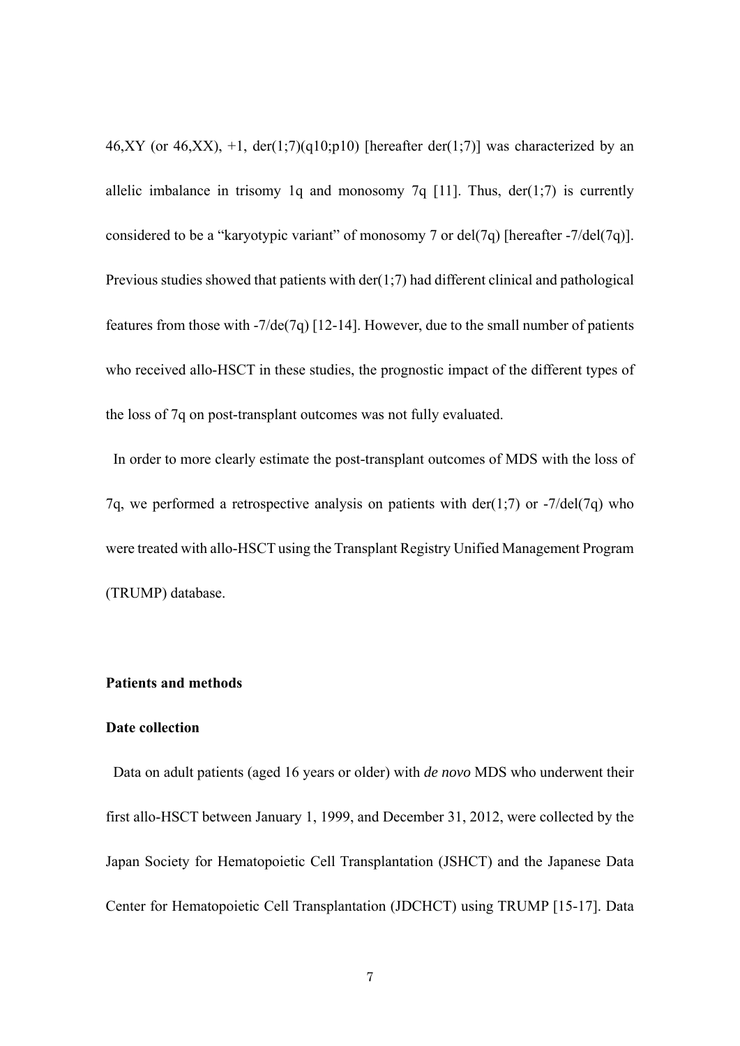46,XY (or 46,XX), +1, der(1;7)(q10;p10) [hereafter der(1;7)] was characterized by an allelic imbalance in trisomy 1q and monosomy 7q [11]. Thus, der(1;7) is currently considered to be a "karyotypic variant" of monosomy 7 or del(7q) [hereafter -7/del(7q)]. Previous studies showed that patients with der(1;7) had different clinical and pathological features from those with -7/de(7q) [12-14]. However, due to the small number of patients who received allo-HSCT in these studies, the prognostic impact of the different types of the loss of 7q on post-transplant outcomes was not fully evaluated.

In order to more clearly estimate the post-transplant outcomes of MDS with the loss of 7q, we performed a retrospective analysis on patients with der(1;7) or -7/del(7q) who were treated with allo-HSCT using the Transplant Registry Unified Management Program (TRUMP) database.

## Patients and methods

### Date collection

Data on adult patients (aged 16 years or older) with *de novo* MDS who underwent their first allo-HSCT between January 1, 1999, and December 31, 2012, were collected by the Japan Society for Hematopoietic Cell Transplantation (JSHCT) and the Japanese Data Center for Hematopoietic Cell Transplantation (JDCHCT) using TRUMP [15-17]. Data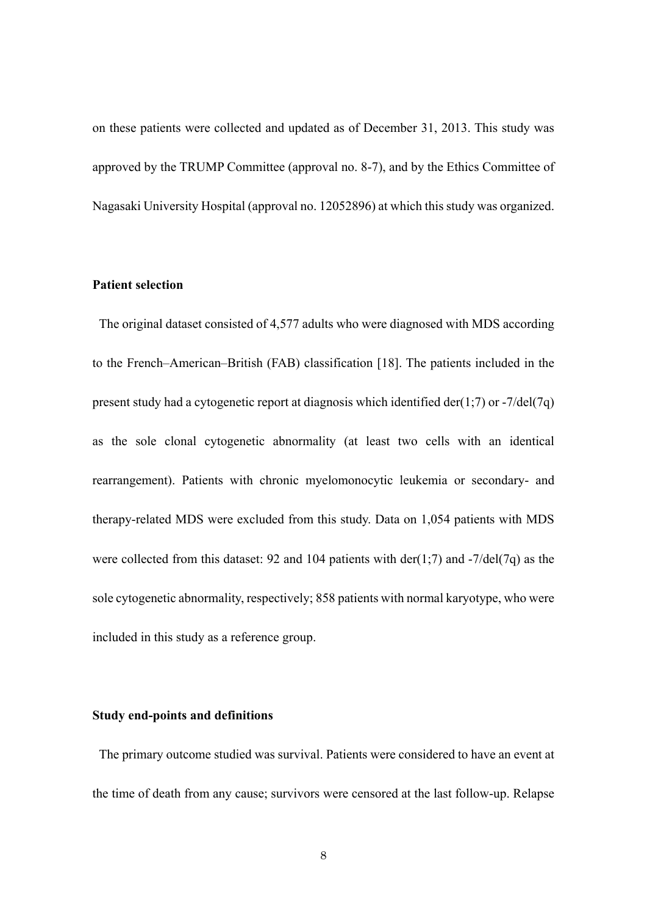on these patients were collected and updated as of December 31, 2013. This study was approved by the TRUMP Committee (approval no. 8-7), and by the Ethics Committee of Nagasaki University Hospital (approval no. 12052896) at which this study was organized.

**Patient selection**

The original dataset consisted of 4,577 adults who were diagnosed with MDS according to the French–American–British (FAB) classification [18]. The patients included in the present study had a cytogenetic report at diagnosis which identified der(1;7) or -7/del(7q) as the sole clonal cytogenetic abnormality (at least two cells with an identical rearrangement). Patients with chronic myelomonocytic leukemia or secondary- and therapy-related MDS were excluded from this study. Data on 1,054 patients with MDS were collected from this dataset: 92 and 104 patients with der(1;7) and -7/del(7q) as the sole cytogenetic abnormality, respectively; 858 patients with normal karyotype, who were included in this study as a reference group.

**Study end-points and definitions**

The primary outcome studied was survival. Patients were considered to have an event at the time of death from any cause; survivors were censored at the last follow-up. Relapse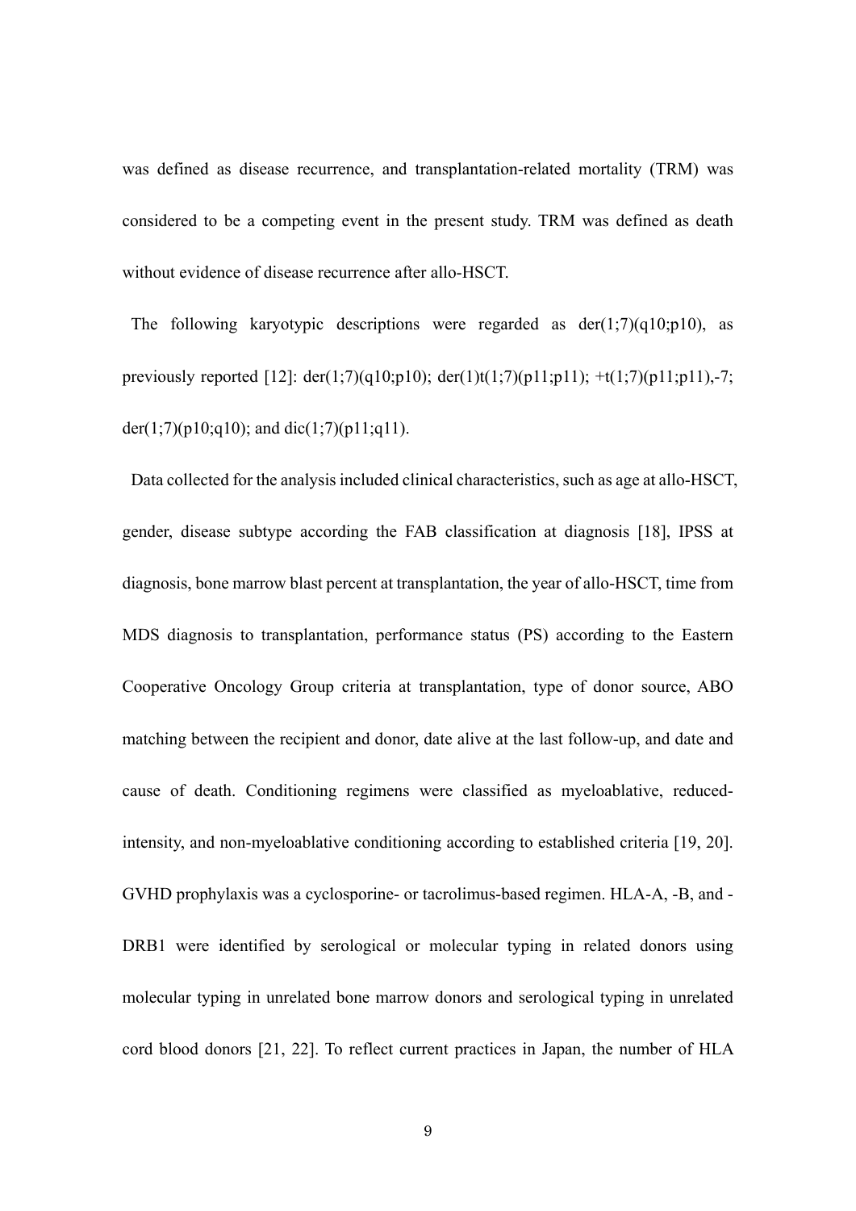was defined as disease recurrence, and transplantation-related mortality (TRM) was considered to be a competing event in the present study. TRM was defined as death without evidence of disease recurrence after allo-HSCT.

The following karyotypic descriptions were regarded as der(1;7)(q10;p10), as previously reported [12]: der(1;7)(q10;p10); der(1)t(1;7)(p11;p11); +t(1;7)(p11;p11),-7; der(1;7)(p10;q10); and dic(1;7)(p11;q11).

Data collected for the analysis included clinical characteristics, such as age at allo-HSCT, gender, disease subtype according the FAB classification at diagnosis [18], IPSS at diagnosis, bone marrow blast percent at transplantation, the year of allo-HSCT, time from MDS diagnosis to transplantation, performance status (PS) according to the Eastern Cooperative Oncology Group criteria at transplantation, type of donor source, ABO matching between the recipient and donor, date alive at the last follow-up, and date and cause of death. Conditioning regimens were classified as myeloablative, reduced-intensity, and non-myeloablative conditioning according to established criteria [19, 20]. GVHD prophylaxis was a cyclosporine- or tacrolimus-based regimen. HLA-A, -B, and -DRB1 were identified by serological or molecular typing in related donors using molecular typing in unrelated bone marrow donors and serological typing in unrelated cord blood donors [21, 22]. To reflect current practices in Japan, the number of HLA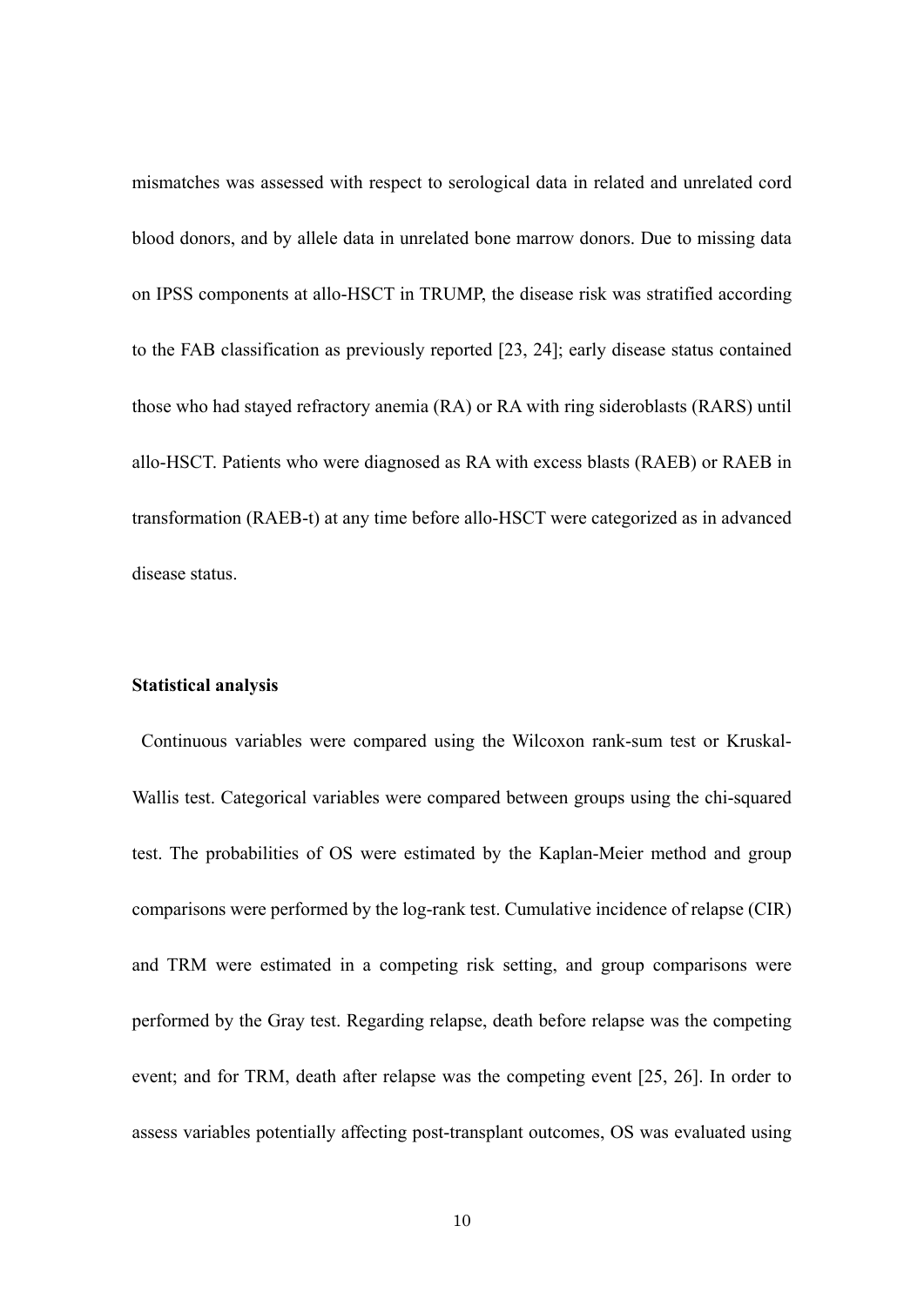mismatches was assessed with respect to serological data in related and unrelated cord blood donors, and by allele data in unrelated bone marrow donors. Due to missing data on IPSS components at allo-HSCT in TRUMP, the disease risk was stratified according to the FAB classification as previously reported [23, 24]; early disease status contained those who had stayed refractory anemia (RA) or RA with ring sideroblasts (RARS) until allo-HSCT. Patients who were diagnosed as RA with excess blasts (RAEB) or RAEB in transformation (RAEB-t) at any time before allo-HSCT were categorized as in advanced disease status.

**Statistical analysis**

Continuous variables were compared using the Wilcoxon rank-sum test or Kruskal-Wallis test. Categorical variables were compared between groups using the chi-squared test. The probabilities of OS were estimated by the Kaplan-Meier method and group comparisons were performed by the log-rank test. Cumulative incidence of relapse (CIR) and TRM were estimated in a competing risk setting, and group comparisons were performed by the Gray test. Regarding relapse, death before relapse was the competing event; and for TRM, death after relapse was the competing event [25, 26]. In order to assess variables potentially affecting post-transplant outcomes, OS was evaluated using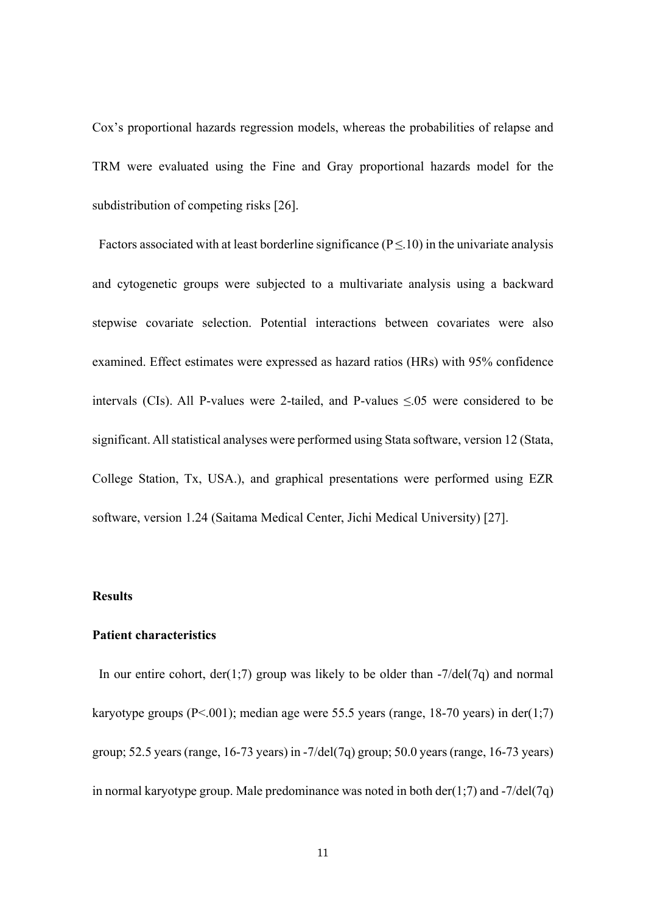Cox's proportional hazards regression models, whereas the probabilities of relapse and TRM were evaluated using the Fine and Gray proportional hazards model for the subdistribution of competing risks [26].

Factors associated with at least borderline significance ($P \leq .10$) in the univariate analysis and cytogenetic groups were subjected to a multivariate analysis using a backward stepwise covariate selection. Potential interactions between covariates were also examined. Effect estimates were expressed as hazard ratios (HRs) with 95% confidence intervals (CIs). All P-values were 2-tailed, and P-values $\leq .05$ were considered to be significant. All statistical analyses were performed using Stata software, version 12 (Stata, College Station, Tx, USA.), and graphical presentations were performed using EZR software, version 1.24 (Saitama Medical Center, Jichi Medical University) [27].

## Results

### Patient characteristics

In our entire cohort, der(1;7) group was likely to be older than -7/del(7q) and normal karyotype groups ($P<.001$); median age were 55.5 years (range, 18-70 years) in der(1;7) group; 52.5 years (range, 16-73 years) in -7/del(7q) group; 50.0 years (range, 16-73 years) in normal karyotype group. Male predominance was noted in both der(1;7) and -7/del(7q)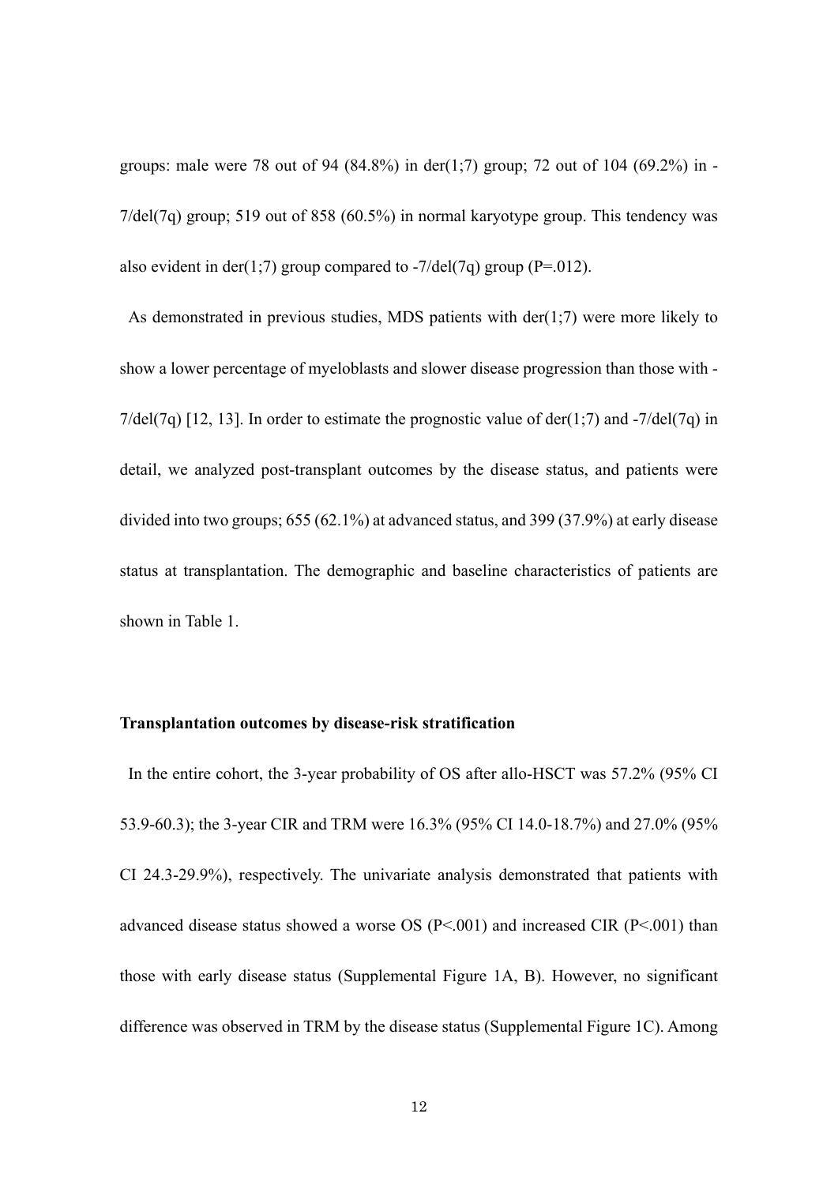groups: male were 78 out of 94 (84.8%) in der(1;7) group; 72 out of 104 (69.2%) in -7/del(7q) group; 519 out of 858 (60.5%) in normal karyotype group. This tendency was also evident in der(1;7) group compared to -7/del(7q) group (P=.012).

As demonstrated in previous studies, MDS patients with der(1;7) were more likely to show a lower percentage of myeloblasts and slower disease progression than those with -7/del(7q) [12, 13]. In order to estimate the prognostic value of der(1;7) and -7/del(7q) in detail, we analyzed post-transplant outcomes by the disease status, and patients were divided into two groups; 655 (62.1%) at advanced status, and 399 (37.9%) at early disease status at transplantation. The demographic and baseline characteristics of patients are shown in Table 1.

**Transplantation outcomes by disease-risk stratification**

In the entire cohort, the 3-year probability of OS after allo-HSCT was 57.2% (95% CI 53.9-60.3); the 3-year CIR and TRM were 16.3% (95% CI 14.0-18.7%) and 27.0% (95% CI 24.3-29.9%), respectively. The univariate analysis demonstrated that patients with advanced disease status showed a worse OS (P<.001) and increased CIR (P<.001) than those with early disease status (Supplemental Figure 1A, B). However, no significant difference was observed in TRM by the disease status (Supplemental Figure 1C). Among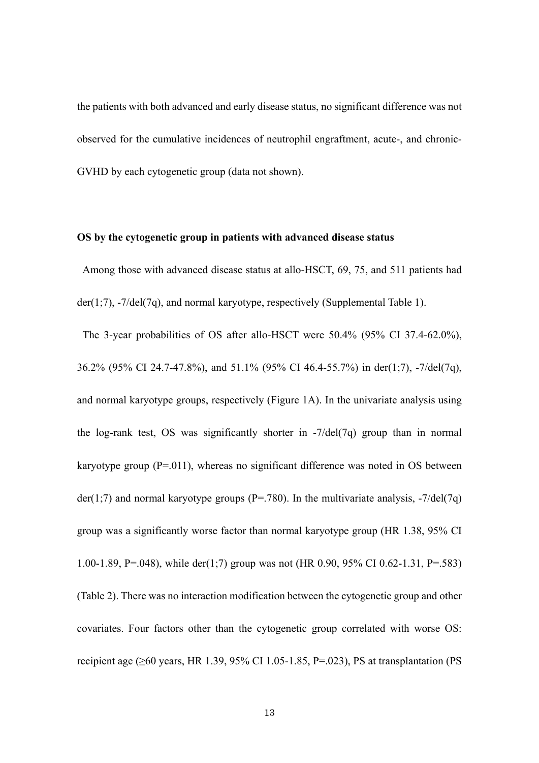the patients with both advanced and early disease status, no significant difference was not observed for the cumulative incidences of neutrophil engraftment, acute-, and chronic-GVHD by each cytogenetic group (data not shown).

**OS by the cytogenetic group in patients with advanced disease status**

Among those with advanced disease status at allo-HSCT, 69, 75, and 511 patients had der(1;7), -7/del(7q), and normal karyotype, respectively (Supplemental Table 1).

The 3-year probabilities of OS after allo-HSCT were 50.4% (95% CI 37.4-62.0%), 36.2% (95% CI 24.7-47.8%), and 51.1% (95% CI 46.4-55.7%) in der(1;7), -7/del(7q), and normal karyotype groups, respectively (Figure 1A). In the univariate analysis using the log-rank test, OS was significantly shorter in -7/del(7q) group than in normal karyotype group (P=.011), whereas no significant difference was noted in OS between der(1;7) and normal karyotype groups (P=.780). In the multivariate analysis, -7/del(7q) group was a significantly worse factor than normal karyotype group (HR 1.38, 95% CI 1.00-1.89, P=.048), while der(1;7) group was not (HR 0.90, 95% CI 0.62-1.31, P=.583) (Table 2). There was no interaction modification between the cytogenetic group and other covariates. Four factors other than the cytogenetic group correlated with worse OS: recipient age (≥60 years, HR 1.39, 95% CI 1.05-1.85, P=.023), PS at transplantation (PS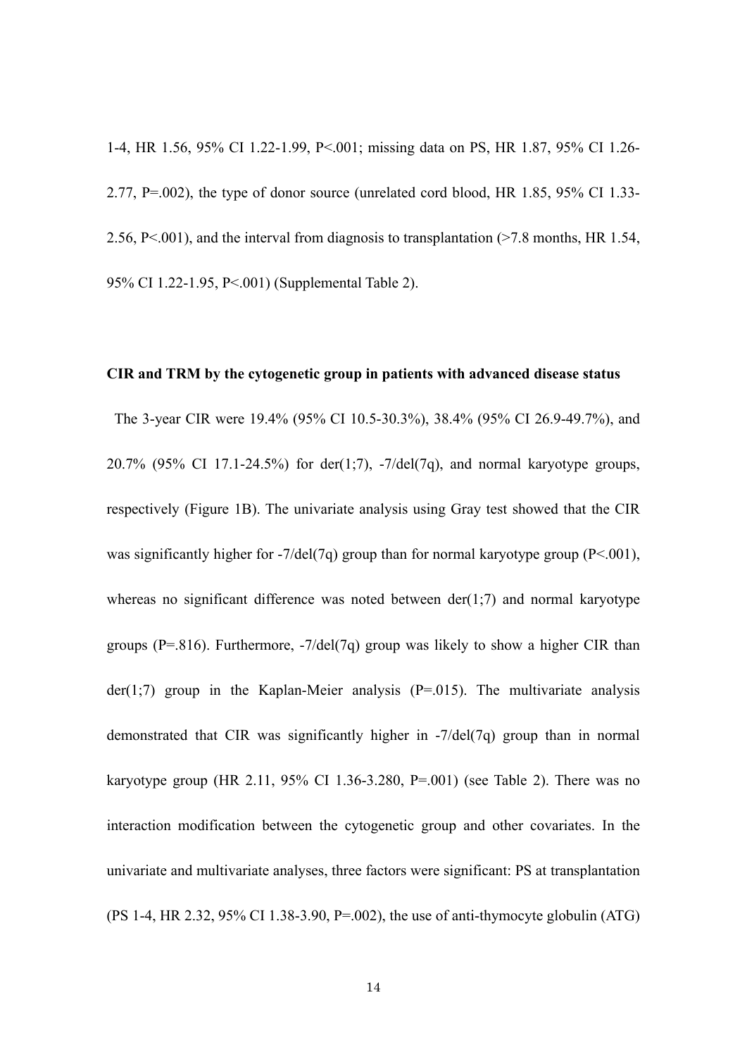1-4, HR 1.56, 95% CI 1.22-1.99, P<.001; missing data on PS, HR 1.87, 95% CI 1.26-2.77, P=.002), the type of donor source (unrelated cord blood, HR 1.85, 95% CI 1.33-2.56, P<.001), and the interval from diagnosis to transplantation (>7.8 months, HR 1.54, 95% CI 1.22-1.95, P<.001) (Supplemental Table 2).

**CIR and TRM by the cytogenetic group in patients with advanced disease status**

The 3-year CIR were 19.4% (95% CI 10.5-30.3%), 38.4% (95% CI 26.9-49.7%), and 20.7% (95% CI 17.1-24.5%) for der(1;7), -7/del(7q), and normal karyotype groups, respectively (Figure 1B). The univariate analysis using Gray test showed that the CIR was significantly higher for -7/del(7q) group than for normal karyotype group (P<.001), whereas no significant difference was noted between der(1;7) and normal karyotype groups (P=.816). Furthermore, -7/del(7q) group was likely to show a higher CIR than der(1;7) group in the Kaplan-Meier analysis (P=.015). The multivariate analysis demonstrated that CIR was significantly higher in -7/del(7q) group than in normal karyotype group (HR 2.11, 95% CI 1.36-3.280, P=.001) (see Table 2). There was no interaction modification between the cytogenetic group and other covariates. In the univariate and multivariate analyses, three factors were significant: PS at transplantation (PS 1-4, HR 2.32, 95% CI 1.38-3.90, P=.002), the use of anti-thymocyte globulin (ATG)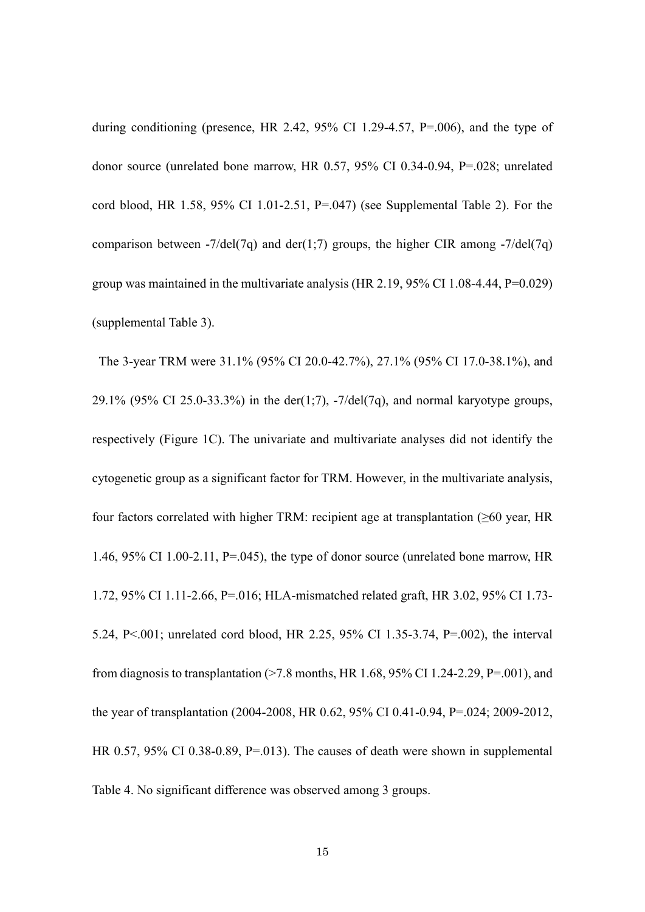during conditioning (presence, HR 2.42, 95% CI 1.29-4.57, P=.006), and the type of donor source (unrelated bone marrow, HR 0.57, 95% CI 0.34-0.94, P=.028; unrelated cord blood, HR 1.58, 95% CI 1.01-2.51, P=.047) (see Supplemental Table 2). For the comparison between -7/del(7q) and der(1;7) groups, the higher CIR among -7/del(7q) group was maintained in the multivariate analysis (HR 2.19, 95% CI 1.08-4.44, P=0.029) (supplemental Table 3).

The 3-year TRM were 31.1% (95% CI 20.0-42.7%), 27.1% (95% CI 17.0-38.1%), and 29.1% (95% CI 25.0-33.3%) in the der(1;7), -7/del(7q), and normal karyotype groups, respectively (Figure 1C). The univariate and multivariate analyses did not identify the cytogenetic group as a significant factor for TRM. However, in the multivariate analysis, four factors correlated with higher TRM: recipient age at transplantation (≥60 year, HR 1.46, 95% CI 1.00-2.11, P=.045), the type of donor source (unrelated bone marrow, HR 1.72, 95% CI 1.11-2.66, P=.016; HLA-mismatched related graft, HR 3.02, 95% CI 1.73-5.24, P<.001; unrelated cord blood, HR 2.25, 95% CI 1.35-3.74, P=.002), the interval from diagnosis to transplantation (>7.8 months, HR 1.68, 95% CI 1.24-2.29, P=.001), and the year of transplantation (2004-2008, HR 0.62, 95% CI 0.41-0.94, P=.024; 2009-2012, HR 0.57, 95% CI 0.38-0.89, P=.013). The causes of death were shown in supplemental Table 4. No significant difference was observed among 3 groups.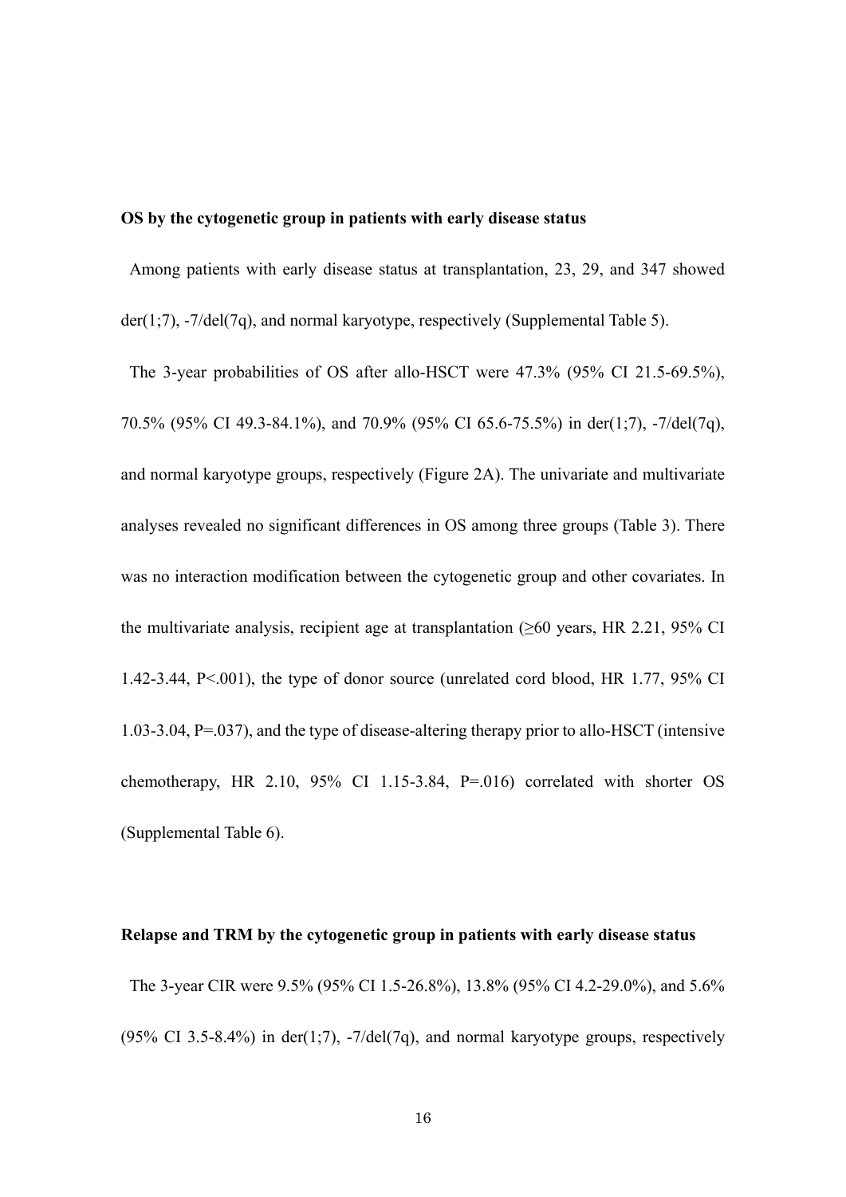**OS by the cytogenetic group in patients with early disease status**

Among patients with early disease status at transplantation, 23, 29, and 347 showed der(1;7), -7/del(7q), and normal karyotype, respectively (Supplemental Table 5).

The 3-year probabilities of OS after allo-HSCT were 47.3% (95% CI 21.5-69.5%), 70.5% (95% CI 49.3-84.1%), and 70.9% (95% CI 65.6-75.5%) in der(1;7), -7/del(7q), and normal karyotype groups, respectively (Figure 2A). The univariate and multivariate analyses revealed no significant differences in OS among three groups (Table 3). There was no interaction modification between the cytogenetic group and other covariates. In the multivariate analysis, recipient age at transplantation (≥60 years, HR 2.21, 95% CI 1.42-3.44, P<.001), the type of donor source (unrelated cord blood, HR 1.77, 95% CI 1.03-3.04, P=.037), and the type of disease-altering therapy prior to allo-HSCT (intensive chemotherapy, HR 2.10, 95% CI 1.15-3.84, P=.016) correlated with shorter OS (Supplemental Table 6).

**Relapse and TRM by the cytogenetic group in patients with early disease status**

The 3-year CIR were 9.5% (95% CI 1.5-26.8%), 13.8% (95% CI 4.2-29.0%), and 5.6% (95% CI 3.5-8.4%) in der(1;7), -7/del(7q), and normal karyotype groups, respectively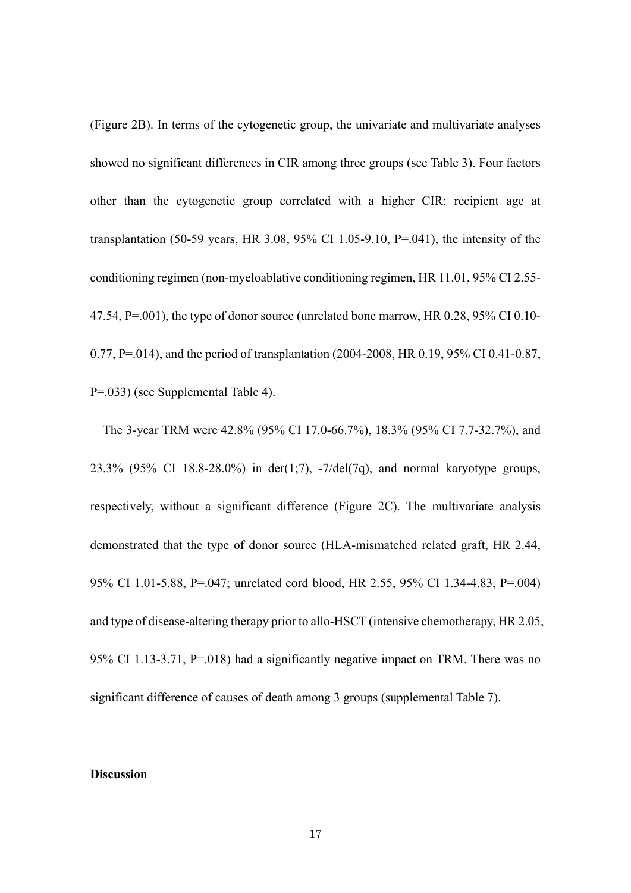(Figure 2B). In terms of the cytogenetic group, the univariate and multivariate analyses showed no significant differences in CIR among three groups (see Table 3). Four factors other than the cytogenetic group correlated with a higher CIR: recipient age at transplantation (50-59 years, HR 3.08, 95% CI 1.05-9.10, P=.041), the intensity of the conditioning regimen (non-myeloablative conditioning regimen, HR 11.01, 95% CI 2.55-47.54, P=.001), the type of donor source (unrelated bone marrow, HR 0.28, 95% CI 0.10-0.77, P=.014), and the period of transplantation (2004-2008, HR 0.19, 95% CI 0.41-0.87, P=.033) (see Supplemental Table 4).

The 3-year TRM were 42.8% (95% CI 17.0-66.7%), 18.3% (95% CI 7.7-32.7%), and 23.3% (95% CI 18.8-28.0%) in der(1;7), -7/del(7q), and normal karyotype groups, respectively, without a significant difference (Figure 2C). The multivariate analysis demonstrated that the type of donor source (HLA-mismatched related graft, HR 2.44, 95% CI 1.01-5.88, P=.047; unrelated cord blood, HR 2.55, 95% CI 1.34-4.83, P=.004) and type of disease-altering therapy prior to allo-HSCT (intensive chemotherapy, HR 2.05, 95% CI 1.13-3.71, P=.018) had a significantly negative impact on TRM. There was no significant difference of causes of death among 3 groups (supplemental Table 7).

## Discussion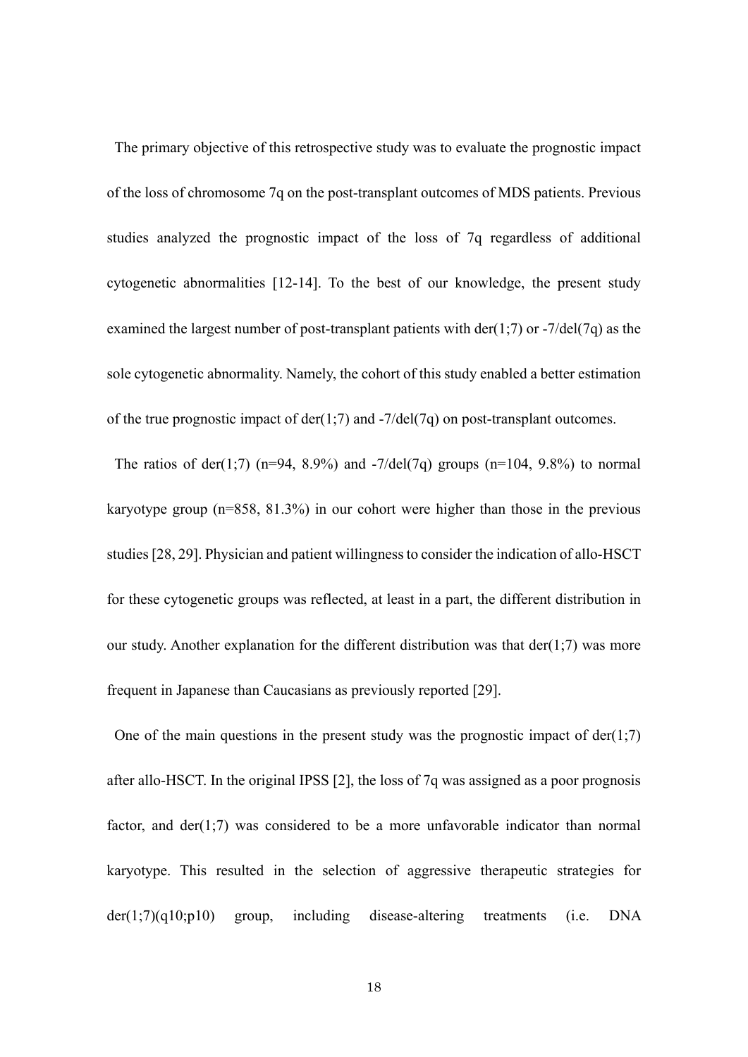The primary objective of this retrospective study was to evaluate the prognostic impact of the loss of chromosome 7q on the post-transplant outcomes of MDS patients. Previous studies analyzed the prognostic impact of the loss of 7q regardless of additional cytogenetic abnormalities [12-14]. To the best of our knowledge, the present study examined the largest number of post-transplant patients with der(1;7) or -7/del(7q) as the sole cytogenetic abnormality. Namely, the cohort of this study enabled a better estimation of the true prognostic impact of der(1;7) and -7/del(7q) on post-transplant outcomes.

The ratios of der(1;7) (n=94, 8.9%) and -7/del(7q) groups (n=104, 9.8%) to normal karyotype group (n=858, 81.3%) in our cohort were higher than those in the previous studies [28, 29]. Physician and patient willingness to consider the indication of allo-HSCT for these cytogenetic groups was reflected, at least in a part, the different distribution in our study. Another explanation for the different distribution was that der(1;7) was more frequent in Japanese than Caucasians as previously reported [29].

One of the main questions in the present study was the prognostic impact of der(1;7) after allo-HSCT. In the original IPSS [2], the loss of 7q was assigned as a poor prognosis factor, and der(1;7) was considered to be a more unfavorable indicator than normal karyotype. This resulted in the selection of aggressive therapeutic strategies for der(1;7)(q10;p10) group, including disease-altering treatments (i.e. DNA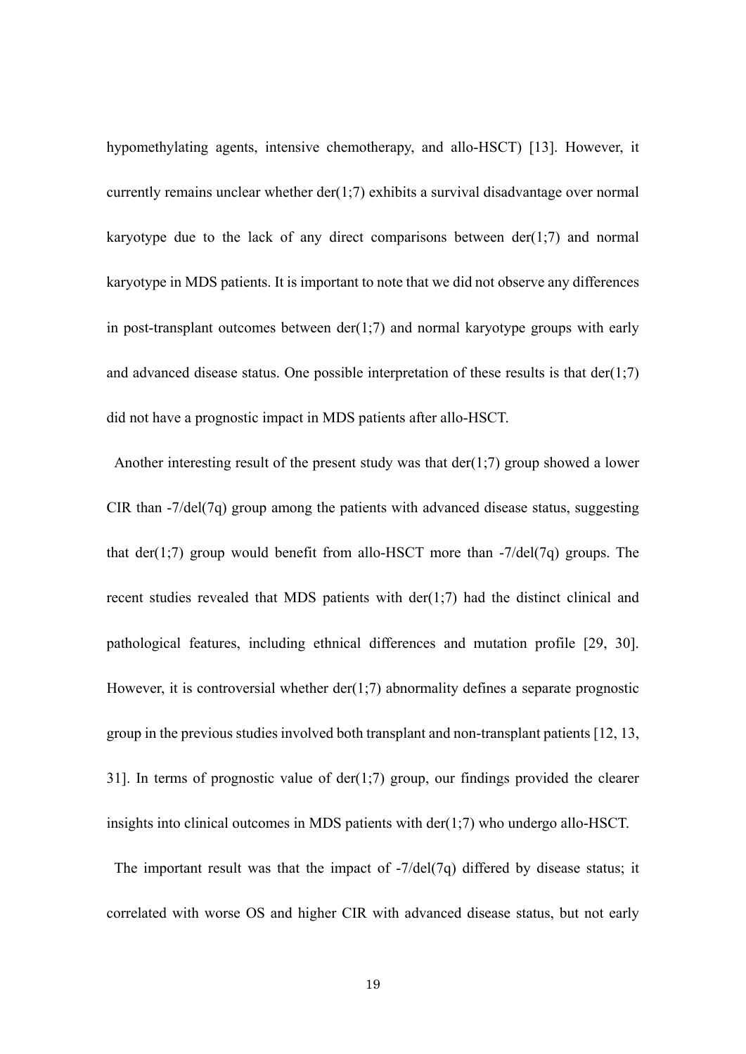hypomethylating agents, intensive chemotherapy, and allo-HSCT) [13]. However, it currently remains unclear whether der(1;7) exhibits a survival disadvantage over normal karyotype due to the lack of any direct comparisons between der(1;7) and normal karyotype in MDS patients. It is important to note that we did not observe any differences in post-transplant outcomes between der(1;7) and normal karyotype groups with early and advanced disease status. One possible interpretation of these results is that der(1;7) did not have a prognostic impact in MDS patients after allo-HSCT.

Another interesting result of the present study was that der(1;7) group showed a lower CIR than -7/del(7q) group among the patients with advanced disease status, suggesting that der(1;7) group would benefit from allo-HSCT more than -7/del(7q) groups. The recent studies revealed that MDS patients with der(1;7) had the distinct clinical and pathological features, including ethnical differences and mutation profile [29, 30]. However, it is controversial whether der(1;7) abnormality defines a separate prognostic group in the previous studies involved both transplant and non-transplant patients [12, 13, 31]. In terms of prognostic value of der(1;7) group, our findings provided the clearer insights into clinical outcomes in MDS patients with der(1;7) who undergo allo-HSCT.

The important result was that the impact of -7/del(7q) differed by disease status; it correlated with worse OS and higher CIR with advanced disease status, but not early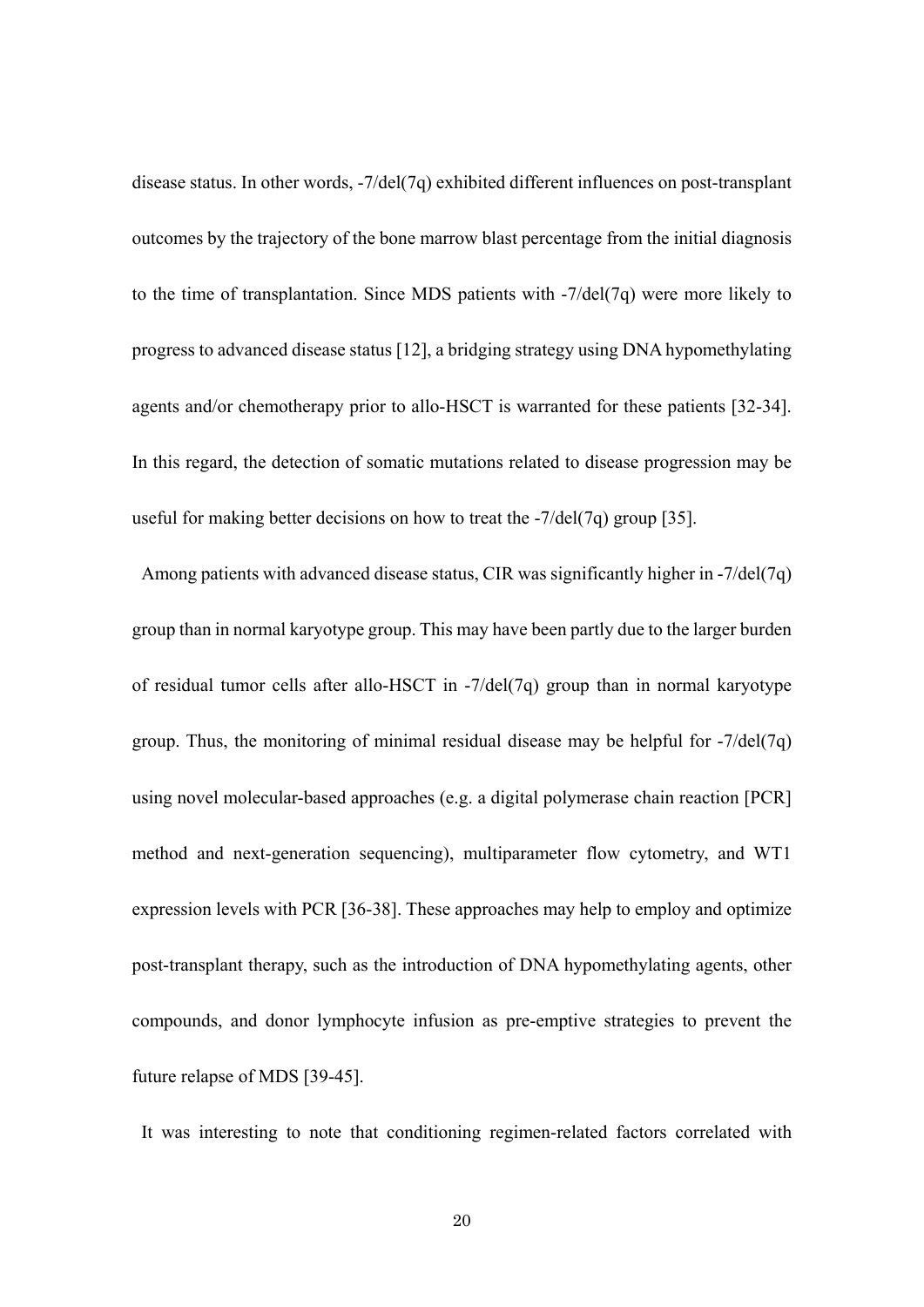disease status. In other words, -7/del(7q) exhibited different influences on post-transplant outcomes by the trajectory of the bone marrow blast percentage from the initial diagnosis to the time of transplantation. Since MDS patients with -7/del(7q) were more likely to progress to advanced disease status [12], a bridging strategy using DNA hypomethylating agents and/or chemotherapy prior to allo-HSCT is warranted for these patients [32-34]. In this regard, the detection of somatic mutations related to disease progression may be useful for making better decisions on how to treat the -7/del(7q) group [35].

Among patients with advanced disease status, CIR was significantly higher in -7/del(7q) group than in normal karyotype group. This may have been partly due to the larger burden of residual tumor cells after allo-HSCT in -7/del(7q) group than in normal karyotype group. Thus, the monitoring of minimal residual disease may be helpful for -7/del(7q) using novel molecular-based approaches (e.g. a digital polymerase chain reaction [PCR] method and next-generation sequencing), multiparameter flow cytometry, and WT1 expression levels with PCR [36-38]. These approaches may help to employ and optimize post-transplant therapy, such as the introduction of DNA hypomethylating agents, other compounds, and donor lymphocyte infusion as pre-emptive strategies to prevent the future relapse of MDS [39-45].

It was interesting to note that conditioning regimen-related factors correlated with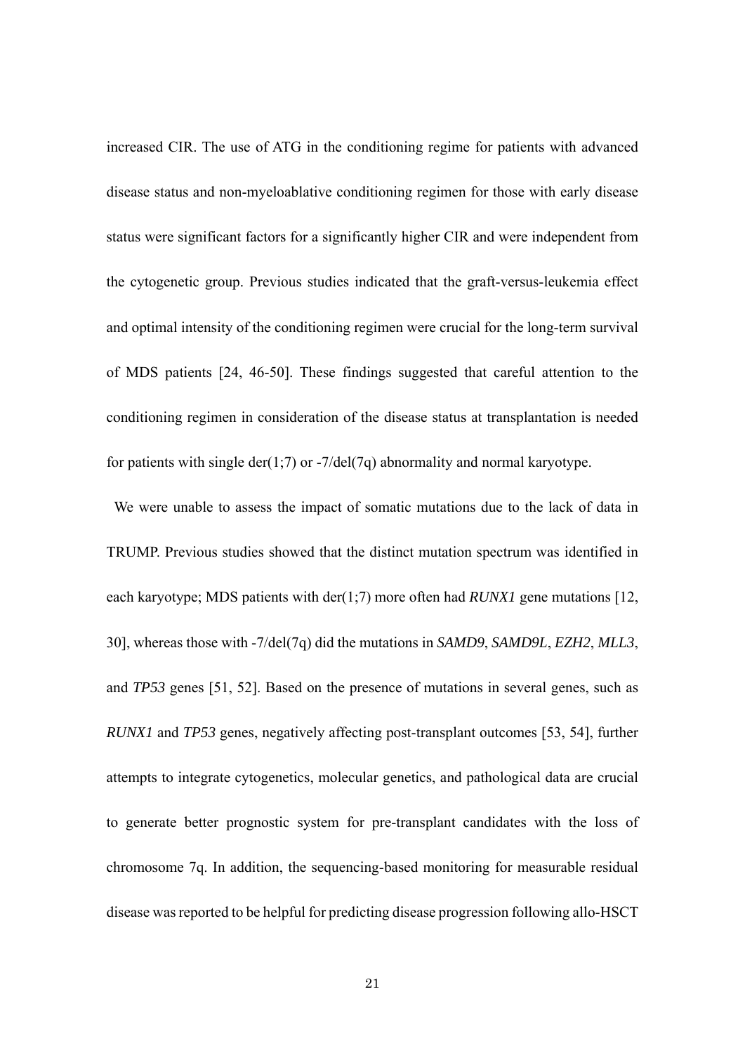increased CIR. The use of ATG in the conditioning regime for patients with advanced disease status and non-myeloablative conditioning regimen for those with early disease status were significant factors for a significantly higher CIR and were independent from the cytogenetic group. Previous studies indicated that the graft-versus-leukemia effect and optimal intensity of the conditioning regimen were crucial for the long-term survival of MDS patients [24, 46-50]. These findings suggested that careful attention to the conditioning regimen in consideration of the disease status at transplantation is needed for patients with single der(1;7) or -7/del(7q) abnormality and normal karyotype.

We were unable to assess the impact of somatic mutations due to the lack of data in TRUMP. Previous studies showed that the distinct mutation spectrum was identified in each karyotype; MDS patients with der(1;7) more often had *RUNX1* gene mutations [12, 30], whereas those with -7/del(7q) did the mutations in *SAMD9*, *SAMD9L*, *EZH2*, *MLL3*, and *TP53* genes [51, 52]. Based on the presence of mutations in several genes, such as *RUNX1* and *TP53* genes, negatively affecting post-transplant outcomes [53, 54], further attempts to integrate cytogenetics, molecular genetics, and pathological data are crucial to generate better prognostic system for pre-transplant candidates with the loss of chromosome 7q. In addition, the sequencing-based monitoring for measurable residual disease was reported to be helpful for predicting disease progression following allo-HSCT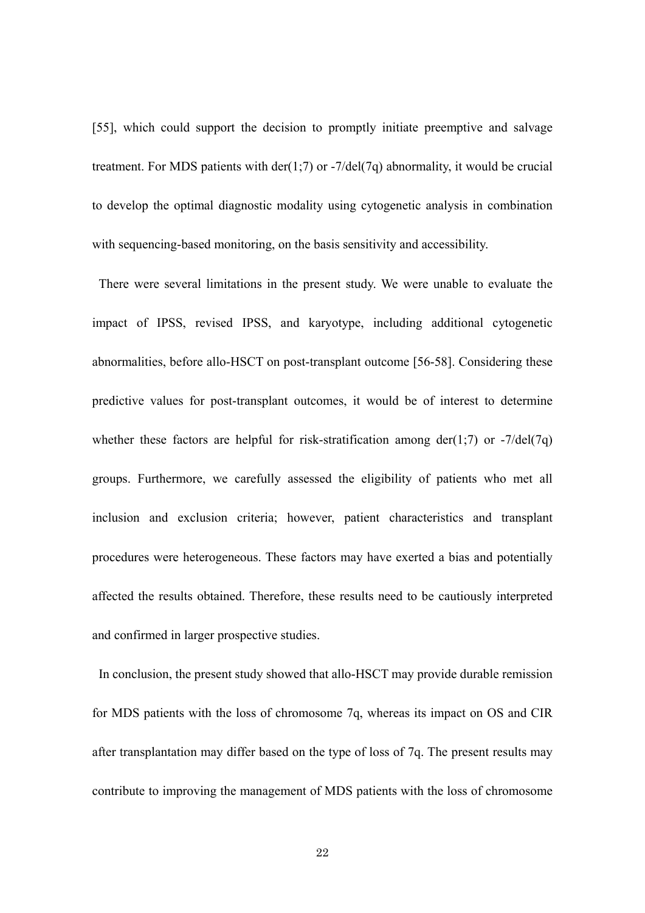[55], which could support the decision to promptly initiate preemptive and salvage treatment. For MDS patients with der(1;7) or -7/del(7q) abnormality, it would be crucial to develop the optimal diagnostic modality using cytogenetic analysis in combination with sequencing-based monitoring, on the basis sensitivity and accessibility.

There were several limitations in the present study. We were unable to evaluate the impact of IPSS, revised IPSS, and karyotype, including additional cytogenetic abnormalities, before allo-HSCT on post-transplant outcome [56-58]. Considering these predictive values for post-transplant outcomes, it would be of interest to determine whether these factors are helpful for risk-stratification among der(1;7) or -7/del(7q) groups. Furthermore, we carefully assessed the eligibility of patients who met all inclusion and exclusion criteria; however, patient characteristics and transplant procedures were heterogeneous. These factors may have exerted a bias and potentially affected the results obtained. Therefore, these results need to be cautiously interpreted and confirmed in larger prospective studies.

In conclusion, the present study showed that allo-HSCT may provide durable remission for MDS patients with the loss of chromosome 7q, whereas its impact on OS and CIR after transplantation may differ based on the type of loss of 7q. The present results may contribute to improving the management of MDS patients with the loss of chromosome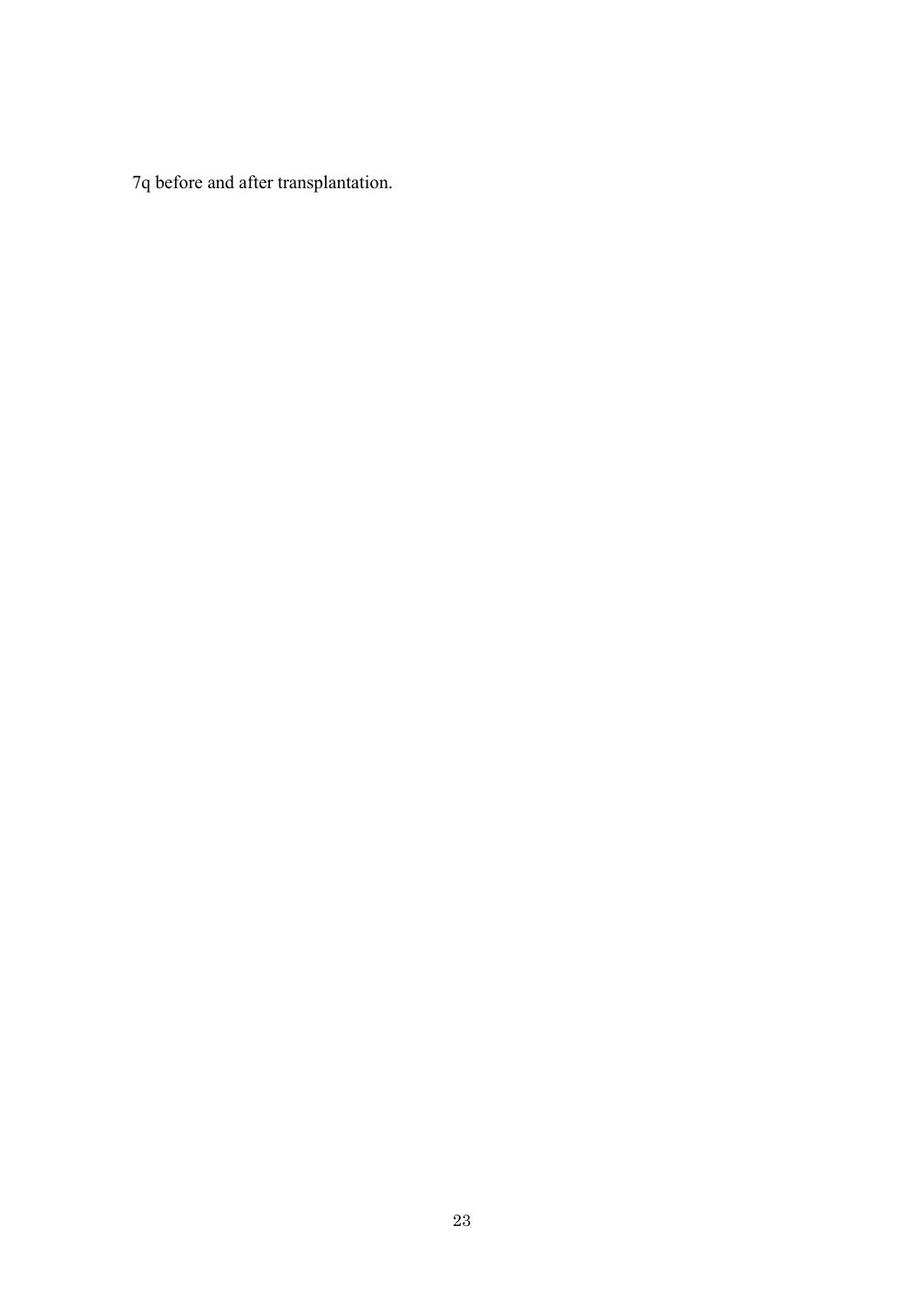7q before and after transplantation.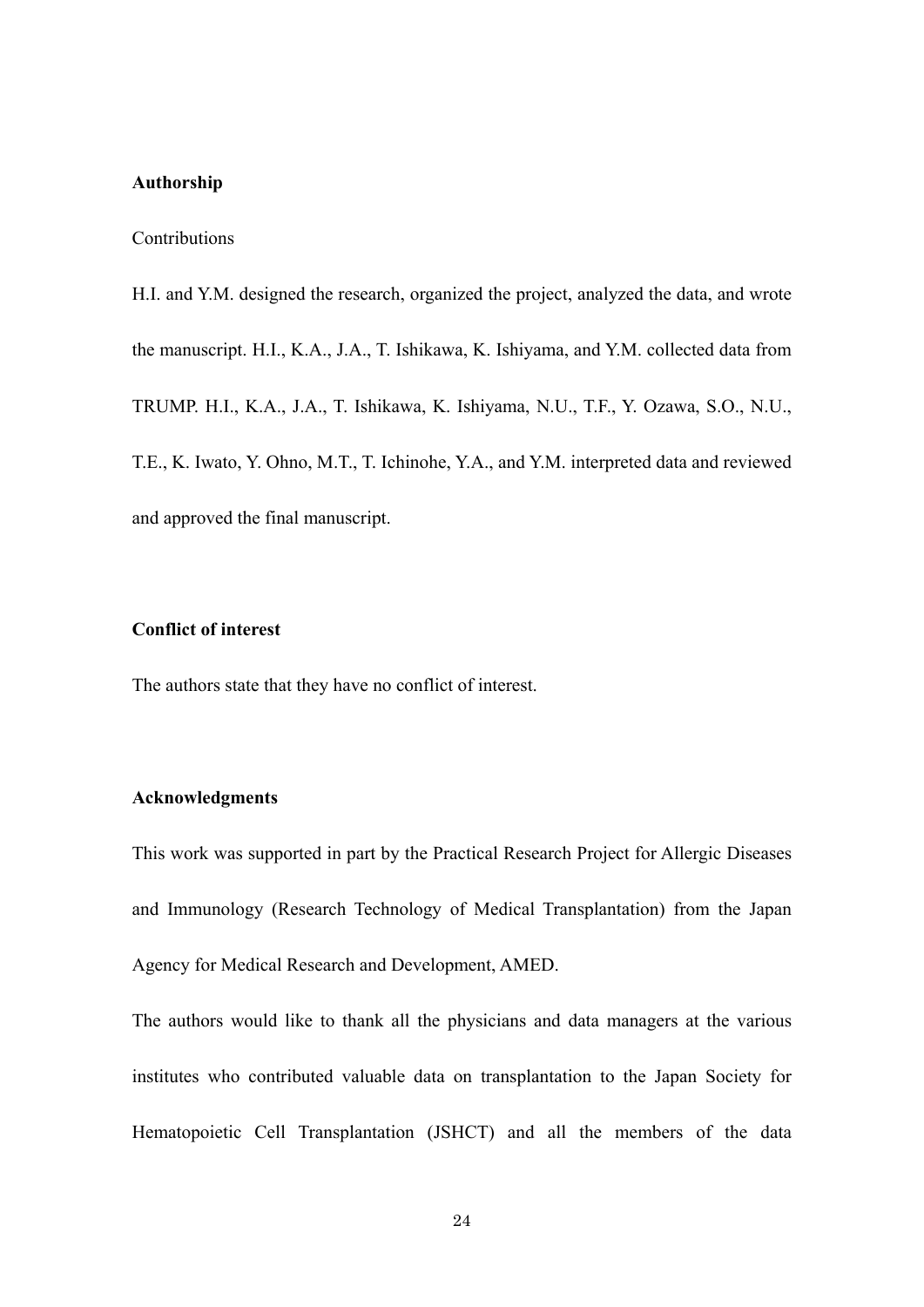### Authorship

Contributions

H.I. and Y.M. designed the research, organized the project, analyzed the data, and wrote the manuscript. H.I., K.A., J.A., T. Ishikawa, K. Ishiyama, and Y.M. collected data from TRUMP. H.I., K.A., J.A., T. Ishikawa, K. Ishiyama, N.U., T.F., Y. Ozawa, S.O., N.U., T.E., K. Iwato, Y. Ohno, M.T., T. Ichinohe, Y.A., and Y.M. interpreted data and reviewed and approved the final manuscript.

### Conflict of interest

The authors state that they have no conflict of interest.

### Acknowledgments

This work was supported in part by the Practical Research Project for Allergic Diseases and Immunology (Research Technology of Medical Transplantation) from the Japan Agency for Medical Research and Development, AMED.

The authors would like to thank all the physicians and data managers at the various institutes who contributed valuable data on transplantation to the Japan Society for Hematopoietic Cell Transplantation (JSHCT) and all the members of the data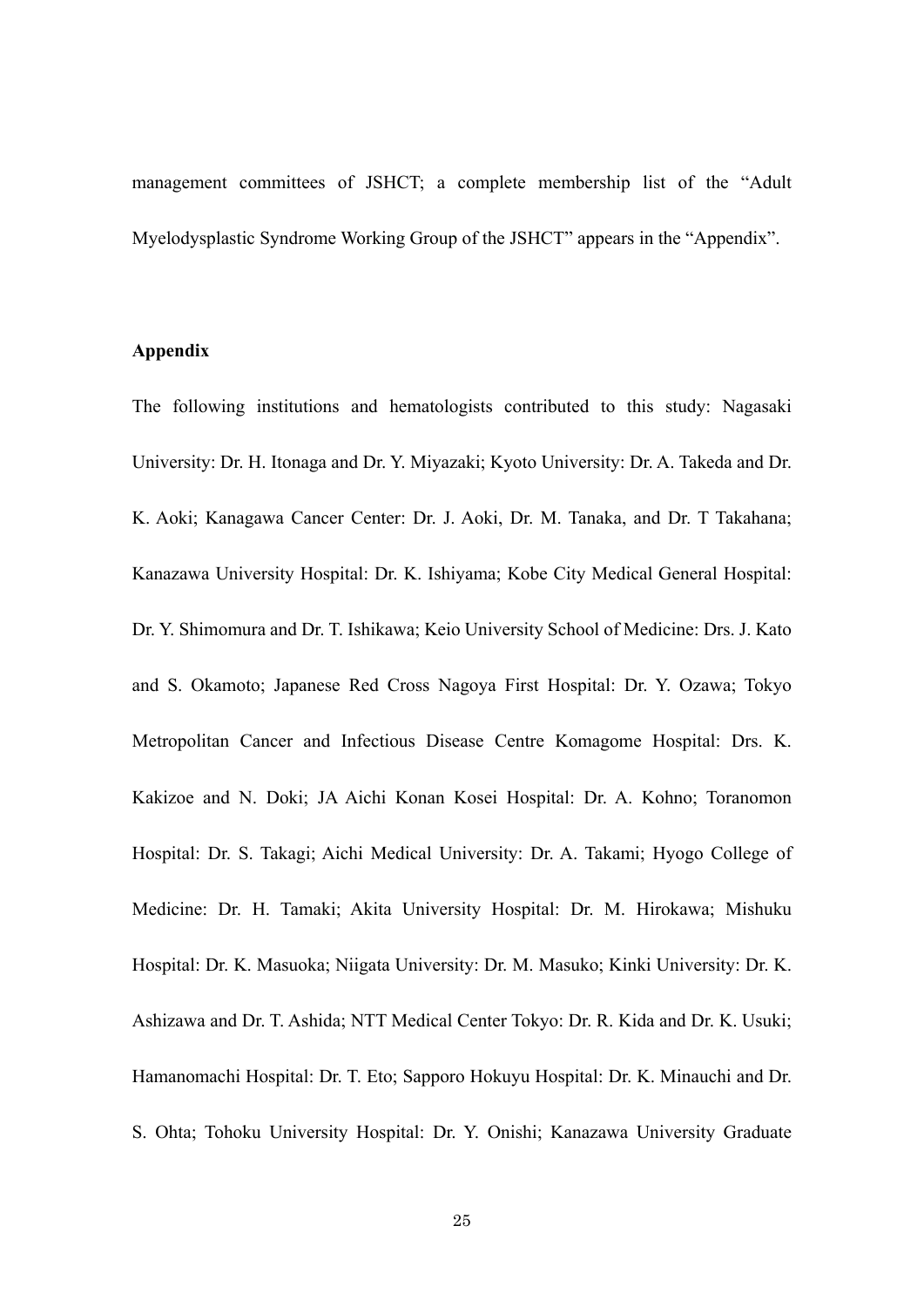management committees of JSHCT; a complete membership list of the “Adult Myelodysplastic Syndrome Working Group of the JSHCT” appears in the “Appendix”.

## Appendix

The following institutions and hematologists contributed to this study: Nagasaki University: Dr. H. Itonaga and Dr. Y. Miyazaki; Kyoto University: Dr. A. Takeda and Dr. K. Aoki; Kanagawa Cancer Center: Dr. J. Aoki, Dr. M. Tanaka, and Dr. T Takahana; Kanazawa University Hospital: Dr. K. Ishiyama; Kobe City Medical General Hospital: Dr. Y. Shimomura and Dr. T. Ishikawa; Keio University School of Medicine: Drs. J. Kato and S. Okamoto; Japanese Red Cross Nagoya First Hospital: Dr. Y. Ozawa; Tokyo Metropolitan Cancer and Infectious Disease Centre Komagome Hospital: Drs. K. Kakizoe and N. Doki; JA Aichi Konan Kosei Hospital: Dr. A. Kohno; Toranomon Hospital: Dr. S. Takagi; Aichi Medical University: Dr. A. Takami; Hyogo College of Medicine: Dr. H. Tamaki; Akita University Hospital: Dr. M. Hirokawa; Mishuku Hospital: Dr. K. Masuoka; Niigata University: Dr. M. Masuko; Kinki University: Dr. K. Ashizawa and Dr. T. Ashida; NTT Medical Center Tokyo: Dr. R. Kida and Dr. K. Usuki; Hamanomachi Hospital: Dr. T. Eto; Sapporo Hokuyu Hospital: Dr. K. Minauchi and Dr. S. Ohta; Tohoku University Hospital: Dr. Y. Onishi; Kanazawa University Graduate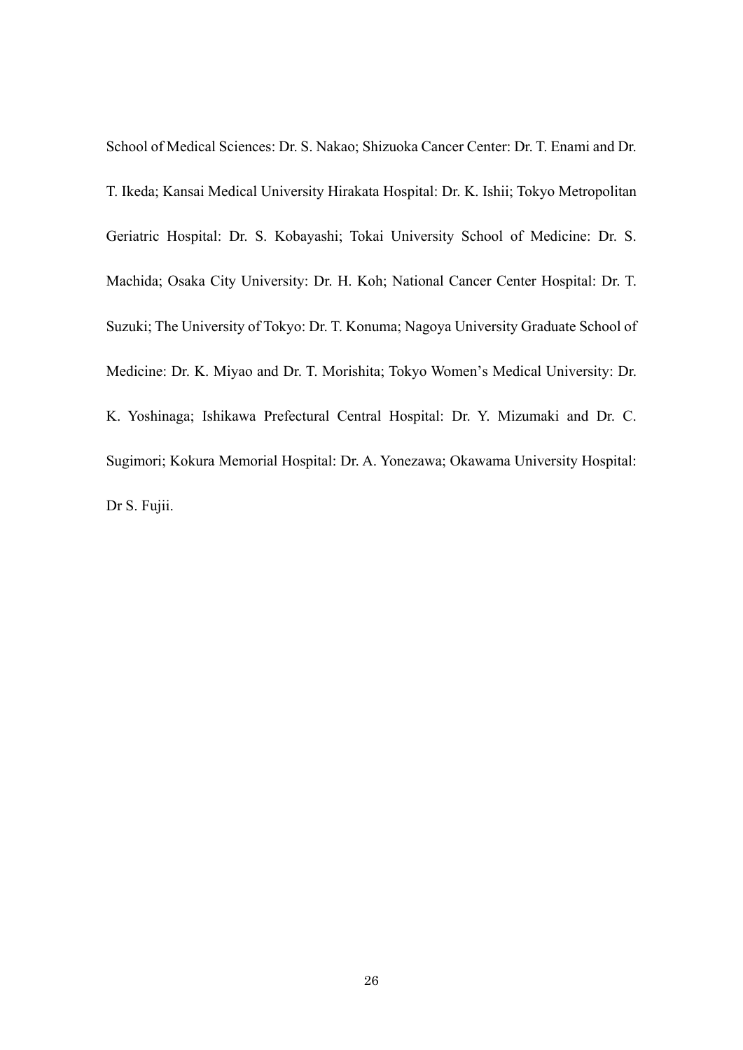School of Medical Sciences: Dr. S. Nakao; Shizuoka Cancer Center: Dr. T. Enami and Dr. T. Ikeda; Kansai Medical University Hirakata Hospital: Dr. K. Ishii; Tokyo Metropolitan Geriatric Hospital: Dr. S. Kobayashi; Tokai University School of Medicine: Dr. S. Machida; Osaka City University: Dr. H. Koh; National Cancer Center Hospital: Dr. T. Suzuki; The University of Tokyo: Dr. T. Konuma; Nagoya University Graduate School of Medicine: Dr. K. Miyao and Dr. T. Morishita; Tokyo Women's Medical University: Dr. K. Yoshinaga; Ishikawa Prefectural Central Hospital: Dr. Y. Mizumaki and Dr. C. Sugimori; Kokura Memorial Hospital: Dr. A. Yonezawa; Okawama University Hospital: Dr S. Fujii.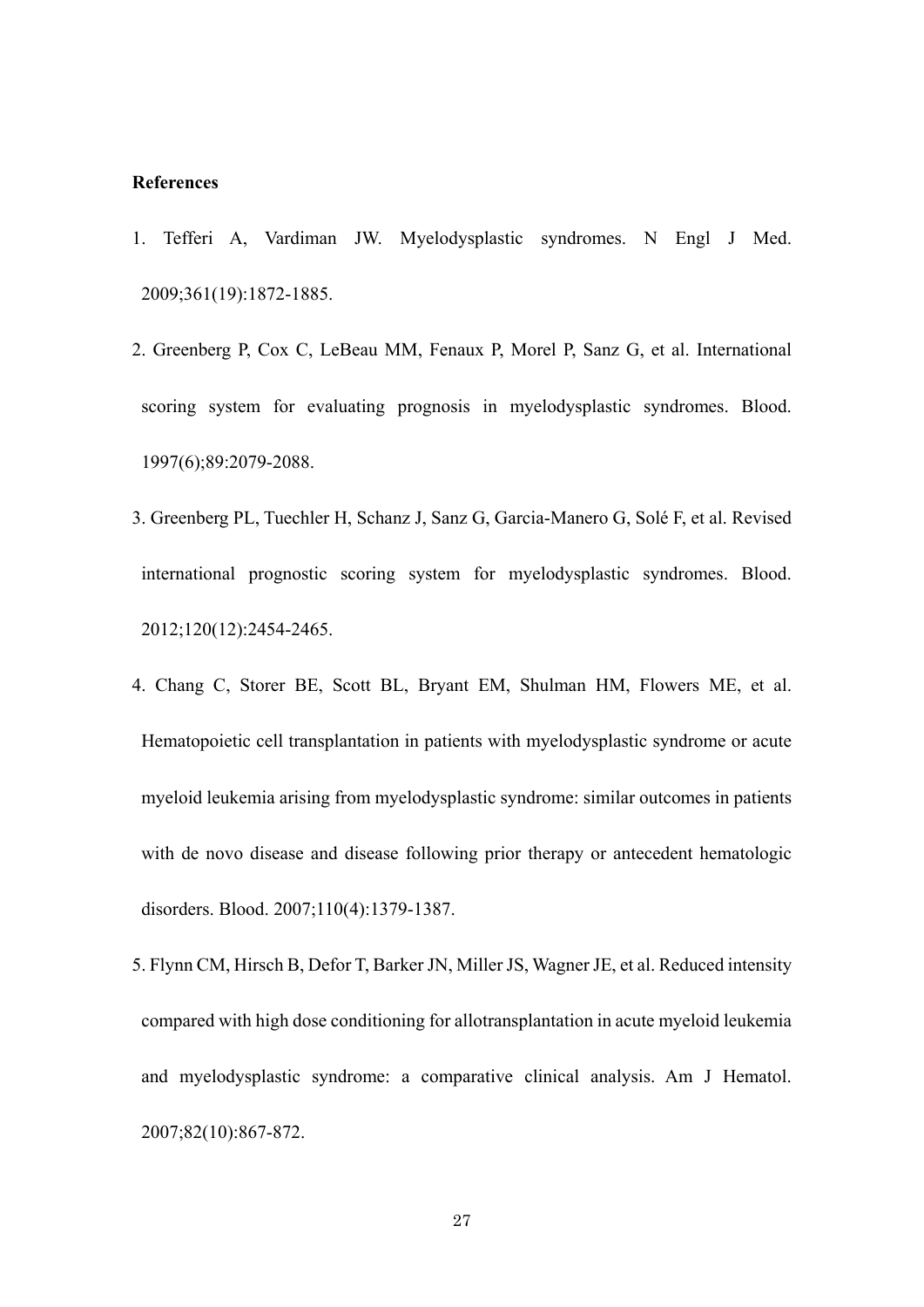**References**

1. Tefferi A, Vardiman JW. Myelodysplastic syndromes. N Engl J Med. 2009;361(19):1872-1885.
2. Greenberg P, Cox C, LeBeau MM, Fenaux P, Morel P, Sanz G, et al. International scoring system for evaluating prognosis in myelodysplastic syndromes. Blood. 1997(6);89:2079-2088.
3. Greenberg PL, Tuechler H, Schanz J, Sanz G, Garcia-Manero G, Solé F, et al. Revised international prognostic scoring system for myelodysplastic syndromes. Blood. 2012;120(12):2454-2465.
4. Chang C, Storer BE, Scott BL, Bryant EM, Shulman HM, Flowers ME, et al. Hematopoietic cell transplantation in patients with myelodysplastic syndrome or acute myeloid leukemia arising from myelodysplastic syndrome: similar outcomes in patients with de novo disease and disease following prior therapy or antecedent hematologic disorders. Blood. 2007;110(4):1379-1387.
5. Flynn CM, Hirsch B, Defor T, Barker JN, Miller JS, Wagner JE, et al. Reduced intensity compared with high dose conditioning for allotransplantation in acute myeloid leukemia and myelodysplastic syndrome: a comparative clinical analysis. Am J Hematol. 2007;82(10):867-872.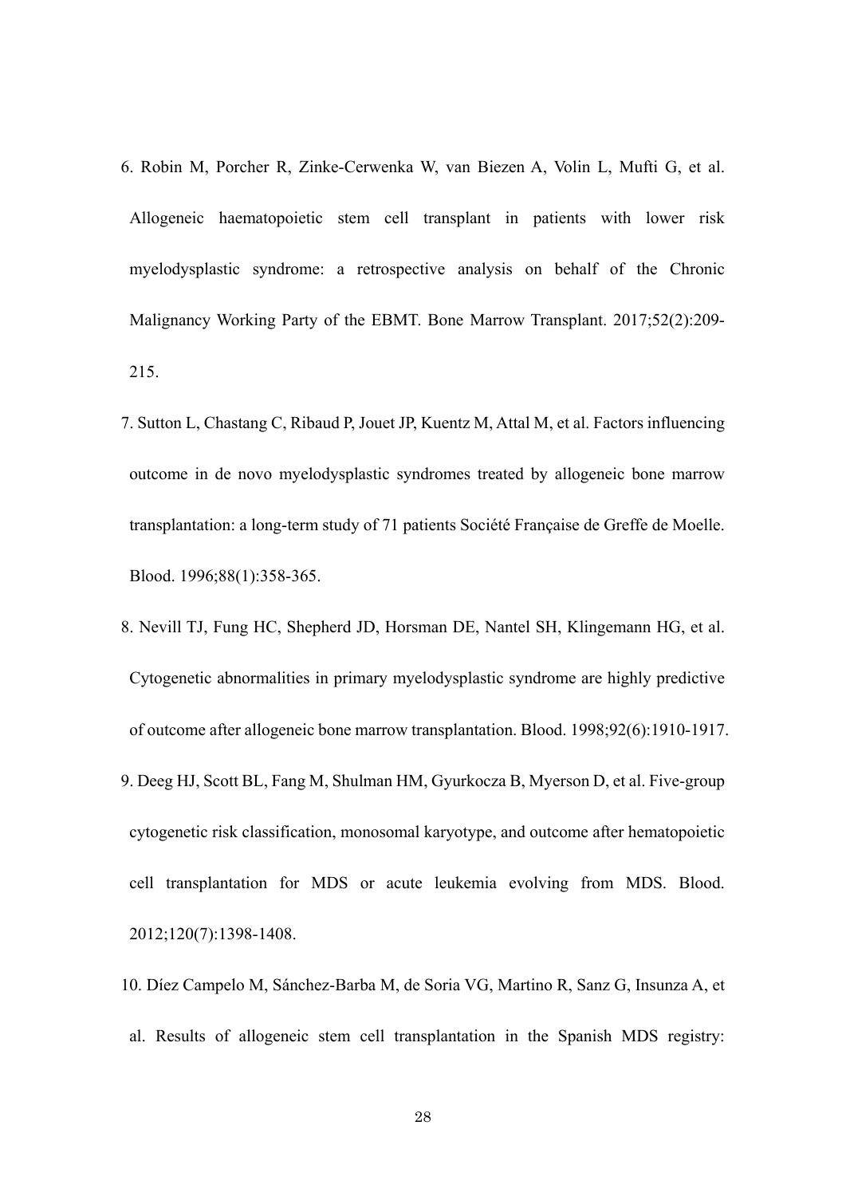6. Robin M, Porcher R, Zinke-Cerwenka W, van Biezen A, Volin L, Mufti G, et al. Allogeneic haematopoietic stem cell transplant in patients with lower risk myelodysplastic syndrome: a retrospective analysis on behalf of the Chronic Malignancy Working Party of the EBMT. Bone Marrow Transplant. 2017;52(2):209-215.
7. Sutton L, Chastang C, Ribaud P, Jouet JP, Kuentz M, Attal M, et al. Factors influencing outcome in de novo myelodysplastic syndromes treated by allogeneic bone marrow transplantation: a long-term study of 71 patients Société Française de Greffe de Moelle. Blood. 1996;88(1):358-365.
8. Nevill TJ, Fung HC, Shepherd JD, Horsman DE, Nantel SH, Klingemann HG, et al. Cytogenetic abnormalities in primary myelodysplastic syndrome are highly predictive of outcome after allogeneic bone marrow transplantation. Blood. 1998;92(6):1910-1917.
9. Deeg HJ, Scott BL, Fang M, Shulman HM, Gyurkocza B, Myerson D, et al. Five-group cytogenetic risk classification, monosomal karyotype, and outcome after hematopoietic cell transplantation for MDS or acute leukemia evolving from MDS. Blood. 2012;120(7):1398-1408.
10. Díez Campelo M, Sánchez-Barba M, de Soria VG, Martino R, Sanz G, Insunza A, et al. Results of allogeneic stem cell transplantation in the Spanish MDS registry: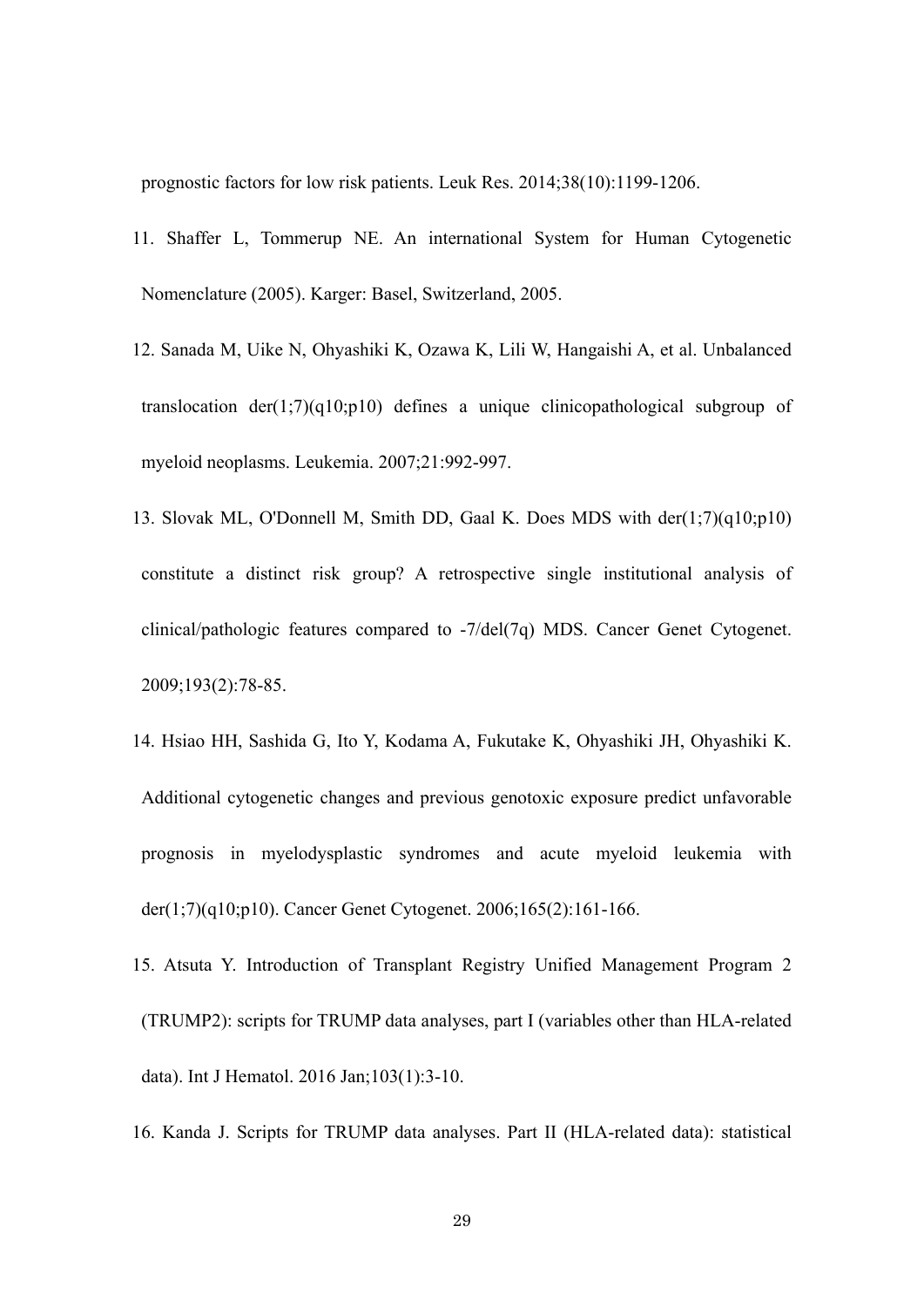prognostic factors for low risk patients. Leuk Res. 2014;38(10):1199-1206.

11. Shaffer L, Tommerup NE. An international System for Human Cytogenetic Nomenclature (2005). Karger: Basel, Switzerland, 2005.
12. Sanada M, Uike N, Ohyashiki K, Ozawa K, Lili W, Hangaishi A, et al. Unbalanced translocation der(1;7)(q10;p10) defines a unique clinicopathological subgroup of myeloid neoplasms. Leukemia. 2007;21:992-997.
13. Slovak ML, O'Donnell M, Smith DD, Gaal K. Does MDS with der(1;7)(q10;p10) constitute a distinct risk group? A retrospective single institutional analysis of clinical/pathologic features compared to -7/del(7q) MDS. Cancer Genet Cytogenet. 2009;193(2):78-85.
14. Hsiao HH, Sashida G, Ito Y, Kodama A, Fukutake K, Ohyashiki JH, Ohyashiki K. Additional cytogenetic changes and previous genotoxic exposure predict unfavorable prognosis in myelodysplastic syndromes and acute myeloid leukemia with der(1;7)(q10;p10). Cancer Genet Cytogenet. 2006;165(2):161-166.
15. Atsuta Y. Introduction of Transplant Registry Unified Management Program 2 (TRUMP2): scripts for TRUMP data analyses, part I (variables other than HLA-related data). Int J Hematol. 2016 Jan;103(1):3-10.
16. Kanda J. Scripts for TRUMP data analyses. Part II (HLA-related data): statistical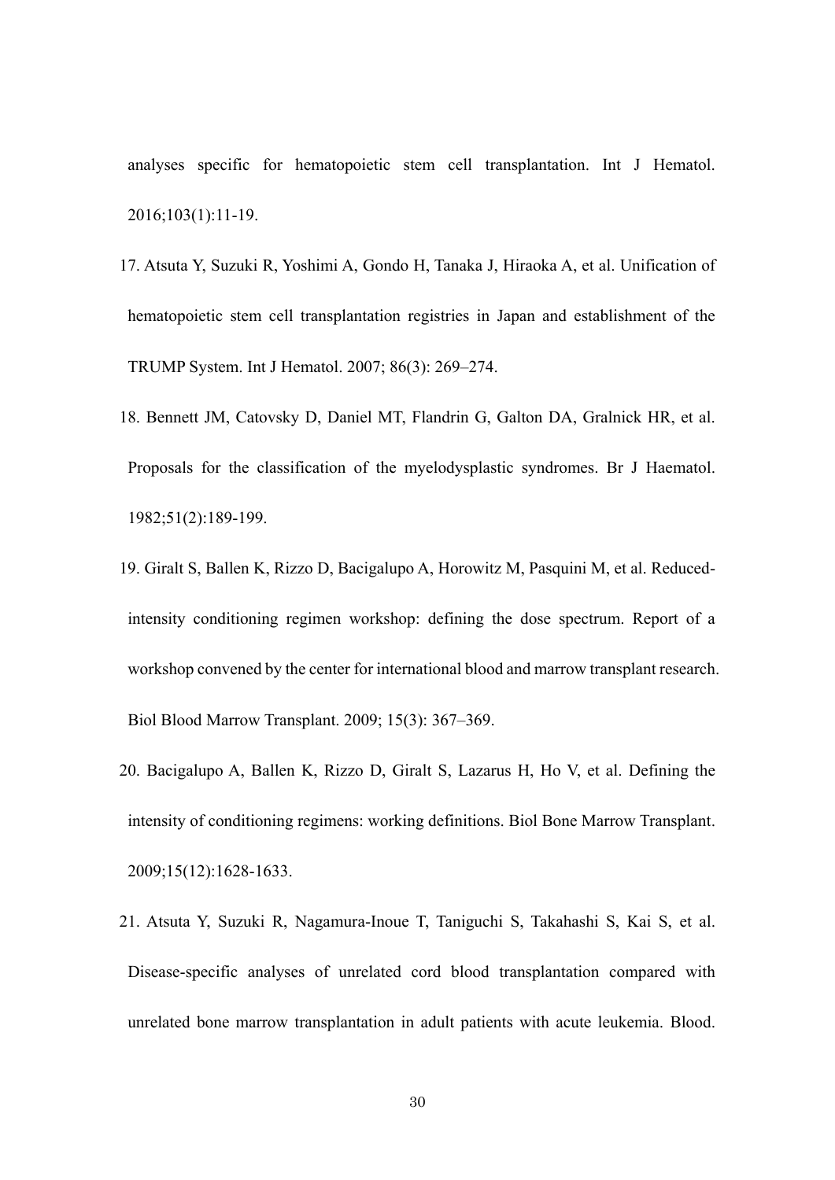analyses specific for hematopoietic stem cell transplantation. Int J Hematol. 2016;103(1):11-19.

17. Atsuta Y, Suzuki R, Yoshimi A, Gondo H, Tanaka J, Hiraoka A, et al. Unification of hematopoietic stem cell transplantation registries in Japan and establishment of the TRUMP System. Int J Hematol. 2007; 86(3): 269–274.

18. Bennett JM, Catovsky D, Daniel MT, Flandrin G, Galton DA, Gralnick HR, et al. Proposals for the classification of the myelodysplastic syndromes. Br J Haematol. 1982;51(2):189-199.

19. Giralt S, Ballen K, Rizzo D, Bacigalupo A, Horowitz M, Pasquini M, et al. Reduced-intensity conditioning regimen workshop: defining the dose spectrum. Report of a workshop convened by the center for international blood and marrow transplant research. Biol Blood Marrow Transplant. 2009; 15(3): 367–369.

20. Bacigalupo A, Ballen K, Rizzo D, Giralt S, Lazarus H, Ho V, et al. Defining the intensity of conditioning regimens: working definitions. Biol Bone Marrow Transplant. 2009;15(12):1628-1633.

21. Atsuta Y, Suzuki R, Nagamura-Inoue T, Taniguchi S, Takahashi S, Kai S, et al. Disease-specific analyses of unrelated cord blood transplantation compared with unrelated bone marrow transplantation in adult patients with acute leukemia. Blood.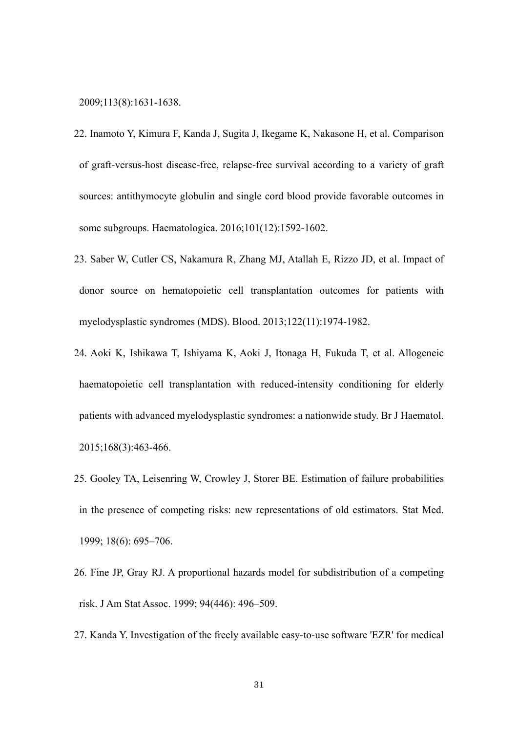2009;113(8):1631-1638.

22. Inamoto Y, Kimura F, Kanda J, Sugita J, Ikegame K, Nakasone H, et al. Comparison of graft-versus-host disease-free, relapse-free survival according to a variety of graft sources: antithymocyte globulin and single cord blood provide favorable outcomes in some subgroups. Haematologica. 2016;101(12):1592-1602.
23. Saber W, Cutler CS, Nakamura R, Zhang MJ, Atallah E, Rizzo JD, et al. Impact of donor source on hematopoietic cell transplantation outcomes for patients with myelodysplastic syndromes (MDS). Blood. 2013;122(11):1974-1982.
24. Aoki K, Ishikawa T, Ishiyama K, Aoki J, Itonaga H, Fukuda T, et al. Allogeneic haematopoietic cell transplantation with reduced-intensity conditioning for elderly patients with advanced myelodysplastic syndromes: a nationwide study. Br J Haematol. 2015;168(3):463-466.
25. Gooley TA, Leisenring W, Crowley J, Storer BE. Estimation of failure probabilities in the presence of competing risks: new representations of old estimators. Stat Med. 1999; 18(6): 695–706.
26. Fine JP, Gray RJ. A proportional hazards model for subdistribution of a competing risk. J Am Stat Assoc. 1999; 94(446): 496–509.
27. Kanda Y. Investigation of the freely available easy-to-use software 'EZR' for medical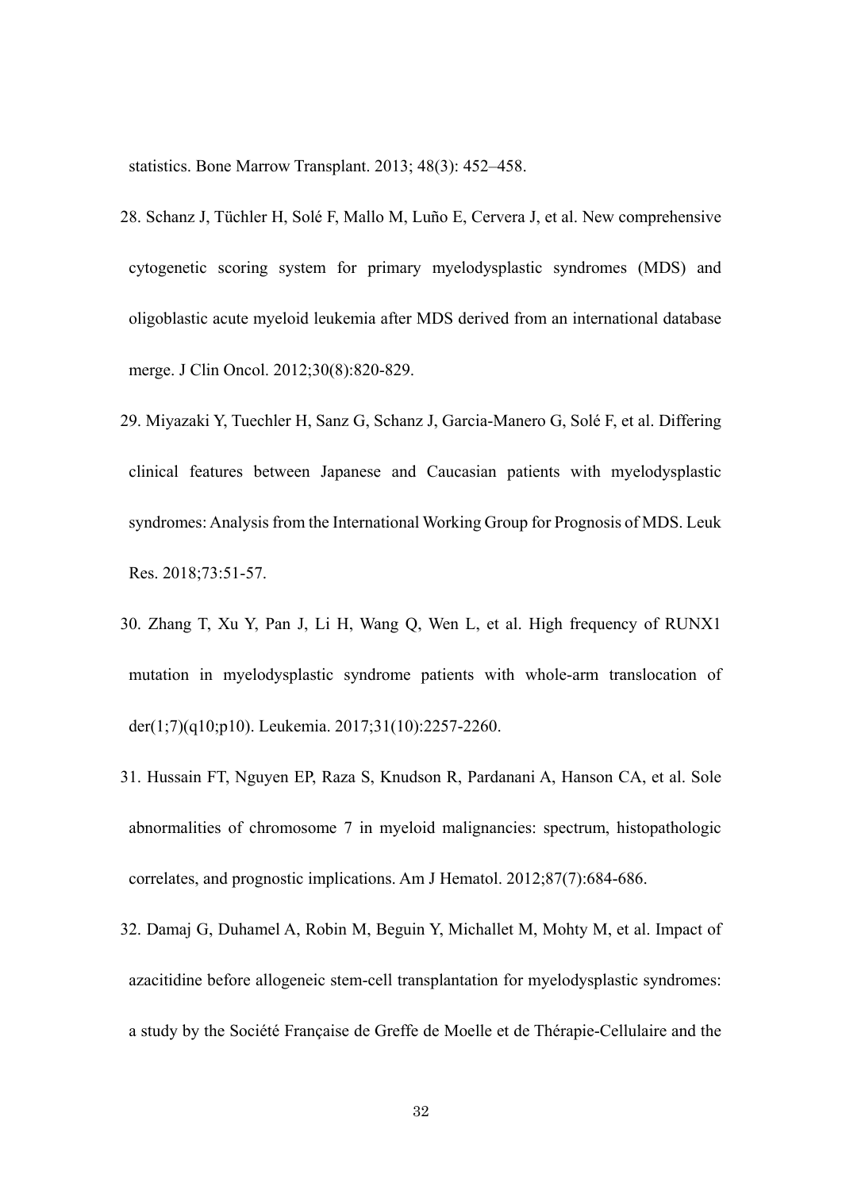statistics. Bone Marrow Transplant. 2013; 48(3): 452–458.

28. Schanz J, Tüchler H, Solé F, Mallo M, Luño E, Cervera J, et al. New comprehensive cytogenetic scoring system for primary myelodysplastic syndromes (MDS) and oligoblastic acute myeloid leukemia after MDS derived from an international database merge. J Clin Oncol. 2012;30(8):820-829.

29. Miyazaki Y, Tuechler H, Sanz G, Schanz J, Garcia-Manero G, Solé F, et al. Differing clinical features between Japanese and Caucasian patients with myelodysplastic syndromes: Analysis from the International Working Group for Prognosis of MDS. Leuk Res. 2018;73:51-57.

30. Zhang T, Xu Y, Pan J, Li H, Wang Q, Wen L, et al. High frequency of RUNX1 mutation in myelodysplastic syndrome patients with whole-arm translocation of der(1;7)(q10;p10). Leukemia. 2017;31(10):2257-2260.

31. Hussain FT, Nguyen EP, Raza S, Knudson R, Pardanani A, Hanson CA, et al. Sole abnormalities of chromosome 7 in myeloid malignancies: spectrum, histopathologic correlates, and prognostic implications. Am J Hematol. 2012;87(7):684-686.

32. Damaj G, Duhamel A, Robin M, Beguin Y, Michallet M, Mohty M, et al. Impact of azacitidine before allogeneic stem-cell transplantation for myelodysplastic syndromes: a study by the Société Française de Greffe de Moelle et de Thérapie-Cellulaire and the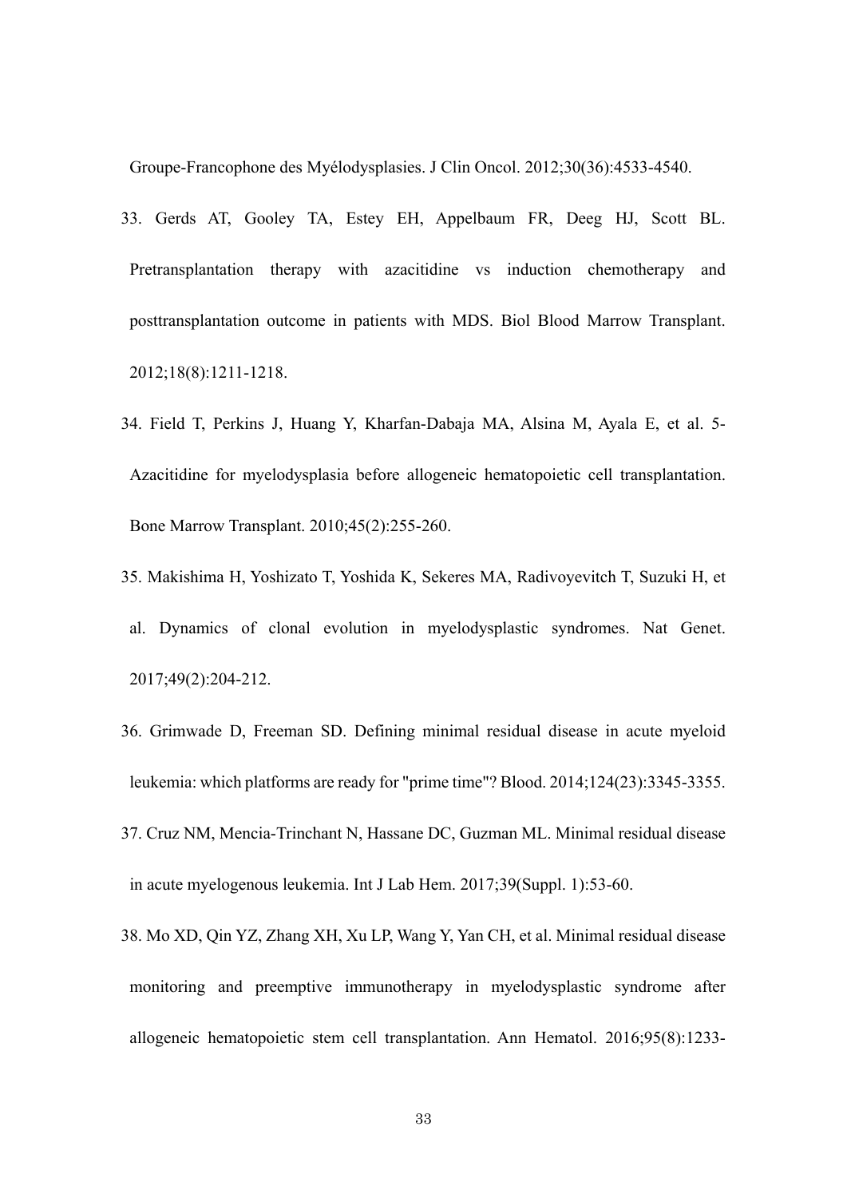Groupe-Francophone des Myélodysplasies. J Clin Oncol. 2012;30(36):4533-4540.

33. Gerds AT, Gooley TA, Estey EH, Appelbaum FR, Deeg HJ, Scott BL. Pretransplantation therapy with azacitidine vs induction chemotherapy and posttransplantation outcome in patients with MDS. Biol Blood Marrow Transplant. 2012;18(8):1211-1218.

34. Field T, Perkins J, Huang Y, Kharfan-Dabaja MA, Alsina M, Ayala E, et al. 5-Azacitidine for myelodysplasia before allogeneic hematopoietic cell transplantation. Bone Marrow Transplant. 2010;45(2):255-260.

35. Makishima H, Yoshizato T, Yoshida K, Sekeres MA, Radivoyevitch T, Suzuki H, et al. Dynamics of clonal evolution in myelodysplastic syndromes. Nat Genet. 2017;49(2):204-212.

36. Grimwade D, Freeman SD. Defining minimal residual disease in acute myeloid leukemia: which platforms are ready for "prime time"? Blood. 2014;124(23):3345-3355.

37. Cruz NM, Mencia-Trinchant N, Hassane DC, Guzman ML. Minimal residual disease in acute myelogenous leukemia. Int J Lab Hem. 2017;39(Suppl. 1):53-60.

38. Mo XD, Qin YZ, Zhang XH, Xu LP, Wang Y, Yan CH, et al. Minimal residual disease monitoring and preemptive immunotherapy in myelodysplastic syndrome after allogeneic hematopoietic stem cell transplantation. Ann Hematol. 2016;95(8):1233-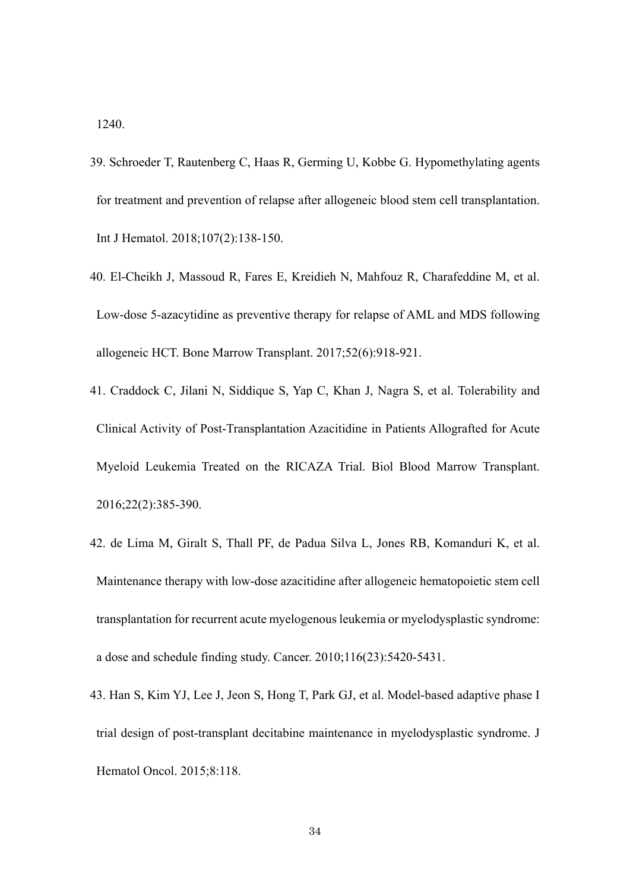1240.

39. Schroeder T, Rautenberg C, Haas R, Germing U, Kobbe G. Hypomethylating agents for treatment and prevention of relapse after allogeneic blood stem cell transplantation. Int J Hematol. 2018;107(2):138-150.

40. El-Cheikh J, Massoud R, Fares E, Kreidieh N, Mahfouz R, Charafeddine M, et al. Low-dose 5-azacytidine as preventive therapy for relapse of AML and MDS following allogeneic HCT. Bone Marrow Transplant. 2017;52(6):918-921.

41. Craddock C, Jilani N, Siddique S, Yap C, Khan J, Nagra S, et al. Tolerability and Clinical Activity of Post-Transplantation Azacitidine in Patients Allografted for Acute Myeloid Leukemia Treated on the RICAZA Trial. Biol Blood Marrow Transplant. 2016;22(2):385-390.

42. de Lima M, Giralt S, Thall PF, de Padua Silva L, Jones RB, Komanduri K, et al. Maintenance therapy with low-dose azacitidine after allogeneic hematopoietic stem cell transplantation for recurrent acute myelogenous leukemia or myelodysplastic syndrome: a dose and schedule finding study. Cancer. 2010;116(23):5420-5431.

43. Han S, Kim YJ, Lee J, Jeon S, Hong T, Park GJ, et al. Model-based adaptive phase I trial design of post-transplant decitabine maintenance in myelodysplastic syndrome. J Hematol Oncol. 2015;8:118.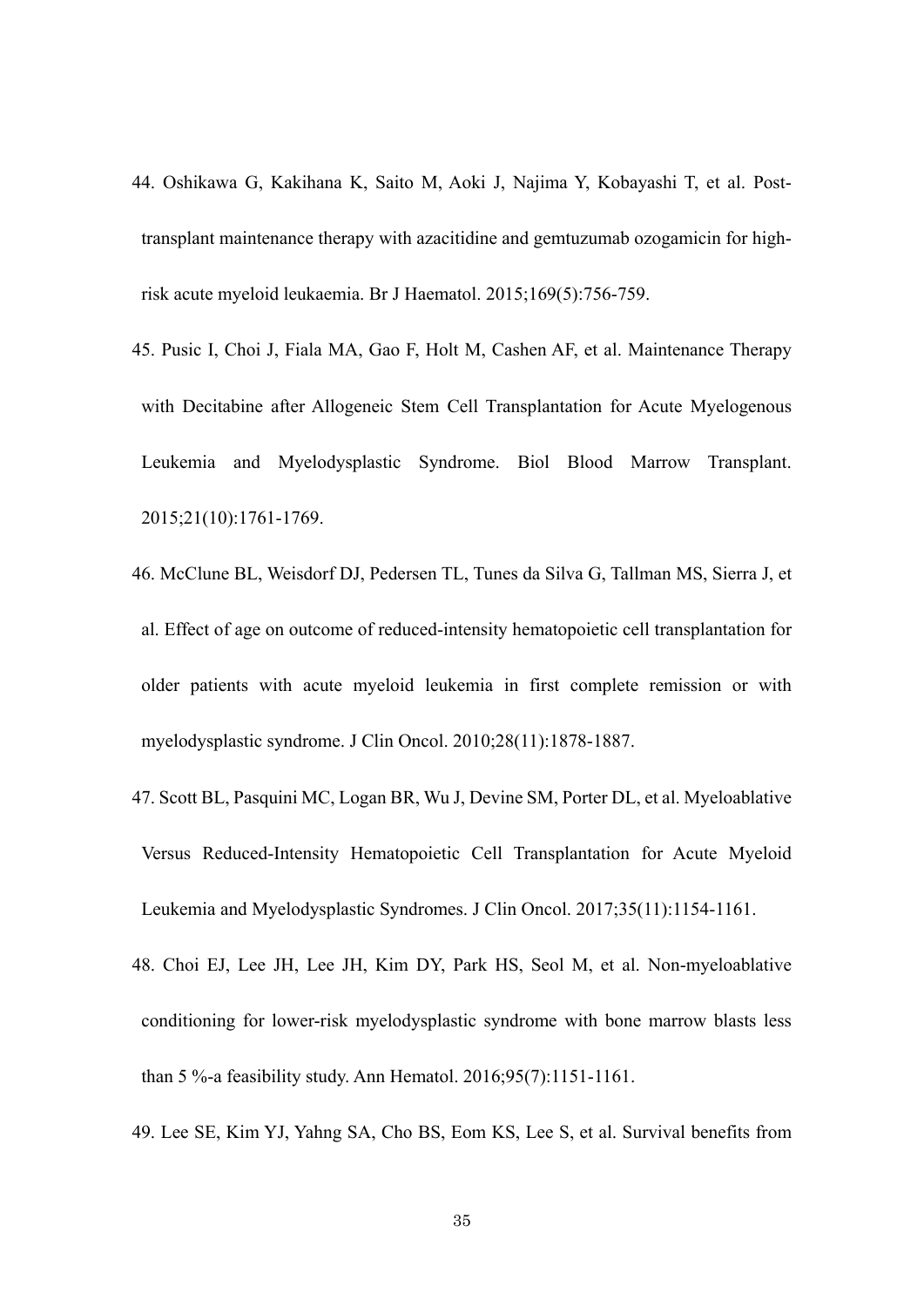44. Oshikawa G, Kakihana K, Saito M, Aoki J, Najima Y, Kobayashi T, et al. Post-transplant maintenance therapy with azacitidine and gemtuzumab ozogamicin for high-risk acute myeloid leukaemia. Br J Haematol. 2015;169(5):756-759.

45. Pusic I, Choi J, Fiala MA, Gao F, Holt M, Cashen AF, et al. Maintenance Therapy with Decitabine after Allogeneic Stem Cell Transplantation for Acute Myelogenous Leukemia and Myelodysplastic Syndrome. Biol Blood Marrow Transplant. 2015;21(10):1761-1769.

46. McClune BL, Weisdorf DJ, Pedersen TL, Tunes da Silva G, Tallman MS, Sierra J, et al. Effect of age on outcome of reduced-intensity hematopoietic cell transplantation for older patients with acute myeloid leukemia in first complete remission or with myelodysplastic syndrome. J Clin Oncol. 2010;28(11):1878-1887.

47. Scott BL, Pasquini MC, Logan BR, Wu J, Devine SM, Porter DL, et al. Myeloablative Versus Reduced-Intensity Hematopoietic Cell Transplantation for Acute Myeloid Leukemia and Myelodysplastic Syndromes. J Clin Oncol. 2017;35(11):1154-1161.

48. Choi EJ, Lee JH, Lee JH, Kim DY, Park HS, Seol M, et al. Non-myeloablative conditioning for lower-risk myelodysplastic syndrome with bone marrow blasts less than 5 %-a feasibility study. Ann Hematol. 2016;95(7):1151-1161.

49. Lee SE, Kim YJ, Yahng SA, Cho BS, Eom KS, Lee S, et al. Survival benefits from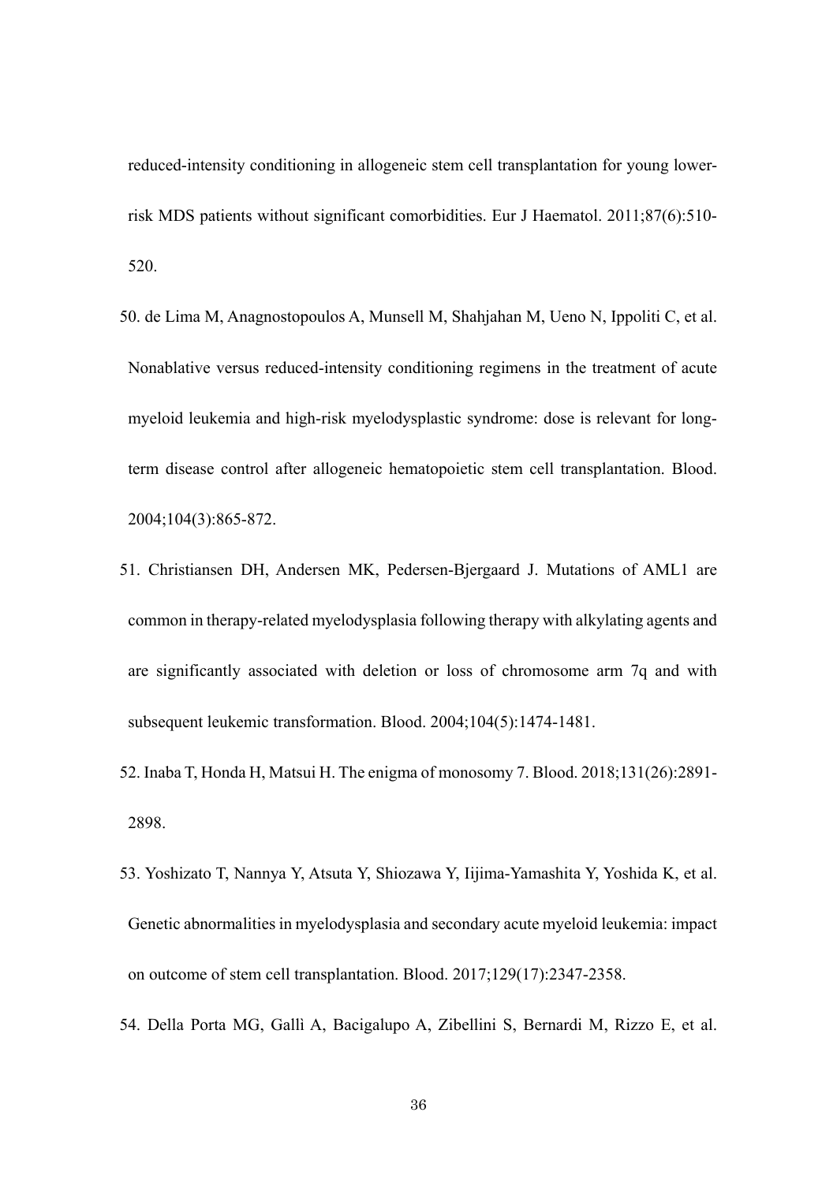reduced-intensity conditioning in allogeneic stem cell transplantation for young lower-risk MDS patients without significant comorbidities. Eur J Haematol. 2011;87(6):510-520.

50. de Lima M, Anagnostopoulos A, Munsell M, Shahjahan M, Ueno N, Ippoliti C, et al. Nonablative versus reduced-intensity conditioning regimens in the treatment of acute myeloid leukemia and high-risk myelodysplastic syndrome: dose is relevant for long-term disease control after allogeneic hematopoietic stem cell transplantation. Blood. 2004;104(3):865-872.

51. Christiansen DH, Andersen MK, Pedersen-Bjergaard J. Mutations of AML1 are common in therapy-related myelodysplasia following therapy with alkylating agents and are significantly associated with deletion or loss of chromosome arm 7q and with subsequent leukemic transformation. Blood. 2004;104(5):1474-1481.

52. Inaba T, Honda H, Matsui H. The enigma of monosomy 7. Blood. 2018;131(26):2891-2898.

53. Yoshizato T, Nannya Y, Atsuta Y, Shiozawa Y, Iijima-Yamashita Y, Yoshida K, et al. Genetic abnormalities in myelodysplasia and secondary acute myeloid leukemia: impact on outcome of stem cell transplantation. Blood. 2017;129(17):2347-2358.

54. Della Porta MG, Gallì A, Bacigalupo A, Zibellini S, Bernardi M, Rizzo E, et al.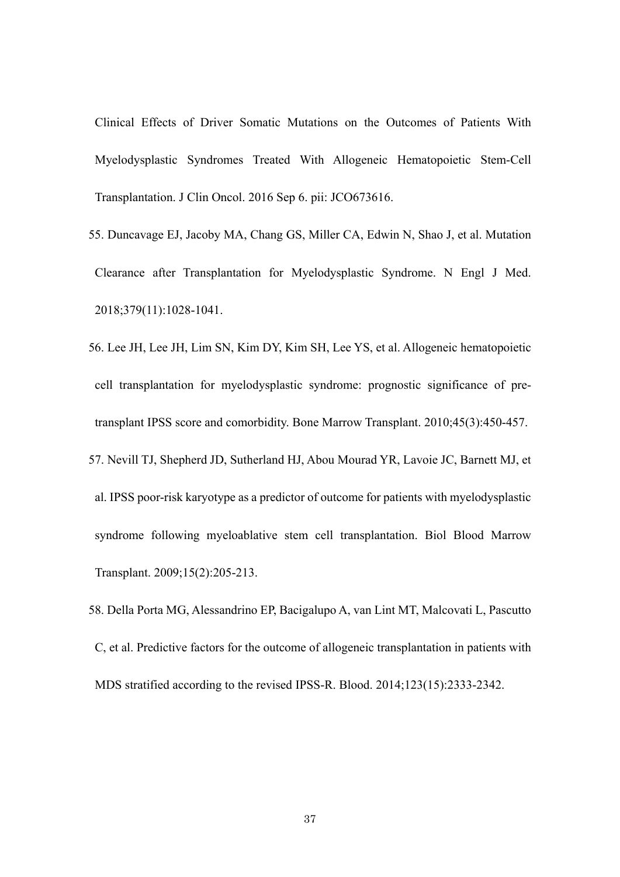Clinical Effects of Driver Somatic Mutations on the Outcomes of Patients With Myelodysplastic Syndromes Treated With Allogeneic Hematopoietic Stem-Cell Transplantation. J Clin Oncol. 2016 Sep 6. pii: JCO673616.

55. Duncavage EJ, Jacoby MA, Chang GS, Miller CA, Edwin N, Shao J, et al. Mutation Clearance after Transplantation for Myelodysplastic Syndrome. N Engl J Med. 2018;379(11):1028-1041.

56. Lee JH, Lee JH, Lim SN, Kim DY, Kim SH, Lee YS, et al. Allogeneic hematopoietic cell transplantation for myelodysplastic syndrome: prognostic significance of pre-transplant IPSS score and comorbidity. Bone Marrow Transplant. 2010;45(3):450-457.

57. Nevill TJ, Shepherd JD, Sutherland HJ, Abou Mourad YR, Lavoie JC, Barnett MJ, et al. IPSS poor-risk karyotype as a predictor of outcome for patients with myelodysplastic syndrome following myeloablative stem cell transplantation. Biol Blood Marrow Transplant. 2009;15(2):205-213.

58. Della Porta MG, Alessandrino EP, Bacigalupo A, van Lint MT, Malcovati L, Pascutto C, et al. Predictive factors for the outcome of allogeneic transplantation in patients with MDS stratified according to the revised IPSS-R. Blood. 2014;123(15):2333-2342.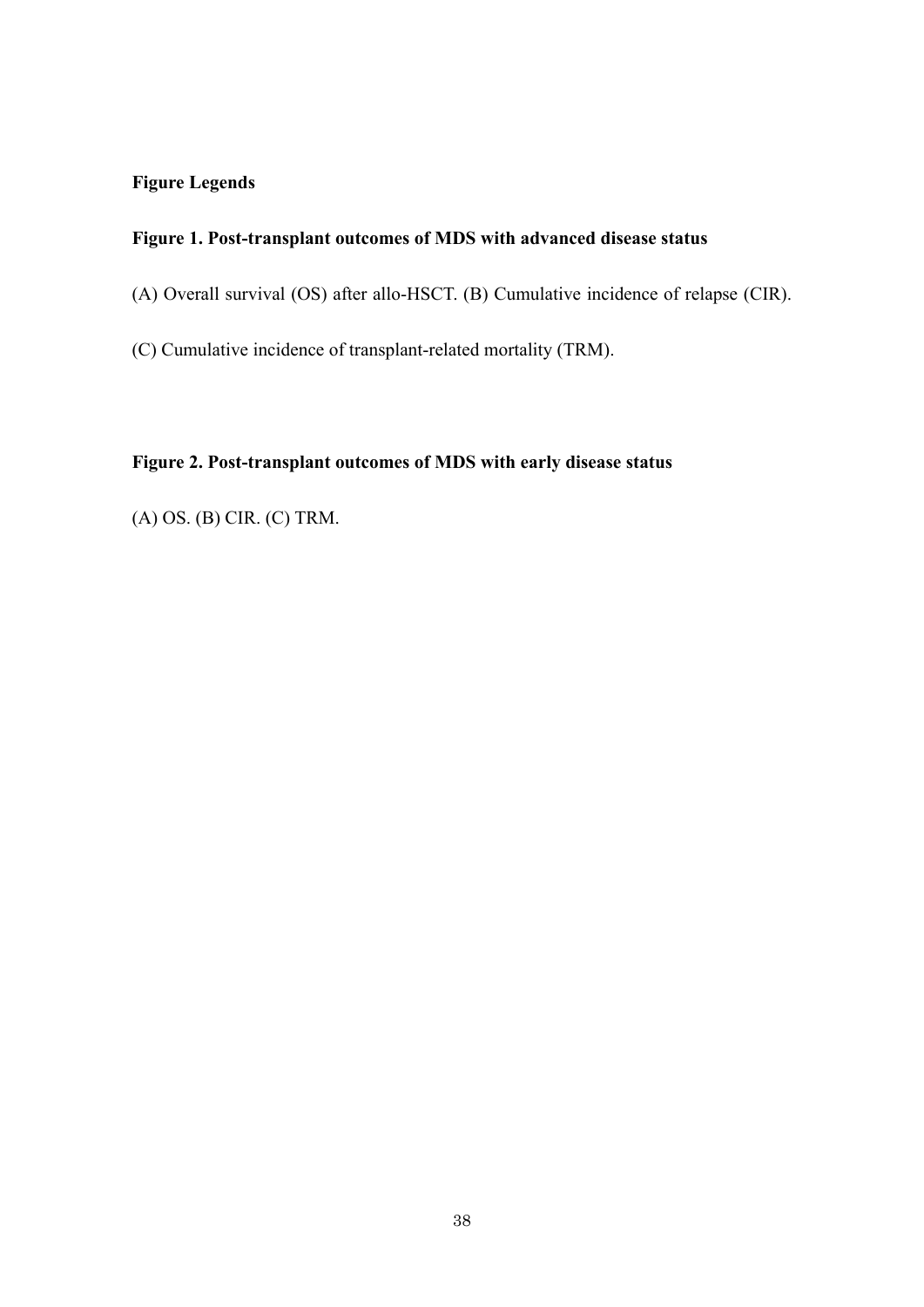## Figure Legends

**Figure 1. Post-transplant outcomes of MDS with advanced disease status**

(A) Overall survival (OS) after allo-HSCT. (B) Cumulative incidence of relapse (CIR).

(C) Cumulative incidence of transplant-related mortality (TRM).

**Figure 2. Post-transplant outcomes of MDS with early disease status**

(A) OS. (B) CIR. (C) TRM.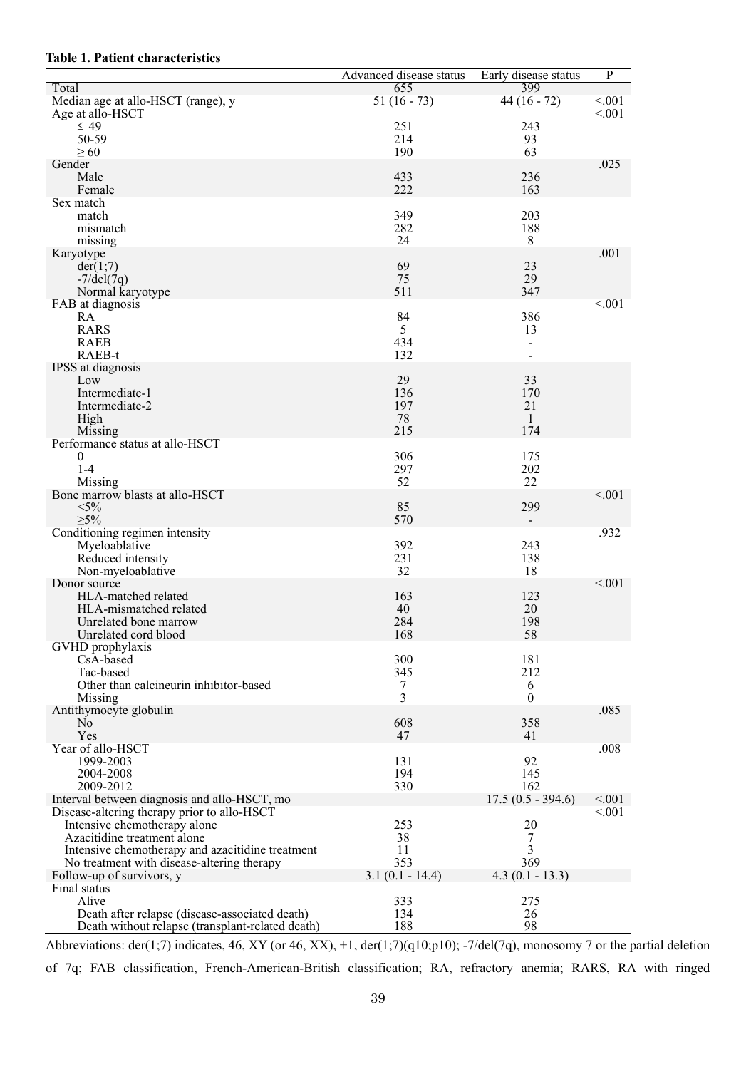**Table 1. Patient characteristics**

| | Advanced disease status | Early disease status | P |
|---|---|---|---|
| Total | 655 | 399 | |
| Median age at allo-HSCT (range), y | 51 (16 - 73) | 44 (16 - 72) | <.001 |
| Age at allo-HSCT | | | <.001 |
| ≤ 49 | 251 | 243 | |
| 50-59 | 214 | 93 | |
| ≥ 60 | 190 | 63 | |
| Gender | | | .025 |
| Male | 433 | 236 | |
| Female | 222 | 163 | |
| Sex match | | | |
| match | 349 | 203 | |
| mismatch | 282 | 188 | |
| missing | 24 | 8 | |
| Karyotype | | | .001 |
| der(1;7) | 69 | 23 | |
| -7/del(7q) | 75 | 29 | |
| Normal karyotype | 511 | 347 | |
| FAB at diagnosis | | | <.001 |
| RA | 84 | 386 | |
| RARS | 5 | 13 | |
| RAEB | 434 | - | |
| RAEB-t | 132 | - | |
| IPSS at diagnosis | | | |
| Low | 29 | 33 | |
| Intermediate-1 | 136 | 170 | |
| Intermediate-2 | 197 | 21 | |
| High | 78 | 1 | |
| Missing | 215 | 174 | |
| Performance status at allo-HSCT | | | |
| 0 | 306 | 175 | |
| 1-4 | 297 | 202 | |
| Missing | 52 | 22 | |
| Bone marrow blasts at allo-HSCT | | | <.001 |
| <5% | 85 | 299 | |
| ≥5% | 570 | - | |
| Conditioning regimen intensity | | | .932 |
| Myeloablative | 392 | 243 | |
| Reduced intensity | 231 | 138 | |
| Non-myeloablative | 32 | 18 | |
| Donor source | | | <.001 |
| HLA-matched related | 163 | 123 | |
| HLA-mismatched related | 40 | 20 | |
| Unrelated bone marrow | 284 | 198 | |
| Unrelated cord blood | 168 | 58 | |
| GVHD prophylaxis | | | |
| CsA-based | 300 | 181 | |
| Tac-based | 345 | 212 | |
| Other than calcineurin inhibitor-based | 7 | 6 | |
| Missing | 3 | 0 | |
| Antithymocyte globulin | | | .085 |
| No | 608 | 358 | |
| Yes | 47 | 41 | |
| Year of allo-HSCT | | | .008 |
| 1999-2003 | 131 | 92 | |
| 2004-2008 | 194 | 145 | |
| 2009-2012 | 330 | 162 | |
| Interval between diagnosis and allo-HSCT, mo | | 17.5 (0.5 - 394.6) | <.001 |
| Disease-altering therapy prior to allo-HSCT | | | <.001 |
| Intensive chemotherapy alone | 253 | 20 | |
| Azacitidine treatment alone | 38 | 7 | |
| Intensive chemotherapy and azacitidine treatment | 11 | 3 | |
| No treatment with disease-altering therapy | 353 | 369 | |
| Follow-up of survivors, y | 3.1 (0.1 - 14.4) | 4.3 (0.1 - 13.3) | |
| Final status | | | |
| Alive | 333 | 275 | |
| Death after relapse (disease-associated death) | 134 | 26 | |
| Death without relapse (transplant-related death) | 188 | 98 | |

Abbreviations: der(1;7) indicates, 46, XY (or 46, XX), +1, der(1;7)(q10;p10); -7/del(7q), monosomy 7 or the partial deletion of 7q; FAB classification, French-American-British classification; RA, refractory anemia; RARS, RA with ringed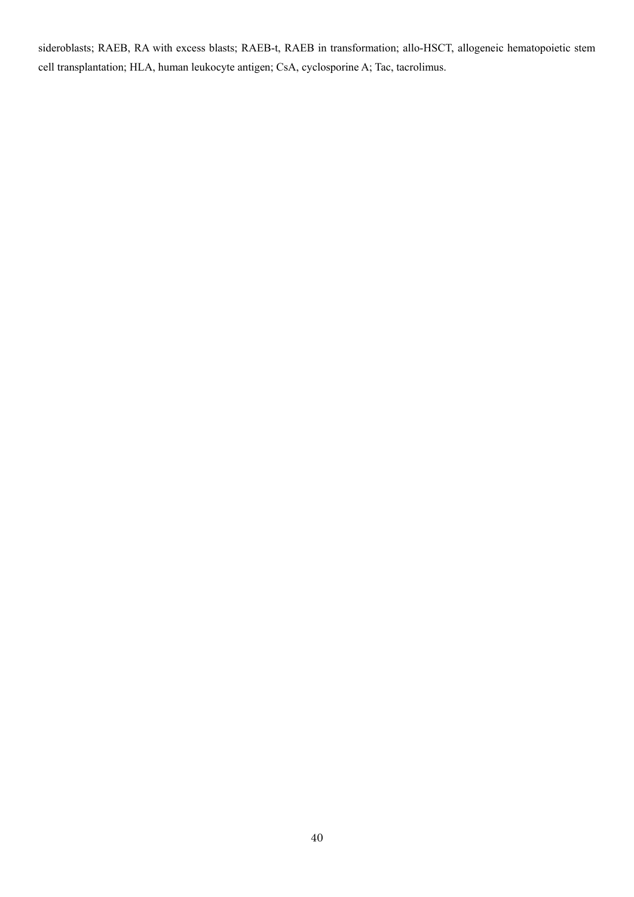sideroblasts; RAEB, RA with excess blasts; RAEB-t, RAEB in transformation; allo-HSCT, allogeneic hematopoietic stem cell transplantation; HLA, human leukocyte antigen; CsA, cyclosporine A; Tac, tacrolimus.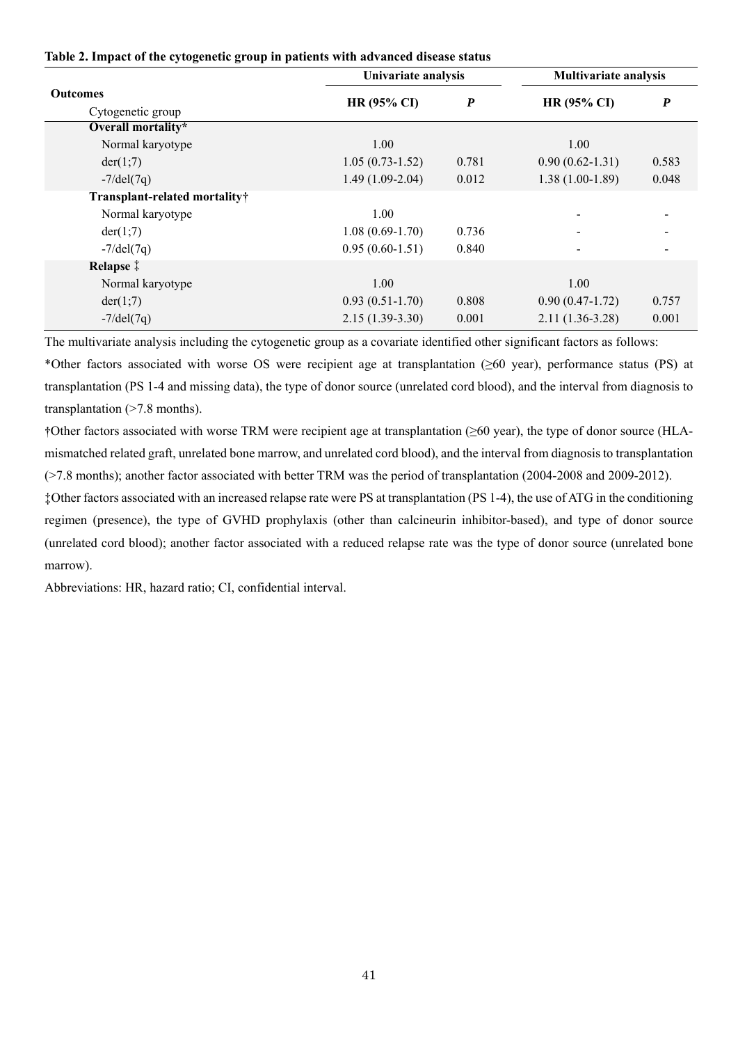**Table 2. Impact of the cytogenetic group in patients with advanced disease status**

| Outcomes / Cytogenetic group | Univariate analysis | | Multivariate analysis | |
|---|---|---|---|---|
| | HR (95% CI) | *P* | HR (95% CI) | *P* |
| **Overall mortality*** | | | | |
| Normal karyotype | 1.00 | | 1.00 | |
| der(1;7) | 1.05 (0.73-1.52) | 0.781 | 0.90 (0.62-1.31) | 0.583 |
| -7/del(7q) | 1.49 (1.09-2.04) | 0.012 | 1.38 (1.00-1.89) | 0.048 |
| **Transplant-related mortality†** | | | | |
| Normal karyotype | 1.00 | | - | - |
| der(1;7) | 1.08 (0.69-1.70) | 0.736 | - | - |
| -7/del(7q) | 0.95 (0.60-1.51) | 0.840 | - | - |
| **Relapse ‡** | | | | |
| Normal karyotype | 1.00 | | 1.00 | |
| der(1;7) | 0.93 (0.51-1.70) | 0.808 | 0.90 (0.47-1.72) | 0.757 |
| -7/del(7q) | 2.15 (1.39-3.30) | 0.001 | 2.11 (1.36-3.28) | 0.001 |

The multivariate analysis including the cytogenetic group as a covariate identified other significant factors as follows:

*Other factors associated with worse OS were recipient age at transplantation (≥60 year), performance status (PS) at transplantation (PS 1-4 and missing data), the type of donor source (unrelated cord blood), and the interval from diagnosis to transplantation (>7.8 months).

†Other factors associated with worse TRM were recipient age at transplantation (≥60 year), the type of donor source (HLA-mismatched related graft, unrelated bone marrow, and unrelated cord blood), and the interval from diagnosis to transplantation (>7.8 months); another factor associated with better TRM was the period of transplantation (2004-2008 and 2009-2012).

‡Other factors associated with an increased relapse rate were PS at transplantation (PS 1-4), the use of ATG in the conditioning regimen (presence), the type of GVHD prophylaxis (other than calcineurin inhibitor-based), and type of donor source (unrelated cord blood); another factor associated with a reduced relapse rate was the type of donor source (unrelated bone marrow).

Abbreviations: HR, hazard ratio; CI, confidential interval.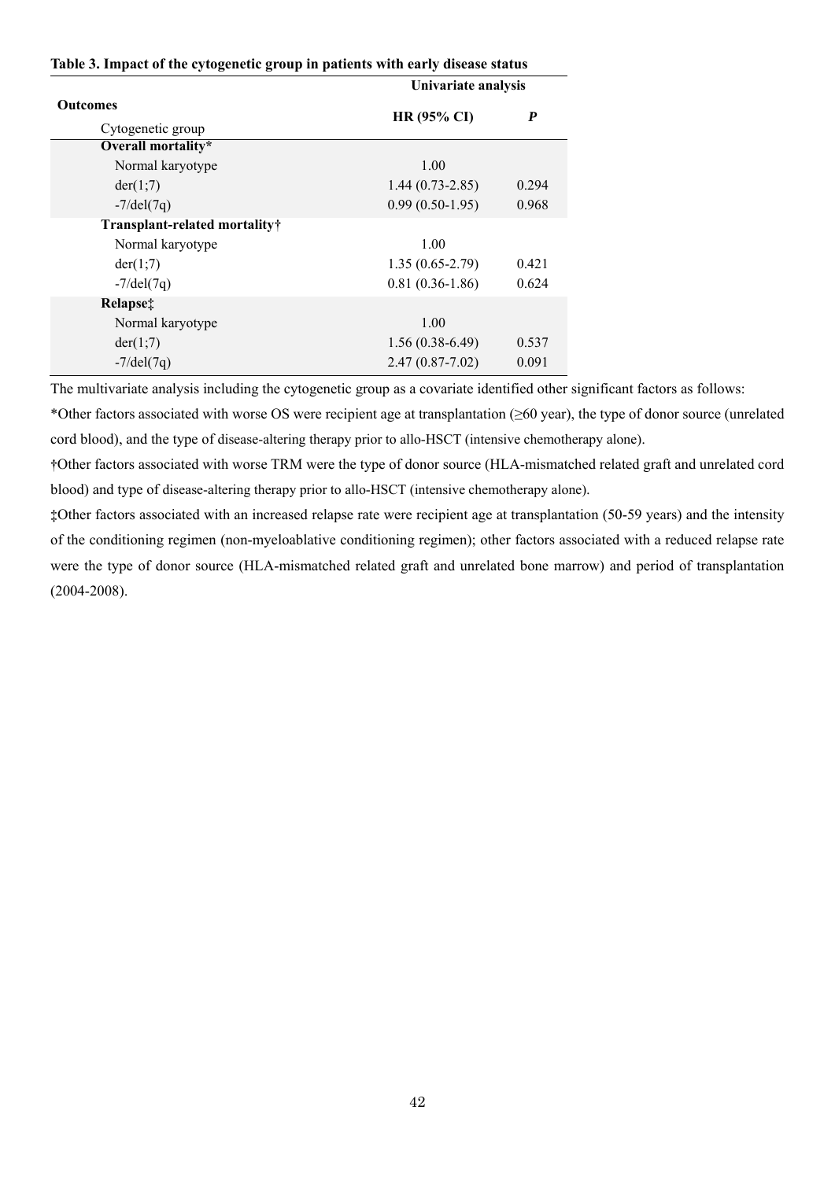**Table 3. Impact of the cytogenetic group in patients with early disease status**

| Outcomes | Univariate analysis | |
|---|---|---|
| Cytogenetic group | HR (95% CI) | *P* |
| **Overall mortality*** | | |
| Normal karyotype | 1.00 | |
| der(1;7) | 1.44 (0.73-2.85) | 0.294 |
| -7/del(7q) | 0.99 (0.50-1.95) | 0.968 |
| **Transplant-related mortality†** | | |
| Normal karyotype | 1.00 | |
| der(1;7) | 1.35 (0.65-2.79) | 0.421 |
| -7/del(7q) | 0.81 (0.36-1.86) | 0.624 |
| **Relapse‡** | | |
| Normal karyotype | 1.00 | |
| der(1;7) | 1.56 (0.38-6.49) | 0.537 |
| -7/del(7q) | 2.47 (0.87-7.02) | 0.091 |

The multivariate analysis including the cytogenetic group as a covariate identified other significant factors as follows:

*Other factors associated with worse OS were recipient age at transplantation (≥60 year), the type of donor source (unrelated cord blood), and the type of disease-altering therapy prior to allo-HSCT (intensive chemotherapy alone).

†Other factors associated with worse TRM were the type of donor source (HLA-mismatched related graft and unrelated cord blood) and type of disease-altering therapy prior to allo-HSCT (intensive chemotherapy alone).

‡Other factors associated with an increased relapse rate were recipient age at transplantation (50-59 years) and the intensity of the conditioning regimen (non-myeloablative conditioning regimen); other factors associated with a reduced relapse rate were the type of donor source (HLA-mismatched related graft and unrelated bone marrow) and period of transplantation (2004-2008).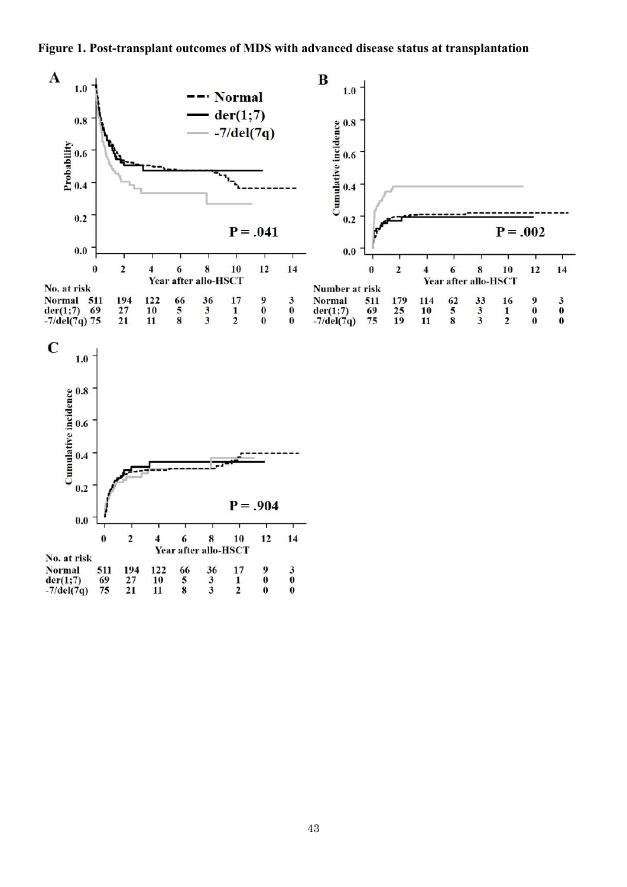**Figure 1. Post-transplant outcomes of MDS with advanced disease status at transplantation**

**A**

No. at risk

| | 0 | 2 | 4 | 6 | 8 | 10 | 12 | 14 |
|---|---|---|---|---|---|---|---|---|
| Normal | 511 | 194 | 122 | 66 | 36 | 17 | 9 | 3 |
| der(1;7) | 69 | 27 | 10 | 5 | 3 | 1 | 0 | 0 |
| -7/del(7q) | 75 | 21 | 11 | 8 | 3 | 2 | 0 | 0 |

**B**

Number at risk

| | 0 | 2 | 4 | 6 | 8 | 10 | 12 | 14 |
|---|---|---|---|---|---|---|---|---|
| Normal | 511 | 179 | 114 | 62 | 33 | 16 | 9 | 3 |
| der(1;7) | 69 | 25 | 10 | 5 | 3 | 1 | 0 | 0 |
| -7/del(7q) | 75 | 19 | 11 | 8 | 3 | 2 | 0 | 0 |

**C**

No. at risk

| | 0 | 2 | 4 | 6 | 8 | 10 | 12 | 14 |
|---|---|---|---|---|---|---|---|---|
| Normal | 511 | 194 | 122 | 66 | 36 | 17 | 9 | 3 |
| der(1;7) | 69 | 27 | 10 | 5 | 3 | 1 | 0 | 0 |
| -7/del(7q) | 75 | 21 | 11 | 8 | 3 | 2 | 0 | 0 |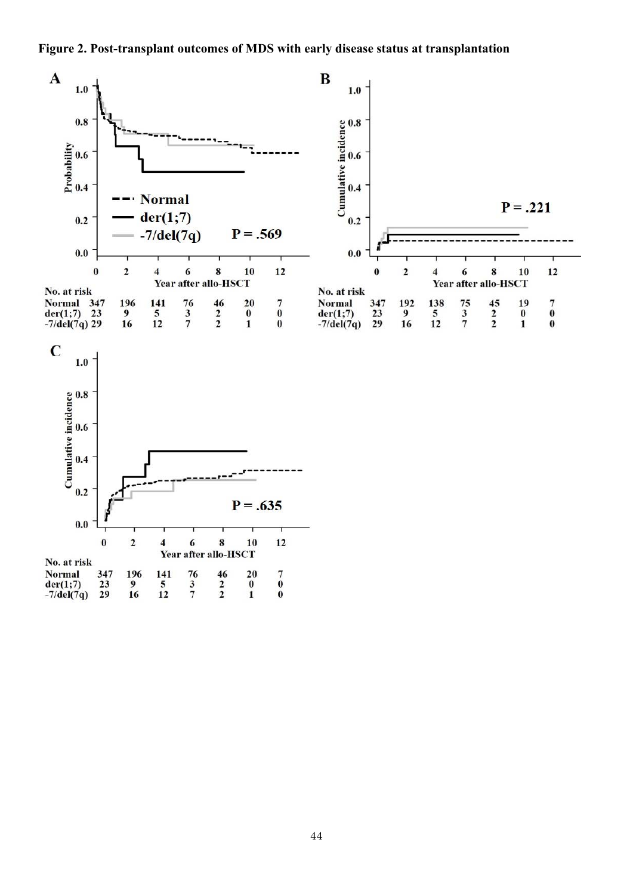**Figure 2. Post-transplant outcomes of MDS with early disease status at transplantation**

**A**

P = .569

Normal, der(1;7), -7/del(7q)

Probability vs Year after allo-HSCT

| No. at risk | 0 | 2 | 4 | 6 | 8 | 10 | 12 |
|---|---|---|---|---|---|---|---|
| Normal | 347 | 196 | 141 | 76 | 46 | 20 | 7 |
| der(1;7) | 23 | 9 | 5 | 3 | 2 | 0 | 0 |
| -7/del(7q) | 29 | 16 | 12 | 7 | 2 | 1 | 0 |

**B**

P = .221

Cumulative incidence vs Year after allo-HSCT

| No. at risk | 0 | 2 | 4 | 6 | 8 | 10 | 12 |
|---|---|---|---|---|---|---|---|
| Normal | 347 | 192 | 138 | 75 | 45 | 19 | 7 |
| der(1;7) | 23 | 9 | 5 | 3 | 2 | 0 | 0 |
| -7/del(7q) | 29 | 16 | 12 | 7 | 2 | 1 | 0 |

**C**

P = .635

Cumulative incidence vs Year after allo-HSCT

| No. at risk | 0 | 2 | 4 | 6 | 8 | 10 | 12 |
|---|---|---|---|---|---|---|---|
| Normal | 347 | 196 | 141 | 76 | 46 | 20 | 7 |
| der(1;7) | 23 | 9 | 5 | 3 | 2 | 0 | 0 |
| -7/del(7q) | 29 | 16 | 12 | 7 | 2 | 1 | 0 |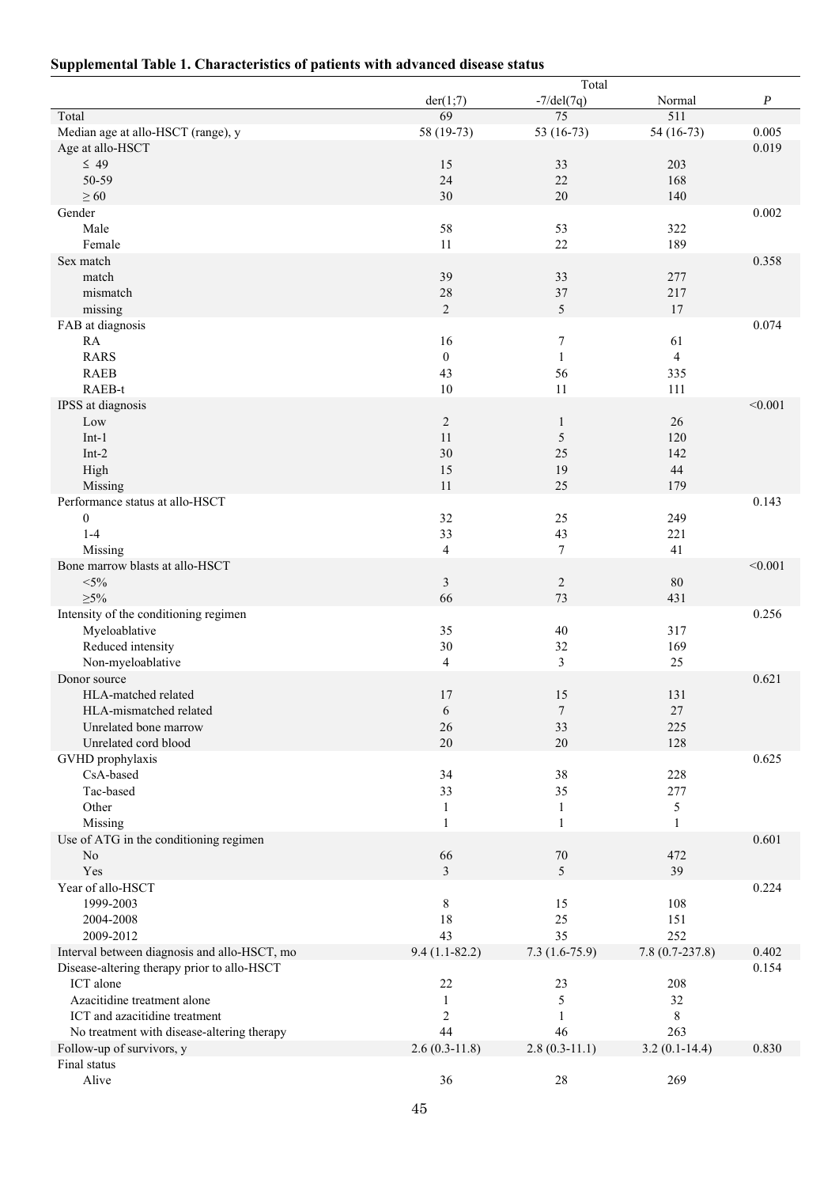**Supplemental Table 1. Characteristics of patients with advanced disease status**

| | Total | | | |
|---|---|---|---|---|
| | der(1;7) | -7/del(7q) | Normal | *P* |
| Total | 69 | 75 | 511 | |
| Median age at allo-HSCT (range), y | 58 (19-73) | 53 (16-73) | 54 (16-73) | 0.005 |
| Age at allo-HSCT | | | | 0.019 |
| ≤ 49 | 15 | 33 | 203 | |
| 50-59 | 24 | 22 | 168 | |
| ≥ 60 | 30 | 20 | 140 | |
| Gender | | | | 0.002 |
| Male | 58 | 53 | 322 | |
| Female | 11 | 22 | 189 | |
| Sex match | | | | 0.358 |
| match | 39 | 33 | 277 | |
| mismatch | 28 | 37 | 217 | |
| missing | 2 | 5 | 17 | |
| FAB at diagnosis | | | | 0.074 |
| RA | 16 | 7 | 61 | |
| RARS | 0 | 1 | 4 | |
| RAEB | 43 | 56 | 335 | |
| RAEB-t | 10 | 11 | 111 | |
| IPSS at diagnosis | | | | <0.001 |
| Low | 2 | 1 | 26 | |
| Int-1 | 11 | 5 | 120 | |
| Int-2 | 30 | 25 | 142 | |
| High | 15 | 19 | 44 | |
| Missing | 11 | 25 | 179 | |
| Performance status at allo-HSCT | | | | 0.143 |
| 0 | 32 | 25 | 249 | |
| 1-4 | 33 | 43 | 221 | |
| Missing | 4 | 7 | 41 | |
| Bone marrow blasts at allo-HSCT | | | | <0.001 |
| <5% | 3 | 2 | 80 | |
| ≥5% | 66 | 73 | 431 | |
| Intensity of the conditioning regimen | | | | 0.256 |
| Myeloablative | 35 | 40 | 317 | |
| Reduced intensity | 30 | 32 | 169 | |
| Non-myeloablative | 4 | 3 | 25 | |
| Donor source | | | | 0.621 |
| HLA-matched related | 17 | 15 | 131 | |
| HLA-mismatched related | 6 | 7 | 27 | |
| Unrelated bone marrow | 26 | 33 | 225 | |
| Unrelated cord blood | 20 | 20 | 128 | |
| GVHD prophylaxis | | | | 0.625 |
| CsA-based | 34 | 38 | 228 | |
| Tac-based | 33 | 35 | 277 | |
| Other | 1 | 1 | 5 | |
| Missing | 1 | 1 | 1 | |
| Use of ATG in the conditioning regimen | | | | 0.601 |
| No | 66 | 70 | 472 | |
| Yes | 3 | 5 | 39 | |
| Year of allo-HSCT | | | | 0.224 |
| 1999-2003 | 8 | 15 | 108 | |
| 2004-2008 | 18 | 25 | 151 | |
| 2009-2012 | 43 | 35 | 252 | |
| Interval between diagnosis and allo-HSCT, mo | 9.4 (1.1-82.2) | 7.3 (1.6-75.9) | 7.8 (0.7-237.8) | 0.402 |
| Disease-altering therapy prior to allo-HSCT | | | | 0.154 |
| ICT alone | 22 | 23 | 208 | |
| Azacitidine treatment alone | 1 | 5 | 32 | |
| ICT and azacitidine treatment | 2 | 1 | 8 | |
| No treatment with disease-altering therapy | 44 | 46 | 263 | |
| Follow-up of survivors, y | 2.6 (0.3-11.8) | 2.8 (0.3-11.1) | 3.2 (0.1-14.4) | 0.830 |
| Final status | | | | |
| Alive | 36 | 28 | 269 | |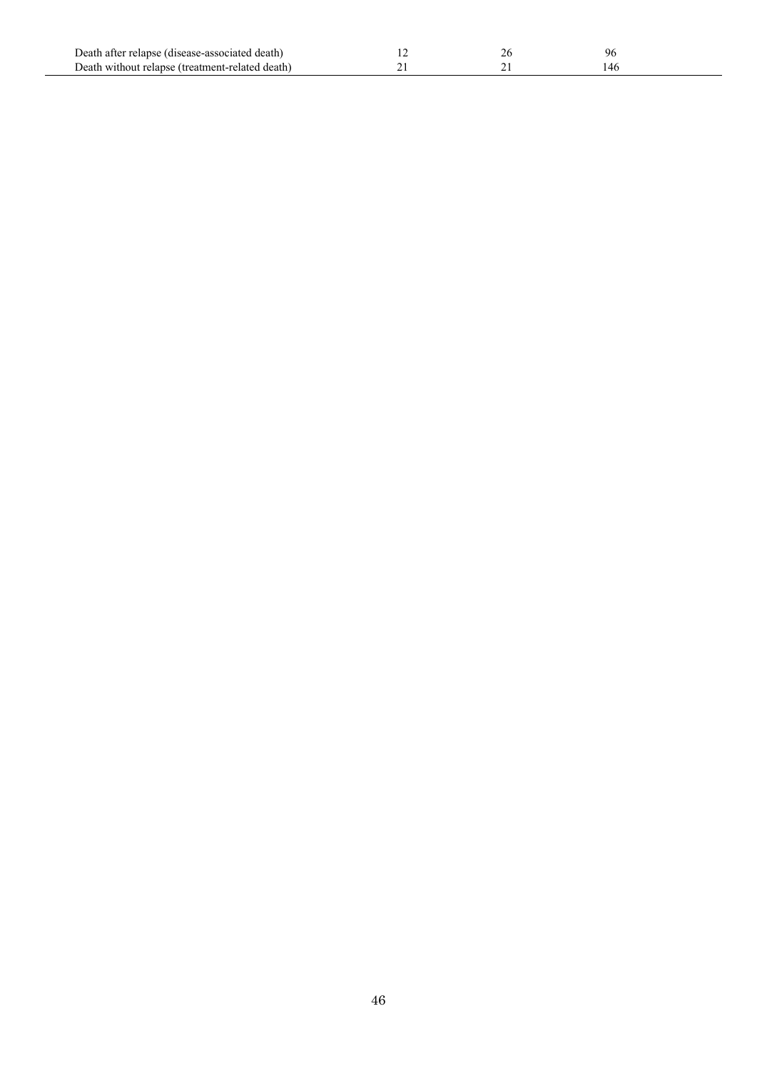| | | | |
|---|---|---|---|
| Death after relapse (disease-associated death) | 12 | 26 | 96 |
| Death without relapse (treatment-related death) | 21 | 21 | 146 |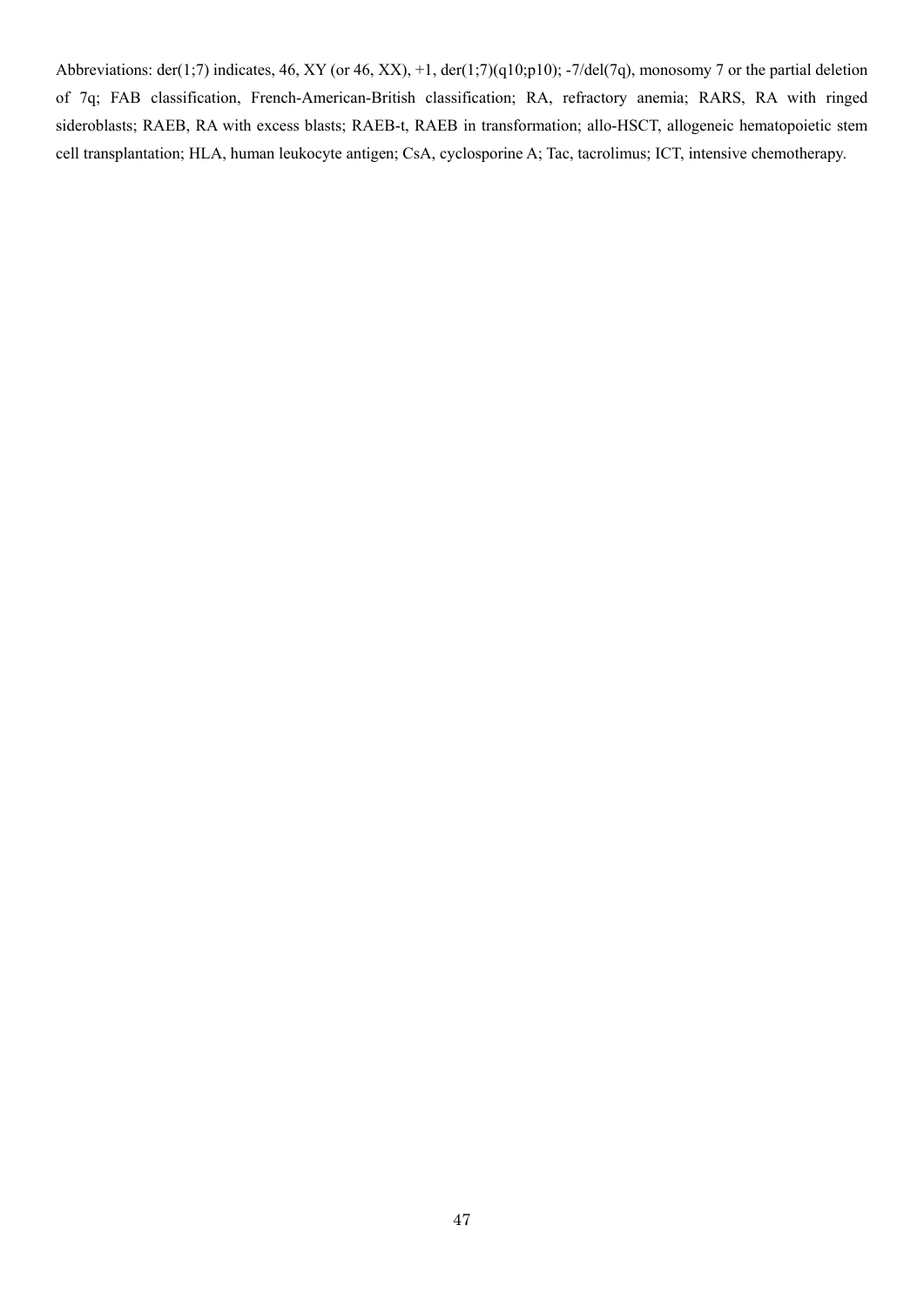Abbreviations: der(1;7) indicates, 46, XY (or 46, XX), +1, der(1;7)(q10;p10); -7/del(7q), monosomy 7 or the partial deletion of 7q; FAB classification, French-American-British classification; RA, refractory anemia; RARS, RA with ringed sideroblasts; RAEB, RA with excess blasts; RAEB-t, RAEB in transformation; allo-HSCT, allogeneic hematopoietic stem cell transplantation; HLA, human leukocyte antigen; CsA, cyclosporine A; Tac, tacrolimus; ICT, intensive chemotherapy.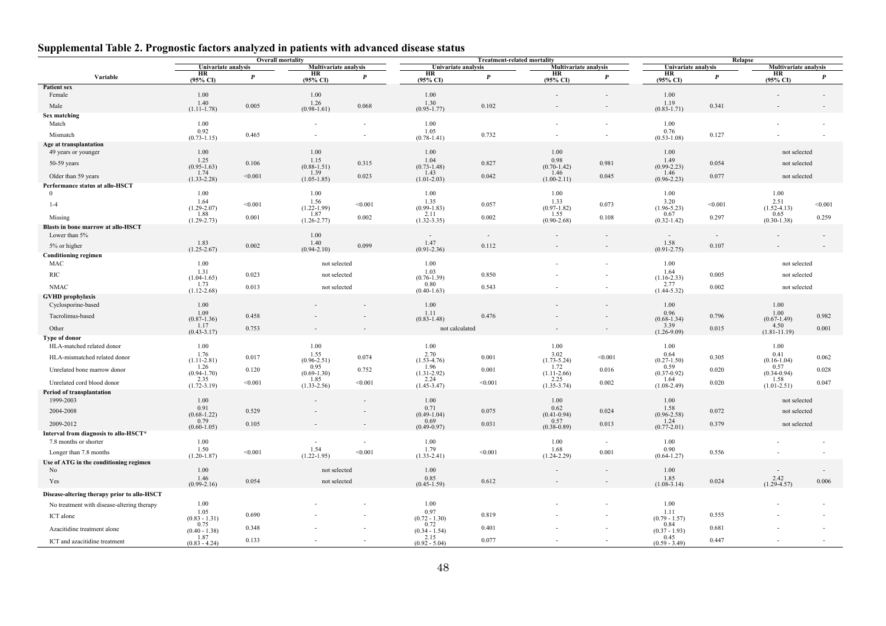## Supplemental Table 2. Prognostic factors analyzed in patients with advanced disease status

| Variable | Overall mortality | | | | Treatment-related mortality | | | | Relapse | | | |
|---|---|---|---|---|---|---|---|---|---|---|---|---|
| | Univariate analysis | | Multivariate analysis | | Univariate analysis | | Multivariate analysis | | Univariate analysis | | Multivariate analysis | |
| | HR (95% CI) | *P* | HR (95% CI) | *P* | HR (95% CI) | *P* | HR (95% CI) | *P* | HR (95% CI) | *P* | HR (95% CI) | *P* |
| **Patient sex** | | | | | | | | | | | | |
| Female | 1.00 | | 1.00 | | 1.00 | | - | - | 1.00 | | - | - |
| Male | 1.40 (1.11-1.78) | 0.005 | 1.26 (0.98-1.61) | 0.068 | 1.30 (0.95-1.77) | 0.102 | - | - | 1.19 (0.83-1.71) | 0.341 | - | - |
| **Sex matching** | | | | | | | | | | | | |
| Match | 1.00 | | - | - | 1.00 | | - | - | 1.00 | | - | - |
| Mismatch | 0.92 (0.73-1.15) | 0.465 | - | - | 1.05 (0.78-1.41) | 0.732 | - | - | 0.76 (0.53-1.08) | 0.127 | - | - |
| **Age at transplantation** | | | | | | | | | | | | |
| 49 years or younger | 1.00 | | 1.00 | | 1.00 | | 1.00 | | 1.00 | | not selected | |
| 50-59 years | 1.25 (0.95-1.63) | 0.106 | 1.15 (0.88-1.51) | 0.315 | 1.04 (0.73-1.48) | 0.827 | 0.98 (0.70-1.42) | 0.981 | 1.49 (0.99-2.23) | 0.054 | not selected | |
| Older than 59 years | 1.74 (1.33-2.28) | <0.001 | 1.39 (1.05-1.85) | 0.023 | 1.43 (1.01-2.03) | 0.042 | 1.46 (1.00-2.11) | 0.045 | 1.46 (0.96-2.23) | 0.077 | not selected | |
| **Performance status at allo-HSCT** | | | | | | | | | | | | |
| 0 | 1.00 | | 1.00 | | 1.00 | | 1.00 | | 1.00 | | 1.00 | |
| 1-4 | 1.64 (1.29-2.07) | <0.001 | 1.56 (1.22-1.99) | <0.001 | 1.35 (0.99-1.83) | 0.057 | 1.33 (0.97-1.82) | 0.073 | 3.20 (1.96-5.23) | <0.001 | 2.51 (1.52-4.13) | <0.001 |
| Missing | 1.88 (1.29-2.73) | 0.001 | 1.87 (1.26-2.77) | 0.002 | 2.11 (1.32-3.35) | 0.002 | 1.55 (0.90-2.68) | 0.108 | 0.67 (0.32-1.42) | 0.297 | 0.65 (0.30-1.38) | 0.259 |
| **Blasts in bone marrow at allo-HSCT** | | | | | | | | | | | | |
| Lower than 5% | | | 1.00 | | - | - | - | - | - | - | - | - |
| 5% or higher | 1.83 (1.25-2.67) | 0.002 | 1.40 (0.94-2.10) | 0.099 | 1.47 (0.91-2.36) | 0.112 | - | - | 1.58 (0.91-2.75) | 0.107 | - | - |
| **Conditioning regimen** | | | | | | | | | | | | |
| MAC | 1.00 | | not selected | | 1.00 | | - | - | 1.00 | | not selected | |
| RIC | 1.31 (1.04-1.65) | 0.023 | not selected | | 1.03 (0.76-1.39) | 0.850 | - | - | 1.64 (1.16-2.33) | 0.005 | not selected | |
| NMAC | 1.73 (1.12-2.68) | 0.013 | not selected | | 0.80 (0.40-1.63) | 0.543 | - | - | 2.77 (1.44-5.32) | 0.002 | not selected | |
| **GVHD prophylaxis** | | | | | | | | | | | | |
| Cyclosporine-based | 1.00 | | - | - | 1.00 | | - | - | 1.00 | | 1.00 | |
| Tacrolimus-based | 1.09 (0.87-1.36) | 0.458 | - | - | 1.11 (0.83-1.48) | 0.476 | - | - | 0.96 (0.68-1.34) | 0.796 | 1.00 (0.67-1.49) | 0.982 |
| Other | 1.17 (0.43-3.17) | 0.753 | - | - | not calculated | | - | - | 3.39 (1.26-9.09) | 0.015 | 4.50 (1.81-11.19) | 0.001 |
| **Type of donor** | | | | | | | | | | | | |
| HLA-matched related donor | 1.00 | | 1.00 | | 1.00 | | 1.00 | | 1.00 | | 1.00 | |
| HLA-mismatched related donor | 1.76 (1.11-2.81) | 0.017 | 1.55 (0.96-2.51) | 0.074 | 2.70 (1.53-4.76) | 0.001 | 3.02 (1.73-5.24) | <0.001 | 0.64 (0.27-1.50) | 0.305 | 0.41 (0.16-1.04) | 0.062 |
| Unrelated bone marrow donor | 1.26 (0.94-1.70) | 0.120 | 0.95 (0.69-1.30) | 0.752 | 1.96 (1.31-2.92) | 0.001 | 1.72 (1.11-2.66) | 0.016 | 0.59 (0.37-0.92) | 0.020 | 0.57 (0.34-0.94) | 0.028 |
| Unrelated cord blood donor | 2.35 (1.72-3.19) | <0.001 | 1.85 (1.33-2.56) | <0.001 | 2.24 (1.45-3.47) | <0.001 | 2.25 (1.35-3.74) | 0.002 | 1.64 (1.08-2.49) | 0.020 | 1.58 (1.01-2.51) | 0.047 |
| **Period of transplantation** | | | | | | | | | | | | |
| 1999-2003 | 1.00 | | - | - | 1.00 | | 1.00 | | 1.00 | | not selected | |
| 2004-2008 | 0.91 (0.68-1.22) | 0.529 | - | - | 0.71 (0.49-1.04) | 0.075 | 0.62 (0.41-0.94) | 0.024 | 1.58 (0.96-2.58) | 0.072 | not selected | |
| 2009-2012 | 0.79 (0.60-1.05) | 0.105 | - | - | 0.69 (0.49-0.97) | 0.031 | 0.57 (0.38-0.89) | 0.013 | 1.24 (0.77-2.01) | 0.379 | not selected | |
| **Interval from diagnosis to allo-HSCT*** | | | | | | | | | | | | |
| 7.8 months or shorter | 1.00 | | - | - | 1.00 | | 1.00 | - | 1.00 | | - | - |
| Longer than 7.8 months | 1.50 (1.20-1.87) | <0.001 | 1.54 (1.22-1.95) | <0.001 | 1.79 (1.33-2.41) | <0.001 | 1.68 (1.24-2.29) | 0.001 | 0.90 (0.64-1.27) | 0.556 | - | - |
| **Use of ATG in the conditioning regimen** | | | | | | | | | | | | |
| No | 1.00 | | not selected | | 1.00 | | - | - | 1.00 | | - | - |
| Yes | 1.46 (0.99-2.16) | 0.054 | not selected | | 0.85 (0.45-1.59) | 0.612 | - | - | 1.85 (1.08-3.14) | 0.024 | 2.42 (1.29-4.57) | 0.006 |
| **Disease-altering therapy prior to allo-HSCT** | | | | | | | | | | | | |
| No treatment with disease-altering therapy | 1.00 | | - | - | 1.00 | | - | - | 1.00 | | - | - |
| ICT alone | 1.05 (0.83 - 1.31) | 0.690 | - | - | 0.97 (0.72 - 1.30) | 0.819 | - | - | 1.11 (0.79 - 1.57) | 0.555 | - | - |
| Azacitidine treatment alone | 0.75 (0.40 - 1.38) | 0.348 | - | - | 0.72 (0.34 - 1.54) | 0.401 | - | - | 0.84 (0.37 - 1.93) | 0.681 | - | - |
| ICT and azacitidine treatment | 1.87 (0.83 - 4.24) | 0.133 | - | - | 2.15 (0.92 - 5.04) | 0.077 | - | - | 0.45 (0.59 - 3.49) | 0.447 | - | - |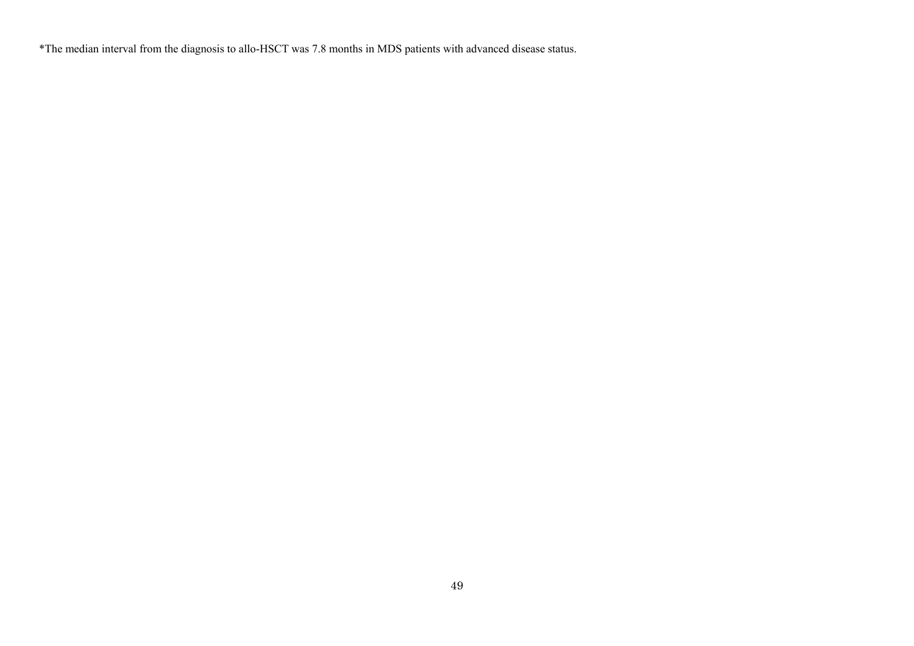*The median interval from the diagnosis to allo-HSCT was 7.8 months in MDS patients with advanced disease status.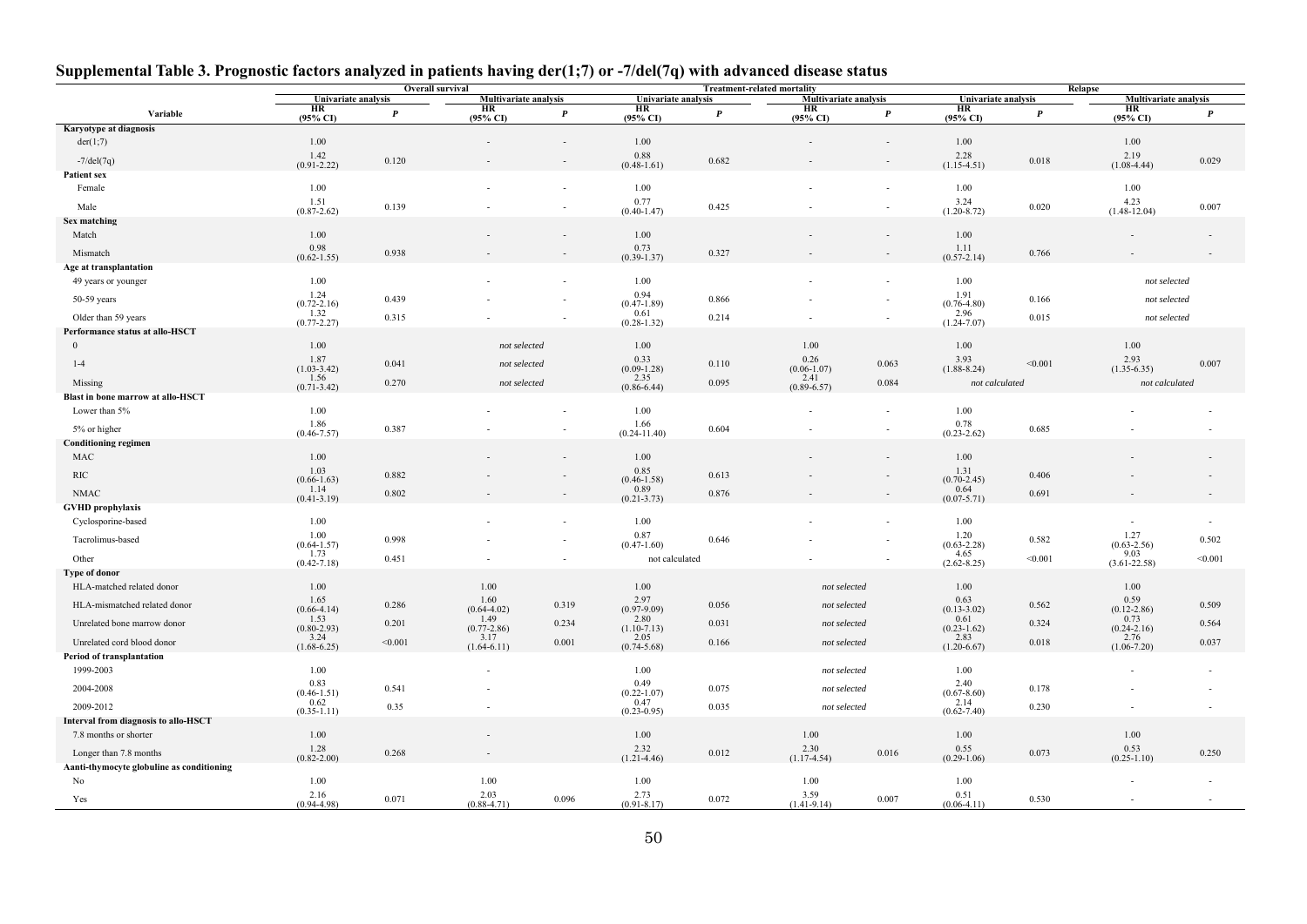## Supplemental Table 3. Prognostic factors analyzed in patients having der(1;7) or -7/del(7q) with advanced disease status

| Variable | Overall survival | | | | Treatment-related mortality | | | | Relapse | | | |
|---|---|---|---|---|---|---|---|---|---|---|---|---|
| | Univariate analysis | | Multivariate analysis | | Univariate analysis | | Multivariate analysis | | Univariate analysis | | Multivariate analysis | |
| | HR (95% CI) | *P* | HR (95% CI) | *P* | HR (95% CI) | *P* | HR (95% CI) | *P* | HR (95% CI) | *P* | HR (95% CI) | *P* |
| **Karyotype at diagnosis** | | | | | | | | | | | | |
| der(1;7) | 1.00 | | - | - | 1.00 | | - | - | 1.00 | | 1.00 | |
| -7/del(7q) | 1.42 (0.91-2.22) | 0.120 | - | - | 0.88 (0.48-1.61) | 0.682 | - | - | 2.28 (1.15-4.51) | 0.018 | 2.19 (1.08-4.44) | 0.029 |
| **Patient sex** | | | | | | | | | | | | |
| Female | 1.00 | | - | - | 1.00 | | - | - | 1.00 | | 1.00 | |
| Male | 1.51 (0.87-2.62) | 0.139 | - | - | 0.77 (0.40-1.47) | 0.425 | - | - | 3.24 (1.20-8.72) | 0.020 | 4.23 (1.48-12.04) | 0.007 |
| **Sex matching** | | | | | | | | | | | | |
| Match | 1.00 | | - | - | 1.00 | | - | - | 1.00 | | - | - |
| Mismatch | 0.98 (0.62-1.55) | 0.938 | - | - | 0.73 (0.39-1.37) | 0.327 | - | - | 1.11 (0.57-2.14) | 0.766 | - | - |
| **Age at transplantation** | | | | | | | | | | | | |
| 49 years or younger | 1.00 | | - | - | 1.00 | | - | - | 1.00 | | *not selected* | |
| 50-59 years | 1.24 (0.72-2.16) | 0.439 | - | - | 0.94 (0.47-1.89) | 0.866 | - | - | 1.91 (0.76-4.80) | 0.166 | *not selected* | |
| Older than 59 years | 1.32 (0.77-2.27) | 0.315 | - | - | 0.61 (0.28-1.32) | 0.214 | - | - | 2.96 (1.24-7.07) | 0.015 | *not selected* | |
| **Performance status at allo-HSCT** | | | | | | | | | | | | |
| 0 | 1.00 | | *not selected* | | 1.00 | | 1.00 | | 1.00 | | 1.00 | |
| 1-4 | 1.87 (1.03-3.42) | 0.041 | *not selected* | | 0.33 (0.09-1.28) | 0.110 | 0.26 (0.06-1.07) | 0.063 | 3.93 (1.88-8.24) | <0.001 | 2.93 (1.35-6.35) | 0.007 |
| Missing | 1.56 (0.71-3.42) | 0.270 | *not selected* | | 2.35 (0.86-6.44) | 0.095 | 2.41 (0.89-6.57) | 0.084 | *not calculated* | | *not calculated* | |
| **Blast in bone marrow at allo-HSCT** | | | | | | | | | | | | |
| Lower than 5% | 1.00 | | - | - | 1.00 | | - | - | 1.00 | | - | - |
| 5% or higher | 1.86 (0.46-7.57) | 0.387 | - | - | 1.66 (0.24-11.40) | 0.604 | - | - | 0.78 (0.23-2.62) | 0.685 | - | - |
| **Conditioning regimen** | | | | | | | | | | | | |
| MAC | 1.00 | | - | - | 1.00 | | - | - | 1.00 | | - | - |
| RIC | 1.03 (0.66-1.63) | 0.882 | - | - | 0.85 (0.46-1.58) | 0.613 | - | - | 1.31 (0.70-2.45) | 0.406 | - | - |
| NMAC | 1.14 (0.41-3.19) | 0.802 | - | - | 0.89 (0.21-3.73) | 0.876 | - | - | 0.64 (0.07-5.71) | 0.691 | - | - |
| **GVHD prophylaxis** | | | | | | | | | | | | |
| Cyclosporine-based | 1.00 | | - | - | 1.00 | | - | - | 1.00 | | - | - |
| Tacrolimus-based | 1.00 (0.64-1.57) | 0.998 | - | - | 0.87 (0.47-1.60) | 0.646 | - | - | 1.20 (0.63-2.28) | 0.582 | 1.27 (0.63-2.56) | 0.502 |
| Other | 1.73 (0.42-7.18) | 0.451 | - | - | not calculated | | - | - | 4.65 (2.62-8.25) | <0.001 | 9.03 (3.61-22.58) | <0.001 |
| **Type of donor** | | | | | | | | | | | | |
| HLA-matched related donor | 1.00 | | 1.00 | | 1.00 | | *not selected* | | 1.00 | | 1.00 | |
| HLA-mismatched related donor | 1.65 (0.66-4.14) | 0.286 | 1.60 (0.64-4.02) | 0.319 | 2.97 (0.97-9.09) | 0.056 | *not selected* | | 0.63 (0.13-3.02) | 0.562 | 0.59 (0.12-2.86) | 0.509 |
| Unrelated bone marrow donor | 1.53 (0.80-2.93) | 0.201 | 1.49 (0.77-2.86) | 0.234 | 2.80 (1.10-7.13) | 0.031 | *not selected* | | 0.61 (0.23-1.62) | 0.324 | 0.73 (0.24-2.16) | 0.564 |
| Unrelated cord blood donor | 3.24 (1.68-6.25) | <0.001 | 3.17 (1.64-6.11) | 0.001 | 2.05 (0.74-5.68) | 0.166 | *not selected* | | 2.83 (1.20-6.67) | 0.018 | 2.76 (1.06-7.20) | 0.037 |
| **Period of transplantation** | | | | | | | | | | | | |
| 1999-2003 | 1.00 | | - | | 1.00 | | *not selected* | | 1.00 | | - | - |
| 2004-2008 | 0.83 (0.46-1.51) | 0.541 | - | | 0.49 (0.22-1.07) | 0.075 | *not selected* | | 2.40 (0.67-8.60) | 0.178 | - | - |
| 2009-2012 | 0.62 (0.35-1.11) | 0.35 | - | | 0.47 (0.23-0.95) | 0.035 | *not selected* | | 2.14 (0.62-7.40) | 0.230 | - | - |
| **Interval from diagnosis to allo-HSCT** | | | | | | | | | | | | |
| 7.8 months or shorter | 1.00 | | - | | 1.00 | | 1.00 | | 1.00 | | 1.00 | |
| Longer than 7.8 months | 1.28 (0.82-2.00) | 0.268 | - | | 2.32 (1.21-4.46) | 0.012 | 2.30 (1.17-4.54) | 0.016 | 0.55 (0.29-1.06) | 0.073 | 0.53 (0.25-1.10) | 0.250 |
| **Aanti-thymocyte globuline as conditioning** | | | | | | | | | | | | |
| No | 1.00 | | 1.00 | | 1.00 | | 1.00 | | 1.00 | | - | - |
| Yes | 2.16 (0.94-4.98) | 0.071 | 2.03 (0.88-4.71) | 0.096 | 2.73 (0.91-8.17) | 0.072 | 3.59 (1.41-9.14) | 0.007 | 0.51 (0.06-4.11) | 0.530 | - | - |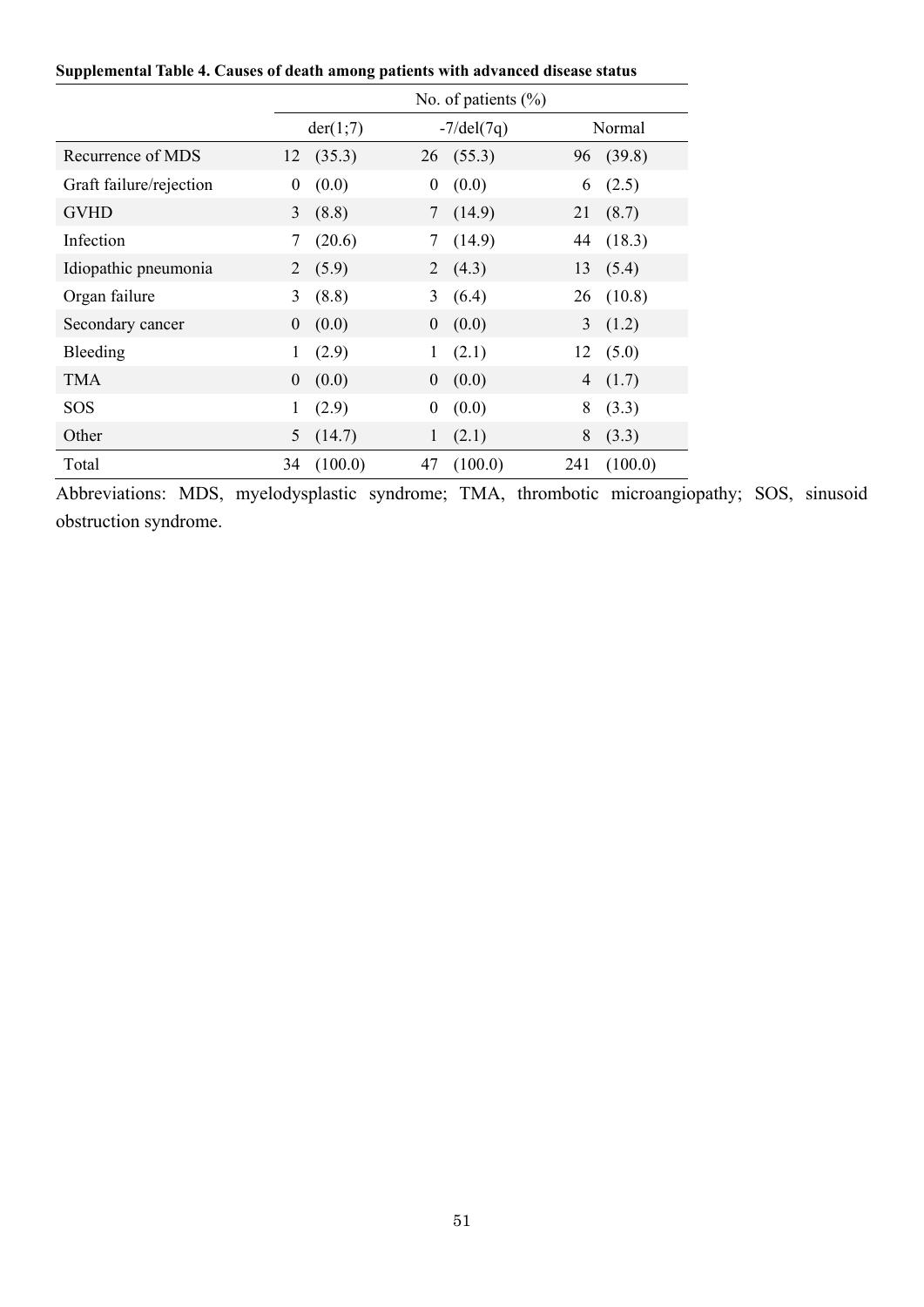**Supplemental Table 4. Causes of death among patients with advanced disease status**

| | No. of patients (%) | | |
|---|---|---|---|
| | der(1;7) | -7/del(7q) | Normal |
| Recurrence of MDS | 12 (35.3) | 26 (55.3) | 96 (39.8) |
| Graft failure/rejection | 0 (0.0) | 0 (0.0) | 6 (2.5) |
| GVHD | 3 (8.8) | 7 (14.9) | 21 (8.7) |
| Infection | 7 (20.6) | 7 (14.9) | 44 (18.3) |
| Idiopathic pneumonia | 2 (5.9) | 2 (4.3) | 13 (5.4) |
| Organ failure | 3 (8.8) | 3 (6.4) | 26 (10.8) |
| Secondary cancer | 0 (0.0) | 0 (0.0) | 3 (1.2) |
| Bleeding | 1 (2.9) | 1 (2.1) | 12 (5.0) |
| TMA | 0 (0.0) | 0 (0.0) | 4 (1.7) |
| SOS | 1 (2.9) | 0 (0.0) | 8 (3.3) |
| Other | 5 (14.7) | 1 (2.1) | 8 (3.3) |
| Total | 34 (100.0) | 47 (100.0) | 241 (100.0) |

Abbreviations: MDS, myelodysplastic syndrome; TMA, thrombotic microangiopathy; SOS, sinusoid obstruction syndrome.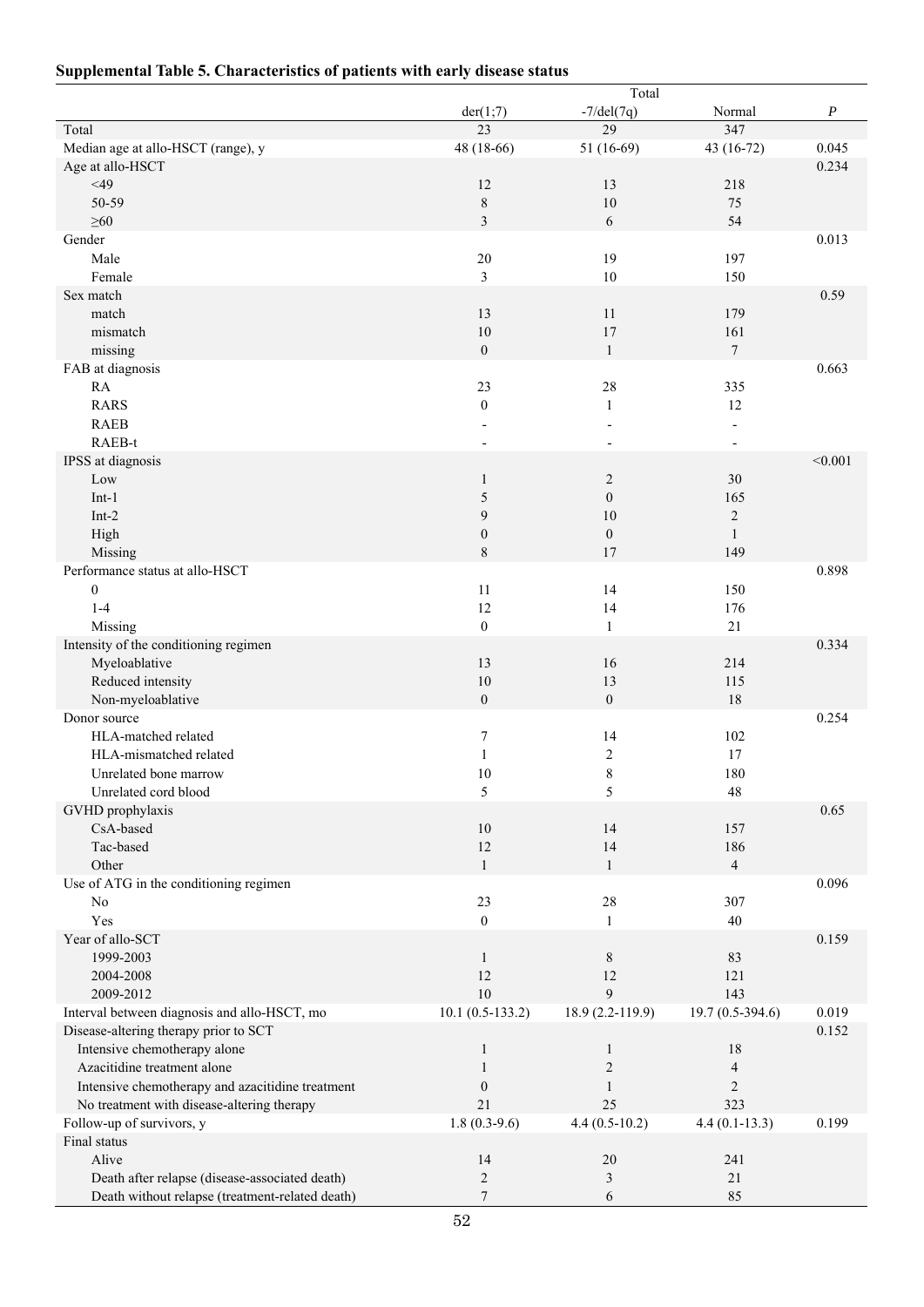## Supplemental Table 5. Characteristics of patients with early disease status

| | Total | | | |
|---|---|---|---|---|
| | der(1;7) | -7/del(7q) | Normal | *P* |
| Total | 23 | 29 | 347 | |
| Median age at allo-HSCT (range), y | 48 (18-66) | 51 (16-69) | 43 (16-72) | 0.045 |
| Age at allo-HSCT | | | | 0.234 |
| <49 | 12 | 13 | 218 | |
| 50-59 | 8 | 10 | 75 | |
| ≥60 | 3 | 6 | 54 | |
| Gender | | | | 0.013 |
| Male | 20 | 19 | 197 | |
| Female | 3 | 10 | 150 | |
| Sex match | | | | 0.59 |
| match | 13 | 11 | 179 | |
| mismatch | 10 | 17 | 161 | |
| missing | 0 | 1 | 7 | |
| FAB at diagnosis | | | | 0.663 |
| RA | 23 | 28 | 335 | |
| RARS | 0 | 1 | 12 | |
| RAEB | - | - | - | |
| RAEB-t | - | - | - | |
| IPSS at diagnosis | | | | <0.001 |
| Low | 1 | 2 | 30 | |
| Int-1 | 5 | 0 | 165 | |
| Int-2 | 9 | 10 | 2 | |
| High | 0 | 0 | 1 | |
| Missing | 8 | 17 | 149 | |
| Performance status at allo-HSCT | | | | 0.898 |
| 0 | 11 | 14 | 150 | |
| 1-4 | 12 | 14 | 176 | |
| Missing | 0 | 1 | 21 | |
| Intensity of the conditioning regimen | | | | 0.334 |
| Myeloablative | 13 | 16 | 214 | |
| Reduced intensity | 10 | 13 | 115 | |
| Non-myeloablative | 0 | 0 | 18 | |
| Donor source | | | | 0.254 |
| HLA-matched related | 7 | 14 | 102 | |
| HLA-mismatched related | 1 | 2 | 17 | |
| Unrelated bone marrow | 10 | 8 | 180 | |
| Unrelated cord blood | 5 | 5 | 48 | |
| GVHD prophylaxis | | | | 0.65 |
| CsA-based | 10 | 14 | 157 | |
| Tac-based | 12 | 14 | 186 | |
| Other | 1 | 1 | 4 | |
| Use of ATG in the conditioning regimen | | | | 0.096 |
| No | 23 | 28 | 307 | |
| Yes | 0 | 1 | 40 | |
| Year of allo-SCT | | | | 0.159 |
| 1999-2003 | 1 | 8 | 83 | |
| 2004-2008 | 12 | 12 | 121 | |
| 2009-2012 | 10 | 9 | 143 | |
| Interval between diagnosis and allo-HSCT, mo | 10.1 (0.5-133.2) | 18.9 (2.2-119.9) | 19.7 (0.5-394.6) | 0.019 |
| Disease-altering therapy prior to SCT | | | | 0.152 |
| Intensive chemotherapy alone | 1 | 1 | 18 | |
| Azacitidine treatment alone | 1 | 2 | 4 | |
| Intensive chemotherapy and azacitidine treatment | 0 | 1 | 2 | |
| No treatment with disease-altering therapy | 21 | 25 | 323 | |
| Follow-up of survivors, y | 1.8 (0.3-9.6) | 4.4 (0.5-10.2) | 4.4 (0.1-13.3) | 0.199 |
| Final status | | | | |
| Alive | 14 | 20 | 241 | |
| Death after relapse (disease-associated death) | 2 | 3 | 21 | |
| Death without relapse (treatment-related death) | 7 | 6 | 85 | |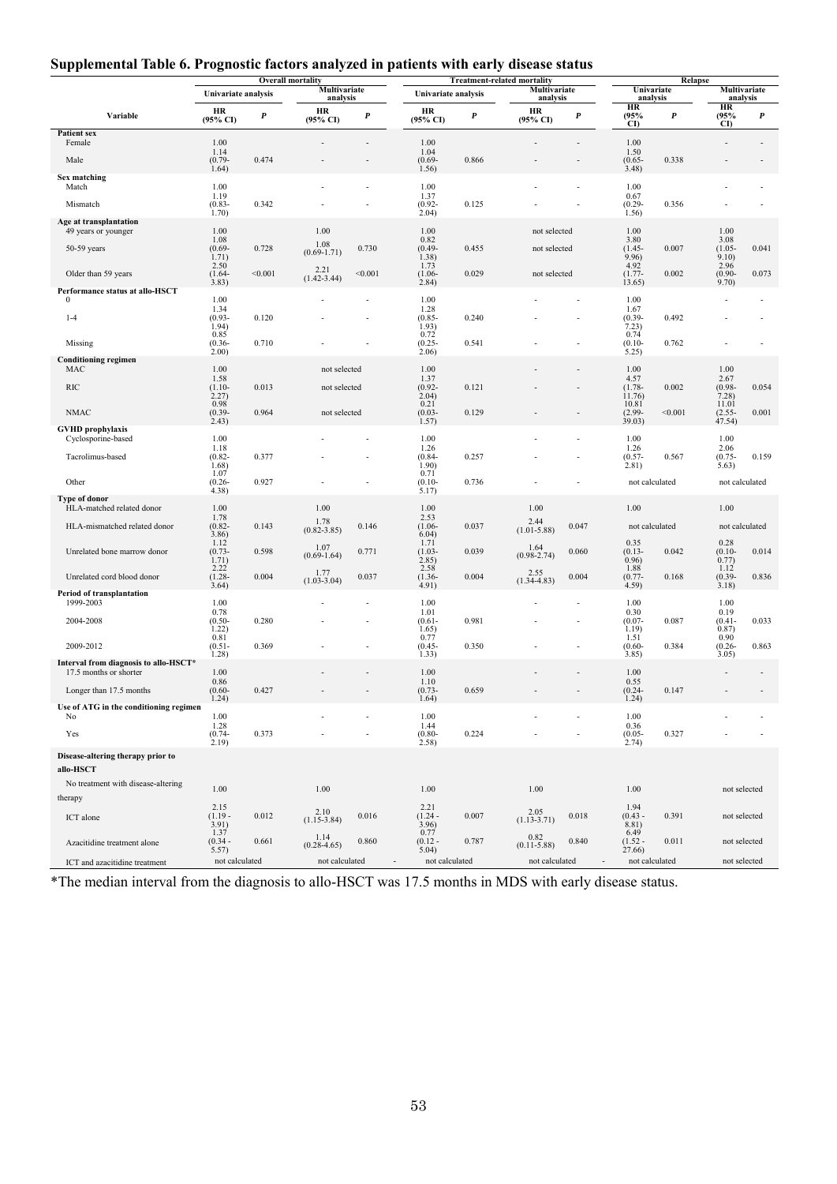## Supplemental Table 6. Prognostic factors analyzed in patients with early disease status

| Variable | Overall mortality | | | | Treatment-related mortality | | | | Relapse | | | |
|---|---|---|---|---|---|---|---|---|---|---|---|---|
| | Univariate analysis | | Multivariate analysis | | Univariate analysis | | Multivariate analysis | | Univariate analysis | | Multivariate analysis | |
| | HR (95% CI) | *P* | HR (95% CI) | *P* | HR (95% CI) | *P* | HR (95% CI) | *P* | HR (95% CI) | *P* | HR (95% CI) | *P* |
| **Patient sex** | | | | | | | | | | | | |
| Female | 1.00 | | - | - | 1.00 | | - | - | 1.00 | | - | - |
| Male | 1.14 (0.79-1.64) | 0.474 | - | - | 1.04 (0.69-1.56) | 0.866 | - | - | 1.50 (0.65-3.48) | 0.338 | - | - |
| **Sex matching** | | | | | | | | | | | | |
| Match | 1.00 | | - | - | 1.00 | | - | - | 1.00 | | - | - |
| Mismatch | 1.19 (0.83-1.70) | 0.342 | - | - | 1.37 (0.92-2.04) | 0.125 | - | - | 0.67 (0.29-1.56) | 0.356 | - | - |
| **Age at transplantation** | | | | | | | | | | | | |
| 49 years or younger | 1.00 | | 1.00 | | 1.00 | | not selected | | 1.00 | | 1.00 | |
| 50-59 years | 1.08 (0.69-1.71) | 0.728 | 1.08 (0.69-1.71) | 0.730 | 0.82 (0.49-1.38) | 0.455 | not selected | | 3.80 (1.45-9.96) | 0.007 | 3.08 (1.05-9.10) | 0.041 |
| Older than 59 years | 2.50 (1.64-3.83) | <0.001 | 2.21 (1.42-3.44) | <0.001 | 1.73 (1.06-2.84) | 0.029 | not selected | | 4.92 (1.77-13.65) | 0.002 | 2.96 (0.90-9.70) | 0.073 |
| **Performance status at allo-HSCT** | | | | | | | | | | | | |
| 0 | 1.00 | | - | - | 1.00 | | - | - | 1.00 | | - | - |
| 1-4 | 1.34 (0.93-1.94) | 0.120 | - | - | 1.28 (0.85-1.93) | 0.240 | - | - | 1.67 (0.39-7.23) | 0.492 | - | - |
| Missing | 0.85 (0.36-2.00) | 0.710 | - | - | 0.72 (0.25-2.06) | 0.541 | - | - | 0.74 (0.10-5.25) | 0.762 | - | - |
| **Conditioning regimen** | | | | | | | | | | | | |
| MAC | 1.00 | | not selected | | 1.00 | | - | - | 1.00 | | 1.00 | |
| RIC | 1.58 (1.10-2.27) | 0.013 | not selected | | 1.37 (0.92-2.04) | 0.121 | - | - | 4.57 (1.78-11.76) | 0.002 | 2.67 (0.98-7.28) | 0.054 |
| NMAC | 0.98 (0.39-2.43) | 0.964 | not selected | | 0.21 (0.03-1.57) | 0.129 | - | - | 10.81 (2.99-39.03) | <0.001 | 11.01 (2.55-47.54) | 0.001 |
| **GVHD prophylaxis** | | | | | | | | | | | | |
| Cyclosporine-based | 1.00 | | - | - | 1.00 | | - | - | 1.00 | | 1.00 | |
| Tacrolimus-based | 1.18 (0.82-1.68) | 0.377 | - | - | 1.26 (0.84-1.90) | 0.257 | - | - | 1.26 (0.57-2.81) | 0.567 | 2.06 (0.75-5.63) | 0.159 |
| Other | 1.07 (0.26-4.38) | 0.927 | - | - | 0.71 (0.10-5.17) | 0.736 | - | - | not calculated | | not calculated | |
| **Type of donor** | | | | | | | | | | | | |
| HLA-matched related donor | 1.00 | | 1.00 | | 1.00 | | 1.00 | | 1.00 | | 1.00 | |
| HLA-mismatched related donor | 1.78 (0.82-3.86) | 0.143 | 1.78 (0.82-3.85) | 0.146 | 2.53 (1.06-6.04) | 0.037 | 2.44 (1.01-5.88) | 0.047 | not calculated | | not calculated | |
| Unrelated bone marrow donor | 1.12 (0.73-1.71) | 0.598 | 1.07 (0.69-1.64) | 0.771 | 1.71 (1.03-2.85) | 0.039 | 1.64 (0.98-2.74) | 0.060 | 0.35 (0.13-0.96) | 0.042 | 0.28 (0.10-0.77) | 0.014 |
| Unrelated cord blood donor | 2.22 (1.28-3.64) | 0.004 | 1.77 (1.03-3.04) | 0.037 | 2.58 (1.36-4.91) | 0.004 | 2.55 (1.34-4.83) | 0.004 | 1.88 (0.77-4.59) | 0.168 | 1.12 (0.39-3.18) | 0.836 |
| **Period of transplantation** | | | | | | | | | | | | |
| 1999-2003 | 1.00 | | - | - | 1.00 | | - | - | 1.00 | | 1.00 | |
| 2004-2008 | 0.78 (0.50-1.22) | 0.280 | - | - | 1.01 (0.61-1.65) | 0.981 | - | - | 0.30 (0.07-1.19) | 0.087 | 0.19 (0.41-0.87) | 0.033 |
| 2009-2012 | 0.81 (0.51-1.28) | 0.369 | - | - | 0.77 (0.45-1.33) | 0.350 | - | - | 1.51 (0.60-3.85) | 0.384 | 0.90 (0.26-3.05) | 0.863 |
| **Interval from diagnosis to allo-HSCT*** | | | | | | | | | | | | |
| 17.5 months or shorter | 1.00 | | - | - | 1.00 | | - | - | 1.00 | | - | - |
| Longer than 17.5 months | 0.86 (0.60-1.24) | 0.427 | - | - | 1.10 (0.73-1.64) | 0.659 | - | - | 0.55 (0.24-1.24) | 0.147 | - | - |
| **Use of ATG in the conditioning regimen** | | | | | | | | | | | | |
| No | 1.00 | | - | - | 1.00 | | - | - | 1.00 | | - | - |
| Yes | 1.28 (0.74-2.19) | 0.373 | - | - | 1.44 (0.80-2.58) | 0.224 | - | - | 0.36 (0.05-2.74) | 0.327 | - | - |
| **Disease-altering therapy prior to allo-HSCT** | | | | | | | | | | | | |
| No treatment with disease-altering therapy | 1.00 | | 1.00 | | 1.00 | | 1.00 | | 1.00 | | not selected | |
| ICT alone | 2.15 (1.19 - 3.91) | 0.012 | 2.10 (1.15-3.84) | 0.016 | 2.21 (1.24 - 3.96) | 0.007 | 2.05 (1.13-3.71) | 0.018 | 1.94 (0.43 - 8.81) | 0.391 | not selected | |
| Azacitidine treatment alone | 1.37 (0.34 - 5.57) | 0.661 | 1.14 (0.28-4.65) | 0.860 | 0.77 (0.12 - 5.04) | 0.787 | 0.82 (0.11-5.88) | 0.840 | 6.49 (1.52 - 27.66) | 0.011 | not selected | |
| ICT and azacitidine treatment | not calculated | | not calculated | - | not calculated | | not calculated | - | not calculated | | not selected | |

*The median interval from the diagnosis to allo-HSCT was 17.5 months in MDS with early disease status.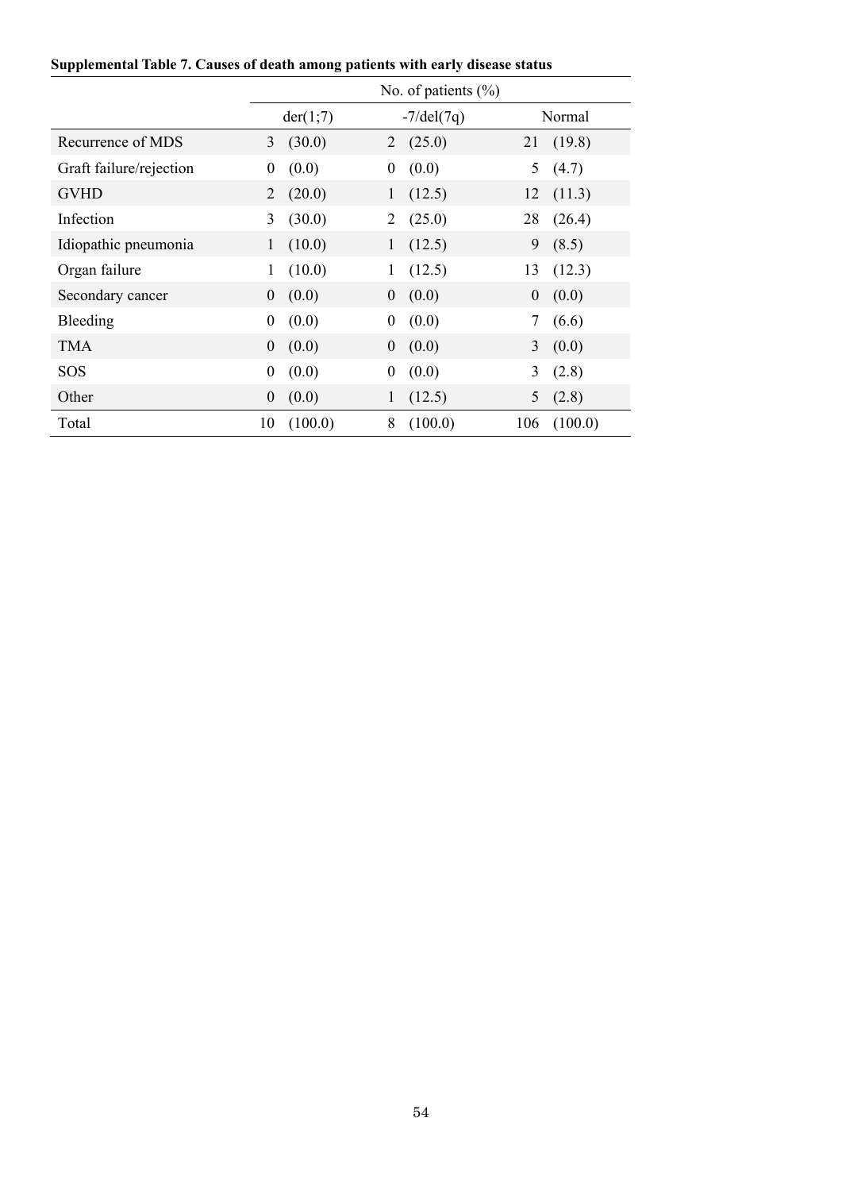**Supplemental Table 7. Causes of death among patients with early disease status**

| | No. of patients (%) | | |
|---|---|---|---|
| | der(1;7) | -7/del(7q) | Normal |
| Recurrence of MDS | 3 (30.0) | 2 (25.0) | 21 (19.8) |
| Graft failure/rejection | 0 (0.0) | 0 (0.0) | 5 (4.7) |
| GVHD | 2 (20.0) | 1 (12.5) | 12 (11.3) |
| Infection | 3 (30.0) | 2 (25.0) | 28 (26.4) |
| Idiopathic pneumonia | 1 (10.0) | 1 (12.5) | 9 (8.5) |
| Organ failure | 1 (10.0) | 1 (12.5) | 13 (12.3) |
| Secondary cancer | 0 (0.0) | 0 (0.0) | 0 (0.0) |
| Bleeding | 0 (0.0) | 0 (0.0) | 7 (6.6) |
| TMA | 0 (0.0) | 0 (0.0) | 3 (0.0) |
| SOS | 0 (0.0) | 0 (0.0) | 3 (2.8) |
| Other | 0 (0.0) | 1 (12.5) | 5 (2.8) |
| Total | 10 (100.0) | 8 (100.0) | 106 (100.0) |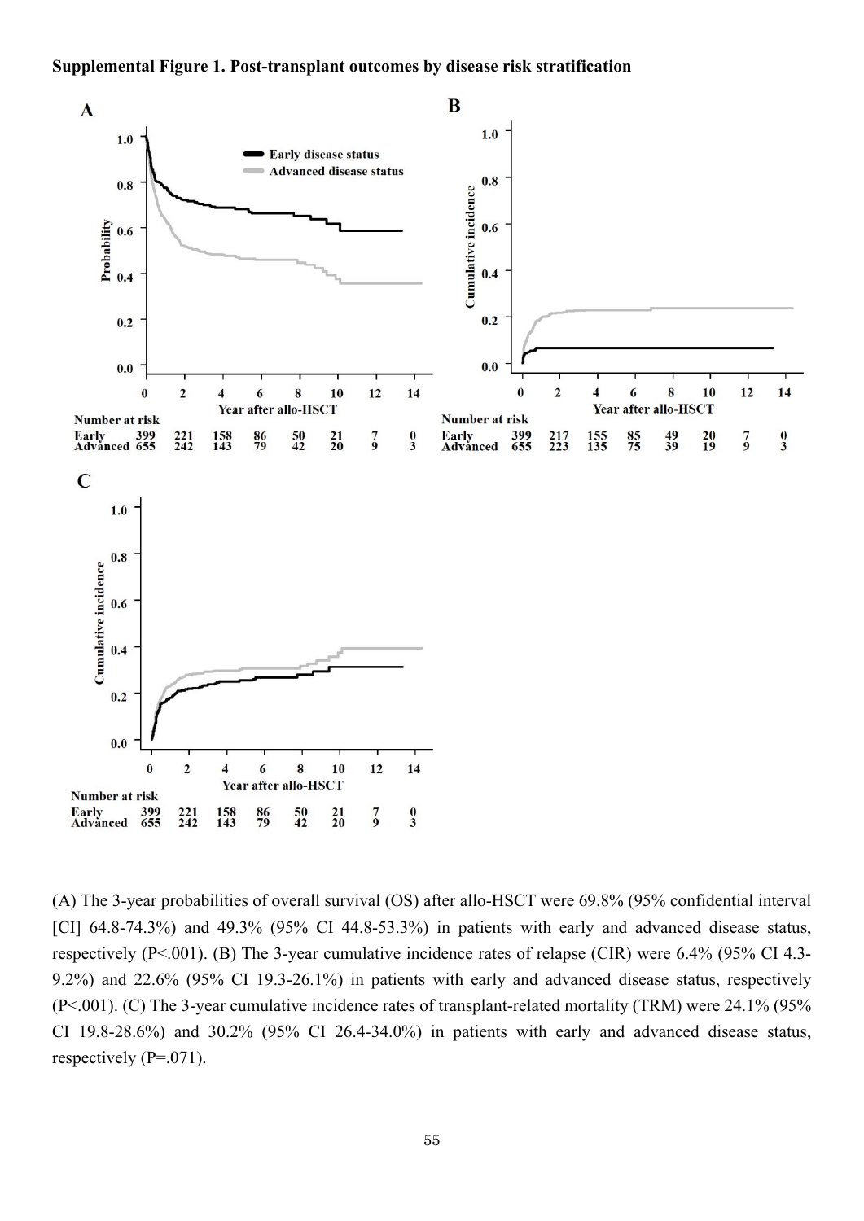**Supplemental Figure 1. Post-transplant outcomes by disease risk stratification**

A

Early disease status
Advanced disease status

Probability
1.0
0.8
0.6
0.4
0.2
0.0

0 2 4 6 8 10 12 14
Year after allo-HSCT

Number at risk
Early 399 221 158 86 50 21 7 0
Advanced 655 242 143 79 42 20 9 3

B

Cumulative incidence
1.0
0.8
0.6
0.4
0.2
0.0

0 2 4 6 8 10 12 14
Year after allo-HSCT

Number at risk
Early 399 217 155 85 49 20 7 0
Advanced 655 223 135 75 39 19 9 3

C

Cumulative incidence
1.0
0.8
0.6
0.4
0.2
0.0

0 2 4 6 8 10 12 14
Year after allo-HSCT

Number at risk
Early 399 221 158 86 50 21 7 0
Advanced 655 242 143 79 42 20 9 3

(A) The 3-year probabilities of overall survival (OS) after allo-HSCT were 69.8% (95% confidential interval [CI] 64.8-74.3%) and 49.3% (95% CI 44.8-53.3%) in patients with early and advanced disease status, respectively (P<.001). (B) The 3-year cumulative incidence rates of relapse (CIR) were 6.4% (95% CI 4.3-9.2%) and 22.6% (95% CI 19.3-26.1%) in patients with early and advanced disease status, respectively (P<.001). (C) The 3-year cumulative incidence rates of transplant-related mortality (TRM) were 24.1% (95% CI 19.8-28.6%) and 30.2% (95% CI 26.4-34.0%) in patients with early and advanced disease status, respectively (P=.071).